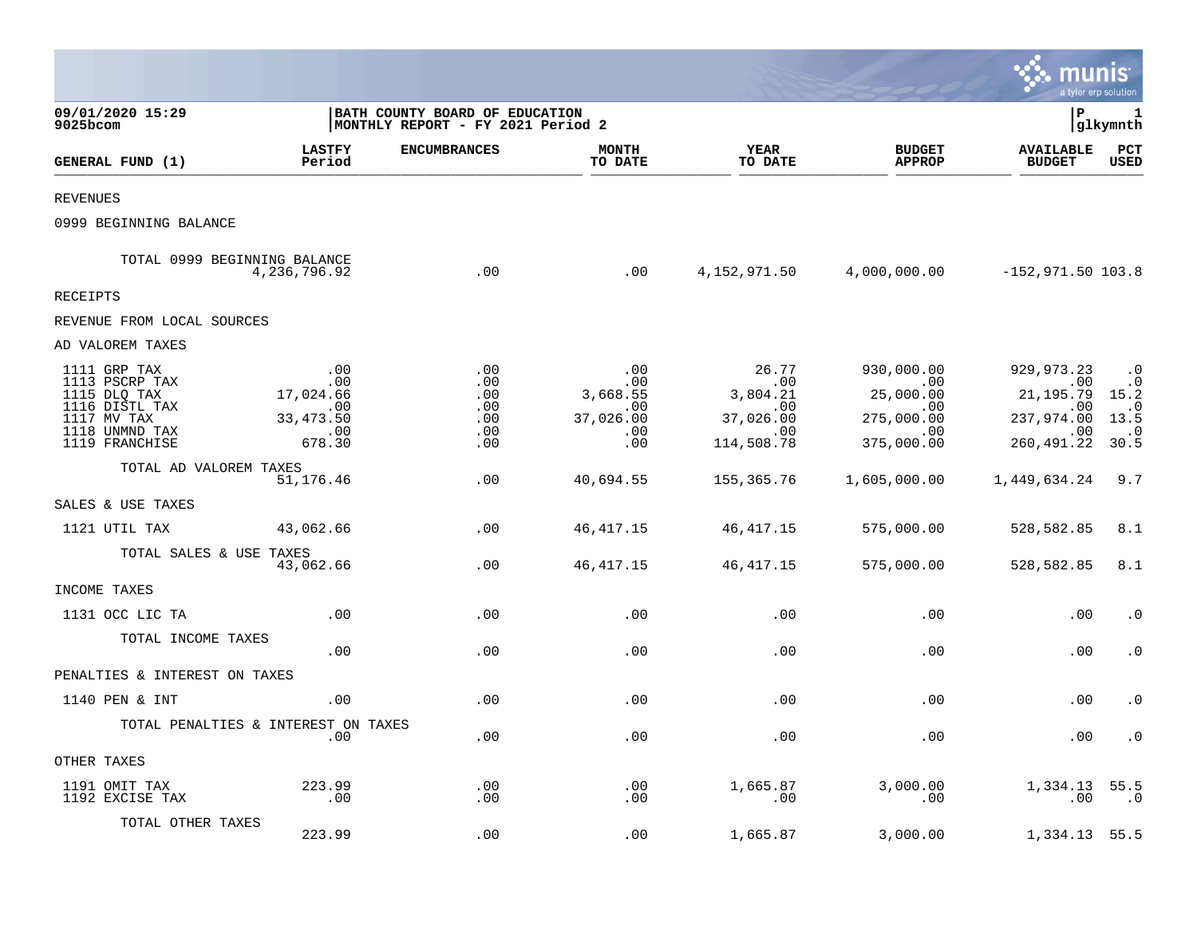09/01/2020 15:29 | BATH COUNTY BOARD OF EDUCATION | P 1
9025bcom | MONTHLY REPORT - FY 2021 Period 2 | glkymnth

| GENERAL FUND (1) | LASTFY Period | ENCUMBRANCES | MONTH TO DATE | YEAR TO DATE | BUDGET APPROP | AVAILABLE BUDGET | PCT USED |
|---|---|---|---|---|---|---|---|
| REVENUES | | | | | | | |
| 0999 BEGINNING BALANCE | | | | | | | |
| TOTAL 0999 BEGINNING BALANCE | 4,236,796.92 | .00 | .00 | 4,152,971.50 | 4,000,000.00 | -152,971.50 | 103.8 |
| RECEIPTS | | | | | | | |
| REVENUE FROM LOCAL SOURCES | | | | | | | |
| AD VALOREM TAXES | | | | | | | |
| 1111 GRP TAX | .00 | .00 | .00 | 26.77 | 930,000.00 | 929,973.23 | .0 |
| 1113 PSCRP TAX | .00 | .00 | .00 | .00 | .00 | .00 | .0 |
| 1115 DLQ TAX | 17,024.66 | .00 | 3,668.55 | 3,804.21 | 25,000.00 | 21,195.79 | 15.2 |
| 1116 DISTL TAX | .00 | .00 | .00 | .00 | .00 | .00 | .0 |
| 1117 MV TAX | 33,473.50 | .00 | 37,026.00 | 37,026.00 | 275,000.00 | 237,974.00 | 13.5 |
| 1118 UNMND TAX | .00 | .00 | .00 | .00 | .00 | .00 | .0 |
| 1119 FRANCHISE | 678.30 | .00 | .00 | 114,508.78 | 375,000.00 | 260,491.22 | 30.5 |
| TOTAL AD VALOREM TAXES | 51,176.46 | .00 | 40,694.55 | 155,365.76 | 1,605,000.00 | 1,449,634.24 | 9.7 |
| SALES & USE TAXES | | | | | | | |
| 1121 UTIL TAX | 43,062.66 | .00 | 46,417.15 | 46,417.15 | 575,000.00 | 528,582.85 | 8.1 |
| TOTAL SALES & USE TAXES | 43,062.66 | .00 | 46,417.15 | 46,417.15 | 575,000.00 | 528,582.85 | 8.1 |
| INCOME TAXES | | | | | | | |
| 1131 OCC LIC TA | .00 | .00 | .00 | .00 | .00 | .00 | .0 |
| TOTAL INCOME TAXES | .00 | .00 | .00 | .00 | .00 | .00 | .0 |
| PENALTIES & INTEREST ON TAXES | | | | | | | |
| 1140 PEN & INT | .00 | .00 | .00 | .00 | .00 | .00 | .0 |
| TOTAL PENALTIES & INTEREST ON TAXES | .00 | .00 | .00 | .00 | .00 | .00 | .0 |
| OTHER TAXES | | | | | | | |
| 1191 OMIT TAX | 223.99 | .00 | .00 | 1,665.87 | 3,000.00 | 1,334.13 | 55.5 |
| 1192 EXCISE TAX | .00 | .00 | .00 | .00 | .00 | .00 | .0 |
| TOTAL OTHER TAXES | 223.99 | .00 | .00 | 1,665.87 | 3,000.00 | 1,334.13 | 55.5 |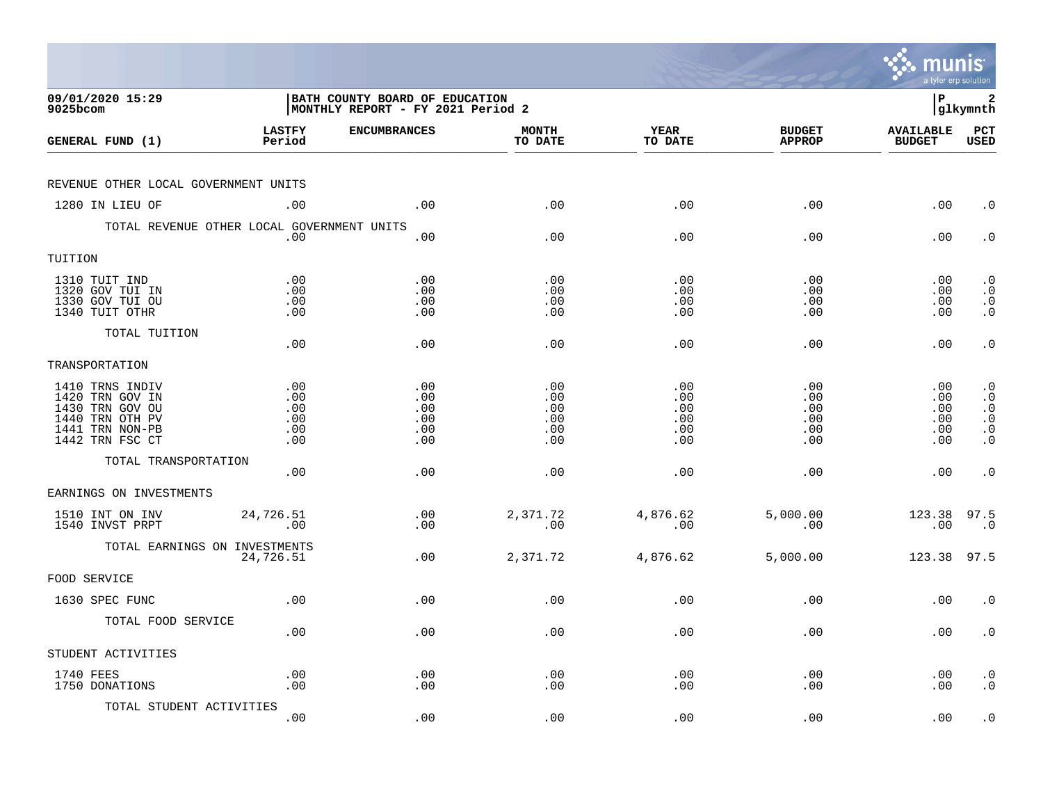09/01/2020 15:29
9025bcom

BATH COUNTY BOARD OF EDUCATION
MONTHLY REPORT - FY 2021 Period 2

P 2
glkymnth

| GENERAL FUND (1) | LASTFY Period | ENCUMBRANCES | MONTH TO DATE | YEAR TO DATE | BUDGET APPROP | AVAILABLE BUDGET | PCT USED |
|---|---|---|---|---|---|---|---|
| REVENUE OTHER LOCAL GOVERNMENT UNITS | | | | | | | |
| 1280 IN LIEU OF | .00 | .00 | .00 | .00 | .00 | .00 | .0 |
| TOTAL REVENUE OTHER LOCAL GOVERNMENT UNITS | .00 | .00 | .00 | .00 | .00 | .00 | .0 |
| TUITION | | | | | | | |
| 1310 TUIT IND | .00 | .00 | .00 | .00 | .00 | .00 | .0 |
| 1320 GOV TUI IN | .00 | .00 | .00 | .00 | .00 | .00 | .0 |
| 1330 GOV TUI OU | .00 | .00 | .00 | .00 | .00 | .00 | .0 |
| 1340 TUIT OTHR | .00 | .00 | .00 | .00 | .00 | .00 | .0 |
| TOTAL TUITION | .00 | .00 | .00 | .00 | .00 | .00 | .0 |
| TRANSPORTATION | | | | | | | |
| 1410 TRNS INDIV | .00 | .00 | .00 | .00 | .00 | .00 | .0 |
| 1420 TRN GOV IN | .00 | .00 | .00 | .00 | .00 | .00 | .0 |
| 1430 TRN GOV OU | .00 | .00 | .00 | .00 | .00 | .00 | .0 |
| 1440 TRN OTH PV | .00 | .00 | .00 | .00 | .00 | .00 | .0 |
| 1441 TRN NON-PB | .00 | .00 | .00 | .00 | .00 | .00 | .0 |
| 1442 TRN FSC CT | .00 | .00 | .00 | .00 | .00 | .00 | .0 |
| TOTAL TRANSPORTATION | .00 | .00 | .00 | .00 | .00 | .00 | .0 |
| EARNINGS ON INVESTMENTS | | | | | | | |
| 1510 INT ON INV | 24,726.51 | .00 | 2,371.72 | 4,876.62 | 5,000.00 | 123.38 | 97.5 |
| 1540 INVST PRPT | .00 | .00 | .00 | .00 | .00 | .00 | .0 |
| TOTAL EARNINGS ON INVESTMENTS | 24,726.51 | .00 | 2,371.72 | 4,876.62 | 5,000.00 | 123.38 | 97.5 |
| FOOD SERVICE | | | | | | | |
| 1630 SPEC FUNC | .00 | .00 | .00 | .00 | .00 | .00 | .0 |
| TOTAL FOOD SERVICE | .00 | .00 | .00 | .00 | .00 | .00 | .0 |
| STUDENT ACTIVITIES | | | | | | | |
| 1740 FEES | .00 | .00 | .00 | .00 | .00 | .00 | .0 |
| 1750 DONATIONS | .00 | .00 | .00 | .00 | .00 | .00 | .0 |
| TOTAL STUDENT ACTIVITIES | .00 | .00 | .00 | .00 | .00 | .00 | .0 |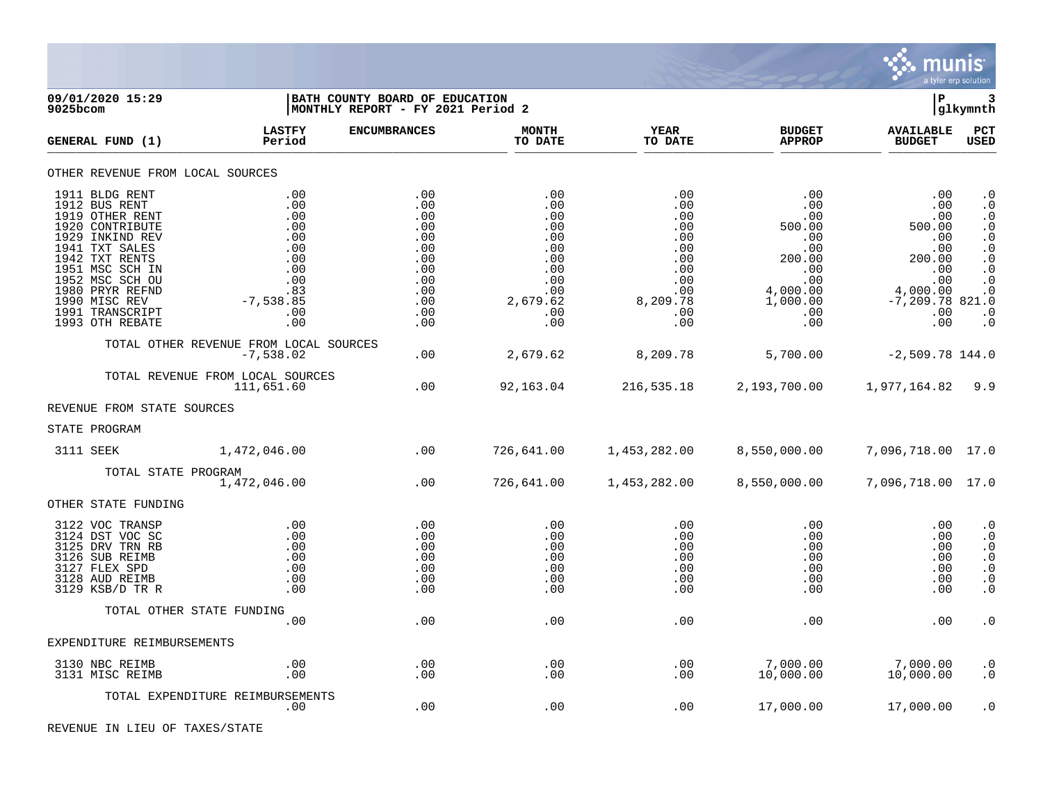09/01/2020 15:29 | BATH COUNTY BOARD OF EDUCATION | P 3
9025bcom | MONTHLY REPORT - FY 2021 Period 2 | glkymnth

| GENERAL FUND (1) | LASTFY Period | ENCUMBRANCES | MONTH TO DATE | YEAR TO DATE | BUDGET APPROP | AVAILABLE BUDGET | PCT USED |
|---|---|---|---|---|---|---|---|
| **OTHER REVENUE FROM LOCAL SOURCES** | | | | | | | |
| 1911 BLDG RENT | .00 | .00 | .00 | .00 | .00 | .00 | .0 |
| 1912 BUS RENT | .00 | .00 | .00 | .00 | .00 | .00 | .0 |
| 1919 OTHER RENT | .00 | .00 | .00 | .00 | .00 | .00 | .0 |
| 1920 CONTRIBUTE | .00 | .00 | .00 | .00 | 500.00 | 500.00 | .0 |
| 1929 INKIND REV | .00 | .00 | .00 | .00 | .00 | .00 | .0 |
| 1941 TXT SALES | .00 | .00 | .00 | .00 | .00 | .00 | .0 |
| 1942 TXT RENTS | .00 | .00 | .00 | .00 | 200.00 | 200.00 | .0 |
| 1951 MSC SCH IN | .00 | .00 | .00 | .00 | .00 | .00 | .0 |
| 1952 MSC SCH OU | .00 | .00 | .00 | .00 | .00 | .00 | .0 |
| 1980 PRYR REFND | .83 | .00 | .00 | .00 | 4,000.00 | 4,000.00 | .0 |
| 1990 MISC REV | -7,538.85 | .00 | 2,679.62 | 8,209.78 | 1,000.00 | -7,209.78 | 821.0 |
| 1991 TRANSCRIPT | .00 | .00 | .00 | .00 | .00 | .00 | .0 |
| 1993 OTH REBATE | .00 | .00 | .00 | .00 | .00 | .00 | .0 |
| TOTAL OTHER REVENUE FROM LOCAL SOURCES | -7,538.02 | .00 | 2,679.62 | 8,209.78 | 5,700.00 | -2,509.78 | 144.0 |
| TOTAL REVENUE FROM LOCAL SOURCES | 111,651.60 | .00 | 92,163.04 | 216,535.18 | 2,193,700.00 | 1,977,164.82 | 9.9 |
| **REVENUE FROM STATE SOURCES** | | | | | | | |
| **STATE PROGRAM** | | | | | | | |
| 3111 SEEK | 1,472,046.00 | .00 | 726,641.00 | 1,453,282.00 | 8,550,000.00 | 7,096,718.00 | 17.0 |
| TOTAL STATE PROGRAM | 1,472,046.00 | .00 | 726,641.00 | 1,453,282.00 | 8,550,000.00 | 7,096,718.00 | 17.0 |
| **OTHER STATE FUNDING** | | | | | | | |
| 3122 VOC TRANSP | .00 | .00 | .00 | .00 | .00 | .00 | .0 |
| 3124 DST VOC SC | .00 | .00 | .00 | .00 | .00 | .00 | .0 |
| 3125 DRV TRN RB | .00 | .00 | .00 | .00 | .00 | .00 | .0 |
| 3126 SUB REIMB | .00 | .00 | .00 | .00 | .00 | .00 | .0 |
| 3127 FLEX SPD | .00 | .00 | .00 | .00 | .00 | .00 | .0 |
| 3128 AUD REIMB | .00 | .00 | .00 | .00 | .00 | .00 | .0 |
| 3129 KSB/D TR R | .00 | .00 | .00 | .00 | .00 | .00 | .0 |
| TOTAL OTHER STATE FUNDING | .00 | .00 | .00 | .00 | .00 | .00 | .0 |
| **EXPENDITURE REIMBURSEMENTS** | | | | | | | |
| 3130 NBC REIMB | .00 | .00 | .00 | .00 | 7,000.00 | 7,000.00 | .0 |
| 3131 MISC REIMB | .00 | .00 | .00 | .00 | 10,000.00 | 10,000.00 | .0 |
| TOTAL EXPENDITURE REIMBURSEMENTS | .00 | .00 | .00 | .00 | 17,000.00 | 17,000.00 | .0 |

REVENUE IN LIEU OF TAXES/STATE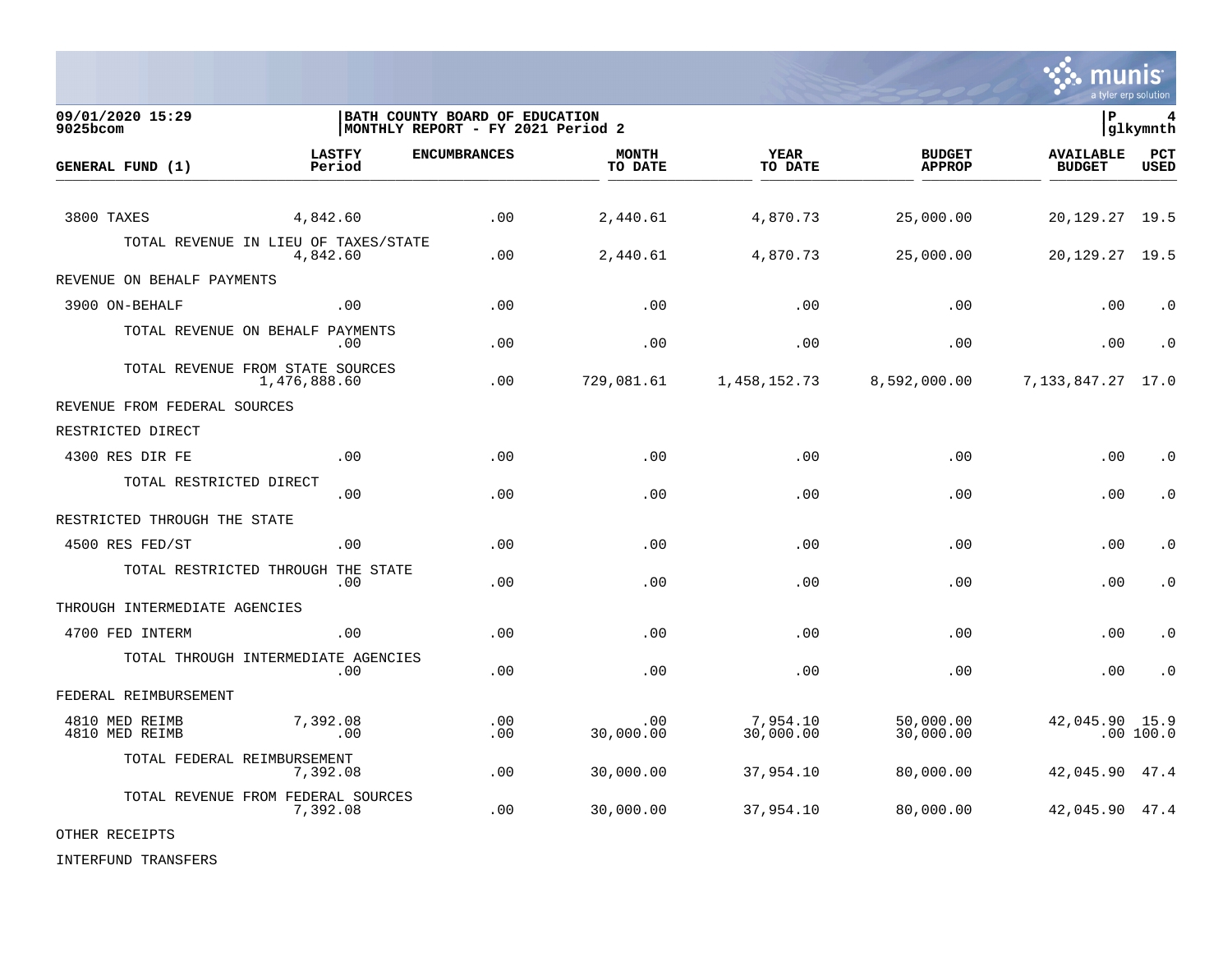**BATH COUNTY BOARD OF EDUCATION**
**MONTHLY REPORT - FY 2021 Period 2**

09/01/2020 15:29
9025bcom

| GENERAL FUND (1) | LASTFY Period | ENCUMBRANCES | MONTH TO DATE | YEAR TO DATE | BUDGET APPROP | AVAILABLE BUDGET | PCT USED |
|---|---|---|---|---|---|---|---|
| 3800 TAXES | 4,842.60 | .00 | 2,440.61 | 4,870.73 | 25,000.00 | 20,129.27 | 19.5 |
| TOTAL REVENUE IN LIEU OF TAXES/STATE | 4,842.60 | .00 | 2,440.61 | 4,870.73 | 25,000.00 | 20,129.27 | 19.5 |
| REVENUE ON BEHALF PAYMENTS | | | | | | | |
| 3900 ON-BEHALF | .00 | .00 | .00 | .00 | .00 | .00 | .0 |
| TOTAL REVENUE ON BEHALF PAYMENTS | .00 | .00 | .00 | .00 | .00 | .00 | .0 |
| TOTAL REVENUE FROM STATE SOURCES | 1,476,888.60 | .00 | 729,081.61 | 1,458,152.73 | 8,592,000.00 | 7,133,847.27 | 17.0 |
| REVENUE FROM FEDERAL SOURCES | | | | | | | |
| RESTRICTED DIRECT | | | | | | | |
| 4300 RES DIR FE | .00 | .00 | .00 | .00 | .00 | .00 | .0 |
| TOTAL RESTRICTED DIRECT | .00 | .00 | .00 | .00 | .00 | .00 | .0 |
| RESTRICTED THROUGH THE STATE | | | | | | | |
| 4500 RES FED/ST | .00 | .00 | .00 | .00 | .00 | .00 | .0 |
| TOTAL RESTRICTED THROUGH THE STATE | .00 | .00 | .00 | .00 | .00 | .00 | .0 |
| THROUGH INTERMEDIATE AGENCIES | | | | | | | |
| 4700 FED INTERM | .00 | .00 | .00 | .00 | .00 | .00 | .0 |
| TOTAL THROUGH INTERMEDIATE AGENCIES | .00 | .00 | .00 | .00 | .00 | .00 | .0 |
| FEDERAL REIMBURSEMENT | | | | | | | |
| 4810 MED REIMB | 7,392.08 | .00 | .00 | 7,954.10 | 50,000.00 | 42,045.90 | 15.9 |
| 4810 MED REIMB | .00 | .00 | 30,000.00 | 30,000.00 | 30,000.00 | .00 | 100.0 |
| TOTAL FEDERAL REIMBURSEMENT | 7,392.08 | .00 | 30,000.00 | 37,954.10 | 80,000.00 | 42,045.90 | 47.4 |
| TOTAL REVENUE FROM FEDERAL SOURCES | 7,392.08 | .00 | 30,000.00 | 37,954.10 | 80,000.00 | 42,045.90 | 47.4 |
| OTHER RECEIPTS | | | | | | | |
| INTERFUND TRANSFERS | | | | | | | |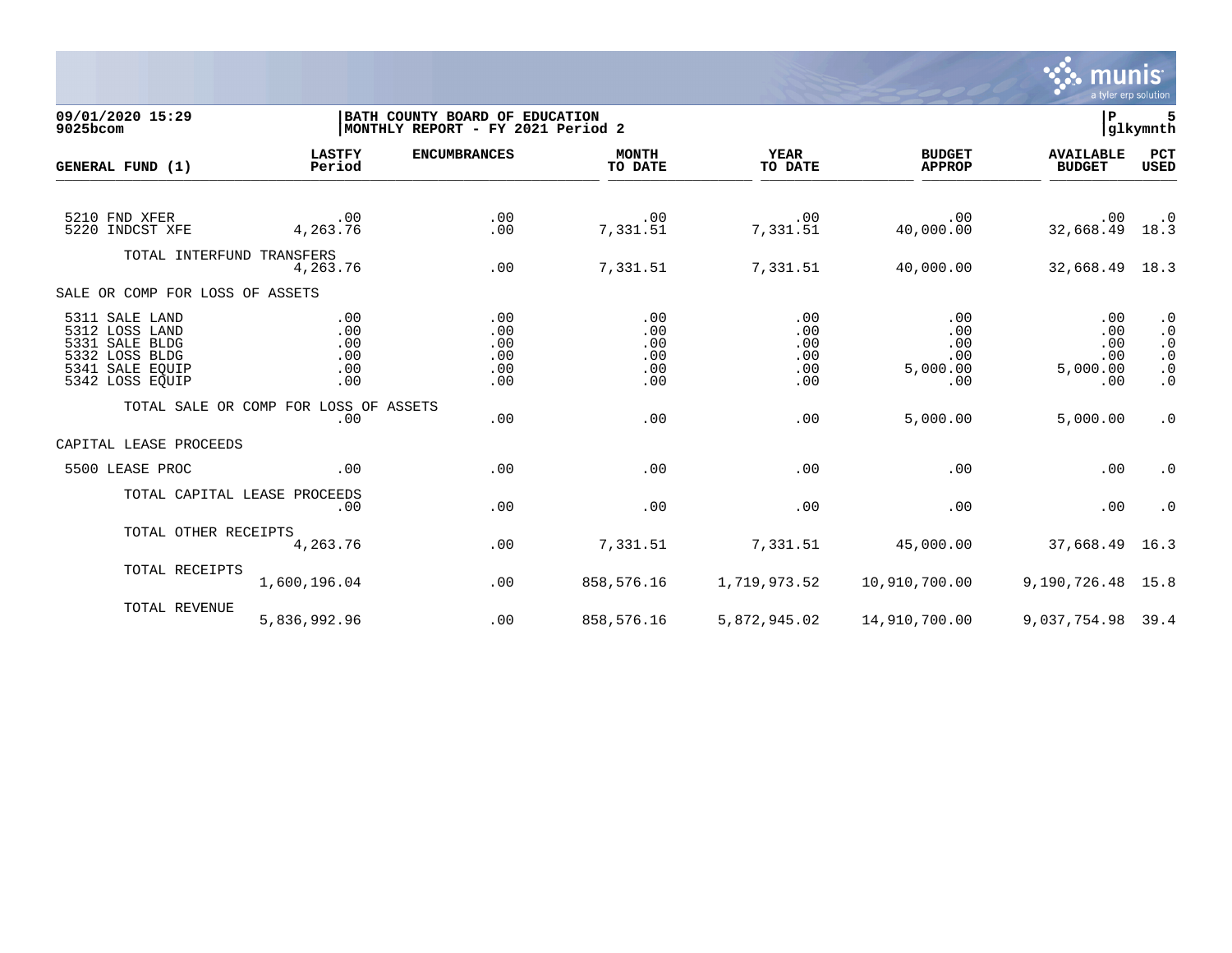**BATH COUNTY BOARD OF EDUCATION**
**MONTHLY REPORT - FY 2021 Period 2**

09/01/2020 15:29
9025bcom

P 5
glkymnth

| GENERAL FUND (1) | LASTFY Period | ENCUMBRANCES | MONTH TO DATE | YEAR TO DATE | BUDGET APPROP | AVAILABLE BUDGET | PCT USED |
|---|---|---|---|---|---|---|---|
| 5210 FND XFER | .00 | .00 | .00 | .00 | .00 | .00 | .0 |
| 5220 INDCST XFE | 4,263.76 | .00 | 7,331.51 | 7,331.51 | 40,000.00 | 32,668.49 | 18.3 |
| TOTAL INTERFUND TRANSFERS | 4,263.76 | .00 | 7,331.51 | 7,331.51 | 40,000.00 | 32,668.49 | 18.3 |
| SALE OR COMP FOR LOSS OF ASSETS | | | | | | | |
| 5311 SALE LAND | .00 | .00 | .00 | .00 | .00 | .00 | .0 |
| 5312 LOSS LAND | .00 | .00 | .00 | .00 | .00 | .00 | .0 |
| 5331 SALE BLDG | .00 | .00 | .00 | .00 | .00 | .00 | .0 |
| 5332 LOSS BLDG | .00 | .00 | .00 | .00 | .00 | .00 | .0 |
| 5341 SALE EQUIP | .00 | .00 | .00 | .00 | 5,000.00 | 5,000.00 | .0 |
| 5342 LOSS EQUIP | .00 | .00 | .00 | .00 | .00 | .00 | .0 |
| TOTAL SALE OR COMP FOR LOSS OF ASSETS | .00 | .00 | .00 | .00 | 5,000.00 | 5,000.00 | .0 |
| CAPITAL LEASE PROCEEDS | | | | | | | |
| 5500 LEASE PROC | .00 | .00 | .00 | .00 | .00 | .00 | .0 |
| TOTAL CAPITAL LEASE PROCEEDS | .00 | .00 | .00 | .00 | .00 | .00 | .0 |
| TOTAL OTHER RECEIPTS | 4,263.76 | .00 | 7,331.51 | 7,331.51 | 45,000.00 | 37,668.49 | 16.3 |
| TOTAL RECEIPTS | 1,600,196.04 | .00 | 858,576.16 | 1,719,973.52 | 10,910,700.00 | 9,190,726.48 | 15.8 |
| TOTAL REVENUE | 5,836,992.96 | .00 | 858,576.16 | 5,872,945.02 | 14,910,700.00 | 9,037,754.98 | 39.4 |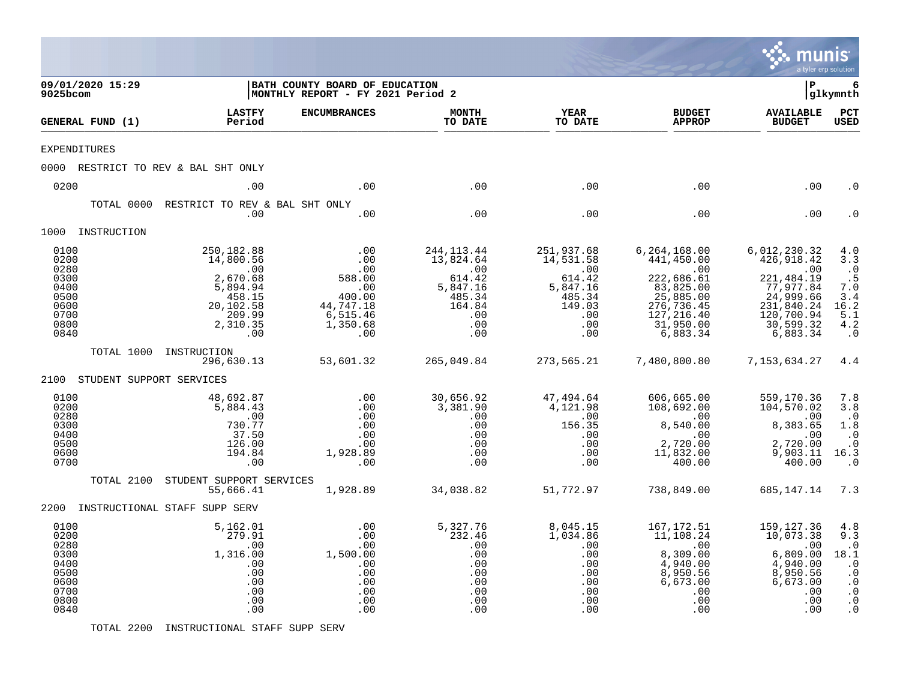**09/01/2020 15:29**
**9025bcom**

**BATH COUNTY BOARD OF EDUCATION**
**MONTHLY REPORT - FY 2021 Period 2**

**P 6**
**glkymnth**

| GENERAL FUND (1) | LASTFY Period | ENCUMBRANCES | MONTH TO DATE | YEAR TO DATE | BUDGET APPROP | AVAILABLE BUDGET | PCT USED |
|---|---|---|---|---|---|---|---|
| EXPENDITURES | | | | | | | |
| 0000 RESTRICT TO REV & BAL SHT ONLY | | | | | | | |
| 0200 | .00 | .00 | .00 | .00 | .00 | .00 | .0 |
| TOTAL 0000 RESTRICT TO REV & BAL SHT ONLY | .00 | .00 | .00 | .00 | .00 | .00 | .0 |
| 1000 INSTRUCTION | | | | | | | |
| 0100 | 250,182.88 | .00 | 244,113.44 | 251,937.68 | 6,264,168.00 | 6,012,230.32 | 4.0 |
| 0200 | 14,800.56 | .00 | 13,824.64 | 14,531.58 | 441,450.00 | 426,918.42 | 3.3 |
| 0280 | .00 | .00 | .00 | .00 | .00 | .00 | .0 |
| 0300 | 2,670.68 | 588.00 | 614.42 | 614.42 | 222,686.61 | 221,484.19 | .5 |
| 0400 | 5,894.94 | .00 | 5,847.16 | 5,847.16 | 83,825.00 | 77,977.84 | 7.0 |
| 0500 | 458.15 | 400.00 | 485.34 | 485.34 | 25,885.00 | 24,999.66 | 3.4 |
| 0600 | 20,102.58 | 44,747.18 | 164.84 | 149.03 | 276,736.45 | 231,840.24 | 16.2 |
| 0700 | 209.99 | 6,515.46 | .00 | .00 | 127,216.40 | 120,700.94 | 5.1 |
| 0800 | 2,310.35 | 1,350.68 | .00 | .00 | 31,950.00 | 30,599.32 | 4.2 |
| 0840 | .00 | .00 | .00 | .00 | 6,883.34 | 6,883.34 | .0 |
| TOTAL 1000 INSTRUCTION | 296,630.13 | 53,601.32 | 265,049.84 | 273,565.21 | 7,480,800.80 | 7,153,634.27 | 4.4 |
| 2100 STUDENT SUPPORT SERVICES | | | | | | | |
| 0100 | 48,692.87 | .00 | 30,656.92 | 47,494.64 | 606,665.00 | 559,170.36 | 7.8 |
| 0200 | 5,884.43 | .00 | 3,381.90 | 4,121.98 | 108,692.00 | 104,570.02 | 3.8 |
| 0280 | .00 | .00 | .00 | .00 | .00 | .00 | .0 |
| 0300 | 730.77 | .00 | .00 | 156.35 | 8,540.00 | 8,383.65 | 1.8 |
| 0400 | 37.50 | .00 | .00 | .00 | .00 | .00 | .0 |
| 0500 | 126.00 | .00 | .00 | .00 | 2,720.00 | 2,720.00 | .0 |
| 0600 | 194.84 | 1,928.89 | .00 | .00 | 11,832.00 | 9,903.11 | 16.3 |
| 0700 | .00 | .00 | .00 | .00 | 400.00 | 400.00 | .0 |
| TOTAL 2100 STUDENT SUPPORT SERVICES | 55,666.41 | 1,928.89 | 34,038.82 | 51,772.97 | 738,849.00 | 685,147.14 | 7.3 |
| 2200 INSTRUCTIONAL STAFF SUPP SERV | | | | | | | |
| 0100 | 5,162.01 | .00 | 5,327.76 | 8,045.15 | 167,172.51 | 159,127.36 | 4.8 |
| 0200 | 279.91 | .00 | 232.46 | 1,034.86 | 11,108.24 | 10,073.38 | 9.3 |
| 0280 | .00 | .00 | .00 | .00 | .00 | .00 | .0 |
| 0300 | 1,316.00 | 1,500.00 | .00 | .00 | 8,309.00 | 6,809.00 | 18.1 |
| 0400 | .00 | .00 | .00 | .00 | 4,940.00 | 4,940.00 | .0 |
| 0500 | .00 | .00 | .00 | .00 | 8,950.56 | 8,950.56 | .0 |
| 0600 | .00 | .00 | .00 | .00 | 6,673.00 | 6,673.00 | .0 |
| 0700 | .00 | .00 | .00 | .00 | .00 | .00 | .0 |
| 0800 | .00 | .00 | .00 | .00 | .00 | .00 | .0 |
| 0840 | .00 | .00 | .00 | .00 | .00 | .00 | .0 |
| TOTAL 2200 INSTRUCTIONAL STAFF SUPP SERV | | | | | | | |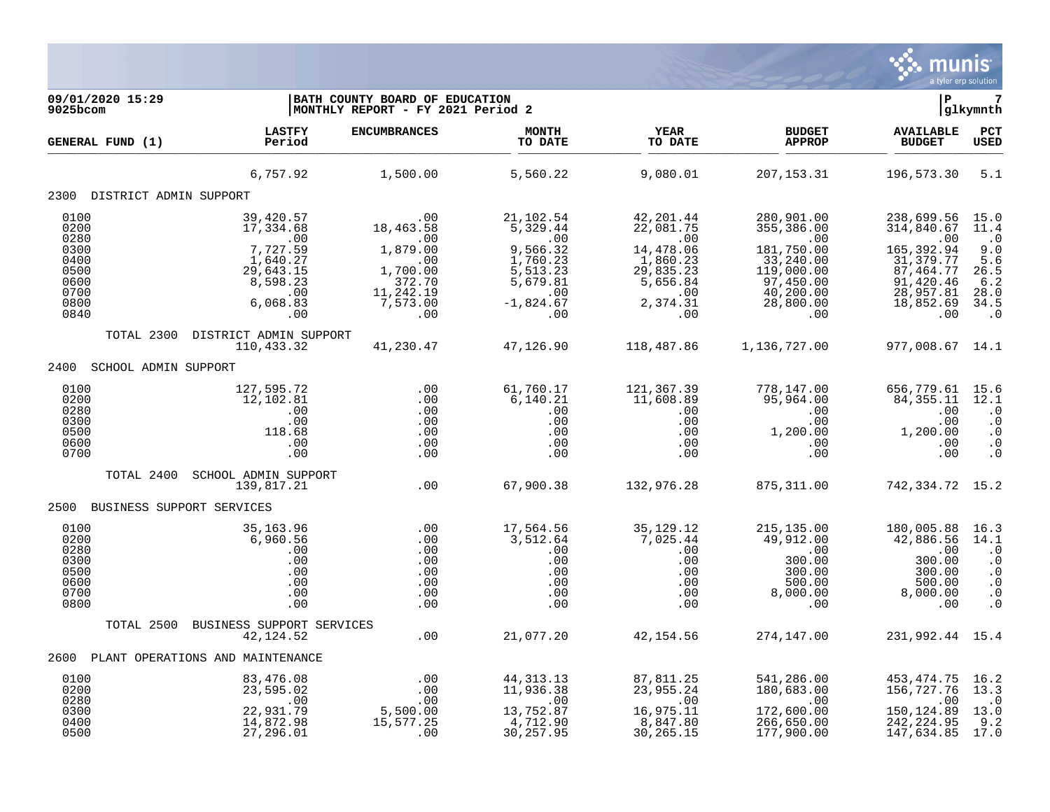| GENERAL FUND (1) | LASTFY Period | ENCUMBRANCES | MONTH TO DATE | YEAR TO DATE | BUDGET APPROP | AVAILABLE BUDGET | PCT USED |
|---|---|---|---|---|---|---|---|
| | 6,757.92 | 1,500.00 | 5,560.22 | 9,080.01 | 207,153.31 | 196,573.30 | 5.1 |
| **2300 DISTRICT ADMIN SUPPORT** | | | | | | | |
| 0100 | 39,420.57 | .00 | 21,102.54 | 42,201.44 | 280,901.00 | 238,699.56 | 15.0 |
| 0200 | 17,334.68 | 18,463.58 | 5,329.44 | 22,081.75 | 355,386.00 | 314,840.67 | 11.4 |
| 0280 | .00 | .00 | .00 | .00 | .00 | .00 | .0 |
| 0300 | 7,727.59 | 1,879.00 | 9,566.32 | 14,478.06 | 181,750.00 | 165,392.94 | 9.0 |
| 0400 | 1,640.27 | .00 | 1,760.23 | 1,860.23 | 33,240.00 | 31,379.77 | 5.6 |
| 0500 | 29,643.15 | 1,700.00 | 5,513.23 | 29,835.23 | 119,000.00 | 87,464.77 | 26.5 |
| 0600 | 8,598.23 | 372.70 | 5,679.81 | 5,656.84 | 97,450.00 | 91,420.46 | 6.2 |
| 0700 | .00 | 11,242.19 | .00 | .00 | 40,200.00 | 28,957.81 | 28.0 |
| 0800 | 6,068.83 | 7,573.00 | -1,824.67 | 2,374.31 | 28,800.00 | 18,852.69 | 34.5 |
| 0840 | .00 | .00 | .00 | .00 | .00 | .00 | .0 |
| TOTAL 2300 DISTRICT ADMIN SUPPORT | 110,433.32 | 41,230.47 | 47,126.90 | 118,487.86 | 1,136,727.00 | 977,008.67 | 14.1 |
| **2400 SCHOOL ADMIN SUPPORT** | | | | | | | |
| 0100 | 127,595.72 | .00 | 61,760.17 | 121,367.39 | 778,147.00 | 656,779.61 | 15.6 |
| 0200 | 12,102.81 | .00 | 6,140.21 | 11,608.89 | 95,964.00 | 84,355.11 | 12.1 |
| 0280 | .00 | .00 | .00 | .00 | .00 | .00 | .0 |
| 0300 | .00 | .00 | .00 | .00 | .00 | .00 | .0 |
| 0500 | 118.68 | .00 | .00 | .00 | 1,200.00 | 1,200.00 | .0 |
| 0600 | .00 | .00 | .00 | .00 | .00 | .00 | .0 |
| 0700 | .00 | .00 | .00 | .00 | .00 | .00 | .0 |
| TOTAL 2400 SCHOOL ADMIN SUPPORT | 139,817.21 | .00 | 67,900.38 | 132,976.28 | 875,311.00 | 742,334.72 | 15.2 |
| **2500 BUSINESS SUPPORT SERVICES** | | | | | | | |
| 0100 | 35,163.96 | .00 | 17,564.56 | 35,129.12 | 215,135.00 | 180,005.88 | 16.3 |
| 0200 | 6,960.56 | .00 | 3,512.64 | 7,025.44 | 49,912.00 | 42,886.56 | 14.1 |
| 0280 | .00 | .00 | .00 | .00 | .00 | .00 | .0 |
| 0300 | .00 | .00 | .00 | .00 | 300.00 | 300.00 | .0 |
| 0500 | .00 | .00 | .00 | .00 | 300.00 | 300.00 | .0 |
| 0600 | .00 | .00 | .00 | .00 | 500.00 | 500.00 | .0 |
| 0700 | .00 | .00 | .00 | .00 | 8,000.00 | 8,000.00 | .0 |
| 0800 | .00 | .00 | .00 | .00 | .00 | .00 | .0 |
| TOTAL 2500 BUSINESS SUPPORT SERVICES | 42,124.52 | .00 | 21,077.20 | 42,154.56 | 274,147.00 | 231,992.44 | 15.4 |
| **2600 PLANT OPERATIONS AND MAINTENANCE** | | | | | | | |
| 0100 | 83,476.08 | .00 | 44,313.13 | 87,811.25 | 541,286.00 | 453,474.75 | 16.2 |
| 0200 | 23,595.02 | .00 | 11,936.38 | 23,955.24 | 180,683.00 | 156,727.76 | 13.3 |
| 0280 | .00 | .00 | .00 | .00 | .00 | .00 | .0 |
| 0300 | 22,931.79 | 5,500.00 | 13,752.87 | 16,975.11 | 172,600.00 | 150,124.89 | 13.0 |
| 0400 | 14,872.98 | 15,577.25 | 4,712.90 | 8,847.80 | 266,650.00 | 242,224.95 | 9.2 |
| 0500 | 27,296.01 | .00 | 30,257.95 | 30,265.15 | 177,900.00 | 147,634.85 | 17.0 |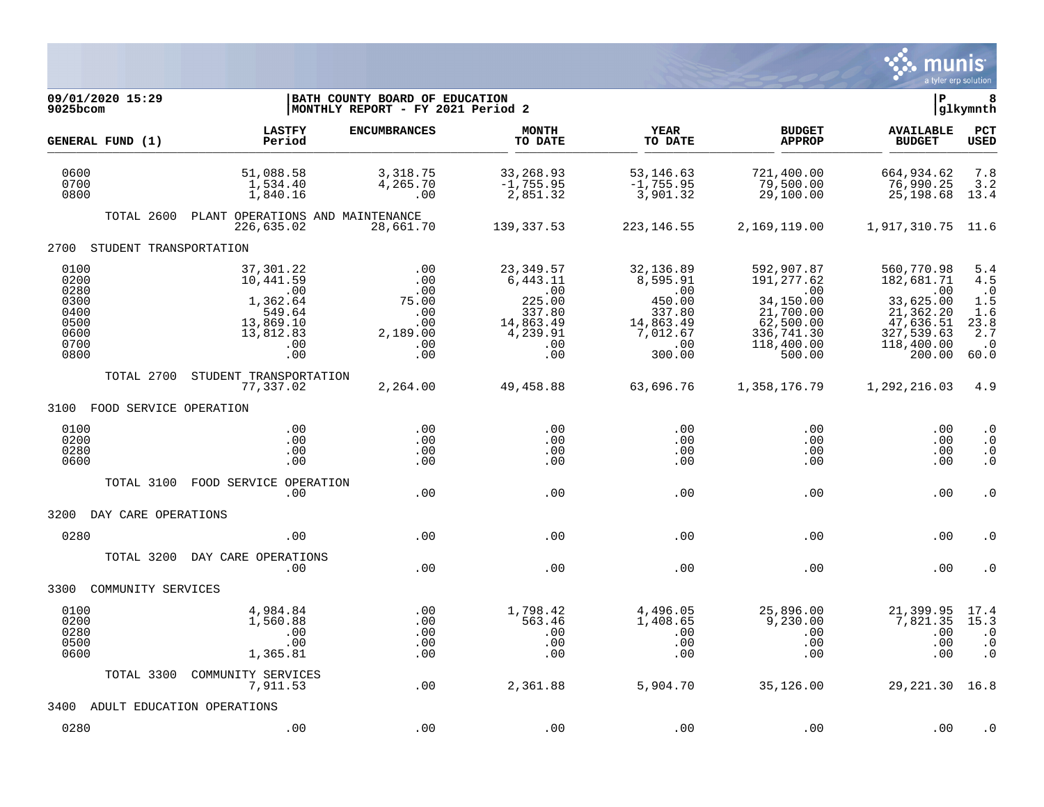**09/01/2020 15:29** | **BATH COUNTY BOARD OF EDUCATION** | **P 8**
**9025bcom** | **MONTHLY REPORT - FY 2021 Period 2** | **glkymnth**

| GENERAL FUND (1) | LASTFY Period | ENCUMBRANCES | MONTH TO DATE | YEAR TO DATE | BUDGET APPROP | AVAILABLE BUDGET | PCT USED |
|---|---|---|---|---|---|---|---|
| 0600 | 51,088.58 | 3,318.75 | 33,268.93 | 53,146.63 | 721,400.00 | 664,934.62 | 7.8 |
| 0700 | 1,534.40 | 4,265.70 | -1,755.95 | -1,755.95 | 79,500.00 | 76,990.25 | 3.2 |
| 0800 | 1,840.16 | .00 | 2,851.32 | 3,901.32 | 29,100.00 | 25,198.68 | 13.4 |
| TOTAL 2600 PLANT OPERATIONS AND MAINTENANCE | 226,635.02 | 28,661.70 | 139,337.53 | 223,146.55 | 2,169,119.00 | 1,917,310.75 | 11.6 |
| **2700 STUDENT TRANSPORTATION** | | | | | | | |
| 0100 | 37,301.22 | .00 | 23,349.57 | 32,136.89 | 592,907.87 | 560,770.98 | 5.4 |
| 0200 | 10,441.59 | .00 | 6,443.11 | 8,595.91 | 191,277.62 | 182,681.71 | 4.5 |
| 0280 | .00 | .00 | .00 | .00 | .00 | .00 | .0 |
| 0300 | 1,362.64 | 75.00 | 225.00 | 450.00 | 34,150.00 | 33,625.00 | 1.5 |
| 0400 | 549.64 | .00 | 337.80 | 337.80 | 21,700.00 | 21,362.20 | 1.6 |
| 0500 | 13,869.10 | .00 | 14,863.49 | 14,863.49 | 62,500.00 | 47,636.51 | 23.8 |
| 0600 | 13,812.83 | 2,189.00 | 4,239.91 | 7,012.67 | 336,741.30 | 327,539.63 | 2.7 |
| 0700 | .00 | .00 | .00 | .00 | 118,400.00 | 118,400.00 | .0 |
| 0800 | .00 | .00 | .00 | 300.00 | 500.00 | 200.00 | 60.0 |
| TOTAL 2700 STUDENT TRANSPORTATION | 77,337.02 | 2,264.00 | 49,458.88 | 63,696.76 | 1,358,176.79 | 1,292,216.03 | 4.9 |
| **3100 FOOD SERVICE OPERATION** | | | | | | | |
| 0100 | .00 | .00 | .00 | .00 | .00 | .00 | .0 |
| 0200 | .00 | .00 | .00 | .00 | .00 | .00 | .0 |
| 0280 | .00 | .00 | .00 | .00 | .00 | .00 | .0 |
| 0600 | .00 | .00 | .00 | .00 | .00 | .00 | .0 |
| TOTAL 3100 FOOD SERVICE OPERATION | .00 | .00 | .00 | .00 | .00 | .00 | .0 |
| **3200 DAY CARE OPERATIONS** | | | | | | | |
| 0280 | .00 | .00 | .00 | .00 | .00 | .00 | .0 |
| TOTAL 3200 DAY CARE OPERATIONS | .00 | .00 | .00 | .00 | .00 | .00 | .0 |
| **3300 COMMUNITY SERVICES** | | | | | | | |
| 0100 | 4,984.84 | .00 | 1,798.42 | 4,496.05 | 25,896.00 | 21,399.95 | 17.4 |
| 0200 | 1,560.88 | .00 | 563.46 | 1,408.65 | 9,230.00 | 7,821.35 | 15.3 |
| 0280 | .00 | .00 | .00 | .00 | .00 | .00 | .0 |
| 0500 | .00 | .00 | .00 | .00 | .00 | .00 | .0 |
| 0600 | 1,365.81 | .00 | .00 | .00 | .00 | .00 | .0 |
| TOTAL 3300 COMMUNITY SERVICES | 7,911.53 | .00 | 2,361.88 | 5,904.70 | 35,126.00 | 29,221.30 | 16.8 |
| **3400 ADULT EDUCATION OPERATIONS** | | | | | | | |
| 0280 | .00 | .00 | .00 | .00 | .00 | .00 | .0 |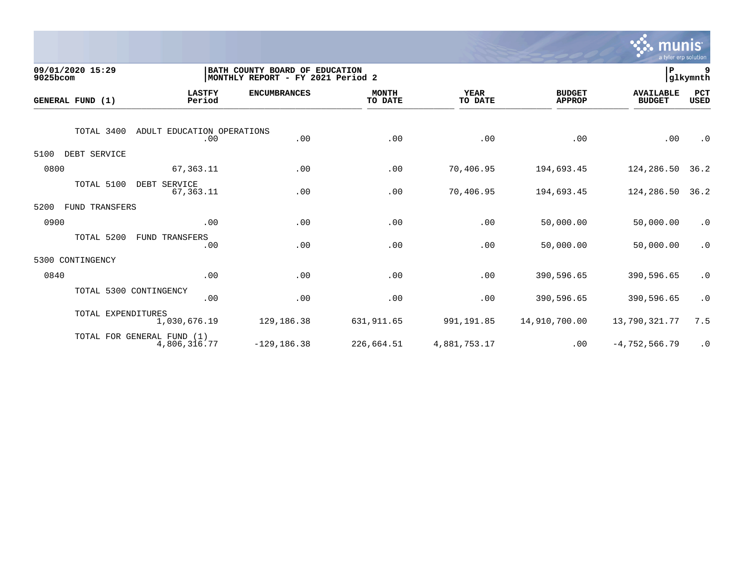09/01/2020 15:29
9025bcom

BATH COUNTY BOARD OF EDUCATION
MONTHLY REPORT - FY 2021 Period 2

P 9
glkymnth

| GENERAL FUND (1) | LASTFY Period | ENCUMBRANCES | MONTH TO DATE | YEAR TO DATE | BUDGET APPROP | AVAILABLE BUDGET | PCT USED |
|---|---|---|---|---|---|---|---|
| TOTAL 3400 ADULT EDUCATION OPERATIONS | .00 | .00 | .00 | .00 | .00 | .00 | .0 |
| 5100 DEBT SERVICE | | | | | | | |
| 0800 | 67,363.11 | .00 | .00 | 70,406.95 | 194,693.45 | 124,286.50 | 36.2 |
| TOTAL 5100 DEBT SERVICE | 67,363.11 | .00 | .00 | 70,406.95 | 194,693.45 | 124,286.50 | 36.2 |
| 5200 FUND TRANSFERS | | | | | | | |
| 0900 | .00 | .00 | .00 | .00 | 50,000.00 | 50,000.00 | .0 |
| TOTAL 5200 FUND TRANSFERS | .00 | .00 | .00 | .00 | 50,000.00 | 50,000.00 | .0 |
| 5300 CONTINGENCY | | | | | | | |
| 0840 | .00 | .00 | .00 | .00 | 390,596.65 | 390,596.65 | .0 |
| TOTAL 5300 CONTINGENCY | .00 | .00 | .00 | .00 | 390,596.65 | 390,596.65 | .0 |
| TOTAL EXPENDITURES | 1,030,676.19 | 129,186.38 | 631,911.65 | 991,191.85 | 14,910,700.00 | 13,790,321.77 | 7.5 |
| TOTAL FOR GENERAL FUND (1) | 4,806,316.77 | -129,186.38 | 226,664.51 | 4,881,753.17 | .00 | -4,752,566.79 | .0 |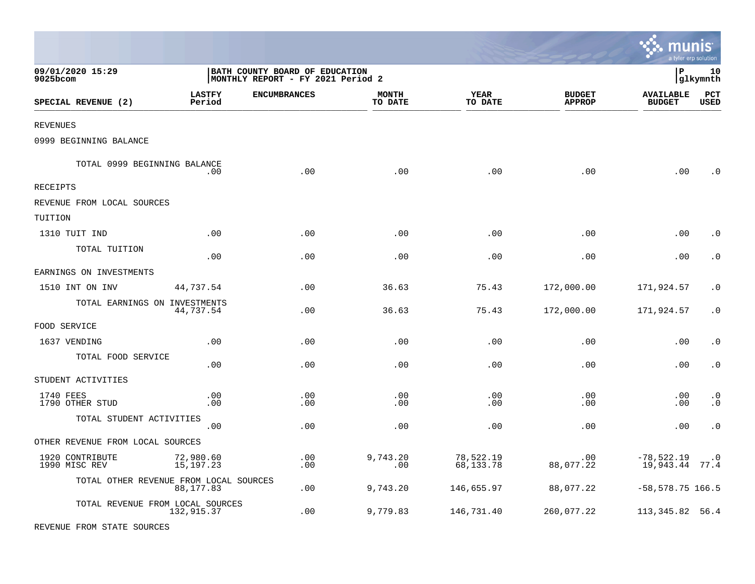BATH COUNTY BOARD OF EDUCATION
MONTHLY REPORT - FY 2021 Period 2

09/01/2020 15:29
9025bcom

| SPECIAL REVENUE (2) | LASTFY Period | ENCUMBRANCES | MONTH TO DATE | YEAR TO DATE | BUDGET APPROP | AVAILABLE BUDGET | PCT USED |
|---|---|---|---|---|---|---|---|
| REVENUES | | | | | | | |
| 0999 BEGINNING BALANCE | | | | | | | |
| TOTAL 0999 BEGINNING BALANCE | .00 | .00 | .00 | .00 | .00 | .00 | .0 |
| RECEIPTS | | | | | | | |
| REVENUE FROM LOCAL SOURCES | | | | | | | |
| TUITION | | | | | | | |
| 1310 TUIT IND | .00 | .00 | .00 | .00 | .00 | .00 | .0 |
| TOTAL TUITION | .00 | .00 | .00 | .00 | .00 | .00 | .0 |
| EARNINGS ON INVESTMENTS | | | | | | | |
| 1510 INT ON INV | 44,737.54 | .00 | 36.63 | 75.43 | 172,000.00 | 171,924.57 | .0 |
| TOTAL EARNINGS ON INVESTMENTS | 44,737.54 | .00 | 36.63 | 75.43 | 172,000.00 | 171,924.57 | .0 |
| FOOD SERVICE | | | | | | | |
| 1637 VENDING | .00 | .00 | .00 | .00 | .00 | .00 | .0 |
| TOTAL FOOD SERVICE | .00 | .00 | .00 | .00 | .00 | .00 | .0 |
| STUDENT ACTIVITIES | | | | | | | |
| 1740 FEES | .00 | .00 | .00 | .00 | .00 | .00 | .0 |
| 1790 OTHER STUD | .00 | .00 | .00 | .00 | .00 | .00 | .0 |
| TOTAL STUDENT ACTIVITIES | .00 | .00 | .00 | .00 | .00 | .00 | .0 |
| OTHER REVENUE FROM LOCAL SOURCES | | | | | | | |
| 1920 CONTRIBUTE | 72,980.60 | .00 | 9,743.20 | 78,522.19 | .00 | -78,522.19 | .0 |
| 1990 MISC REV | 15,197.23 | .00 | .00 | 68,133.78 | 88,077.22 | 19,943.44 | 77.4 |
| TOTAL OTHER REVENUE FROM LOCAL SOURCES | 88,177.83 | .00 | 9,743.20 | 146,655.97 | 88,077.22 | -58,578.75 | 166.5 |
| TOTAL REVENUE FROM LOCAL SOURCES | 132,915.37 | .00 | 9,779.83 | 146,731.40 | 260,077.22 | 113,345.82 | 56.4 |
| REVENUE FROM STATE SOURCES | | | | | | | |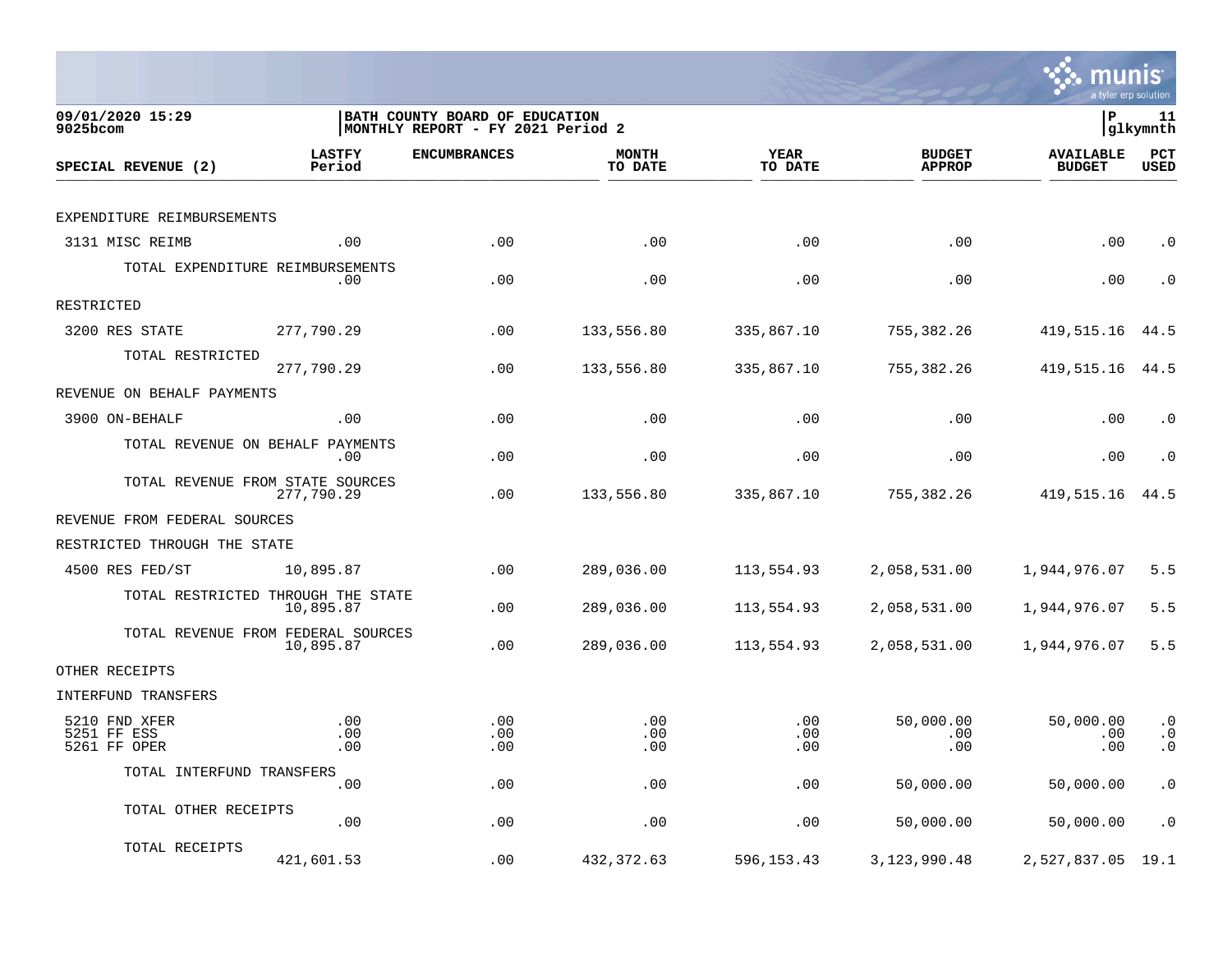09/01/2020 15:29
9025bcom

**BATH COUNTY BOARD OF EDUCATION**
**MONTHLY REPORT - FY 2021 Period 2**

P 11
glkymnth

| SPECIAL REVENUE (2) | LASTFY Period | ENCUMBRANCES | MONTH TO DATE | YEAR TO DATE | BUDGET APPROP | AVAILABLE BUDGET | PCT USED |
|---|---|---|---|---|---|---|---|
| EXPENDITURE REIMBURSEMENTS | | | | | | | |
| 3131 MISC REIMB | .00 | .00 | .00 | .00 | .00 | .00 | .0 |
| TOTAL EXPENDITURE REIMBURSEMENTS | .00 | .00 | .00 | .00 | .00 | .00 | .0 |
| RESTRICTED | | | | | | | |
| 3200 RES STATE | 277,790.29 | .00 | 133,556.80 | 335,867.10 | 755,382.26 | 419,515.16 | 44.5 |
| TOTAL RESTRICTED | 277,790.29 | .00 | 133,556.80 | 335,867.10 | 755,382.26 | 419,515.16 | 44.5 |
| REVENUE ON BEHALF PAYMENTS | | | | | | | |
| 3900 ON-BEHALF | .00 | .00 | .00 | .00 | .00 | .00 | .0 |
| TOTAL REVENUE ON BEHALF PAYMENTS | .00 | .00 | .00 | .00 | .00 | .00 | .0 |
| TOTAL REVENUE FROM STATE SOURCES | 277,790.29 | .00 | 133,556.80 | 335,867.10 | 755,382.26 | 419,515.16 | 44.5 |
| REVENUE FROM FEDERAL SOURCES | | | | | | | |
| RESTRICTED THROUGH THE STATE | | | | | | | |
| 4500 RES FED/ST | 10,895.87 | .00 | 289,036.00 | 113,554.93 | 2,058,531.00 | 1,944,976.07 | 5.5 |
| TOTAL RESTRICTED THROUGH THE STATE | 10,895.87 | .00 | 289,036.00 | 113,554.93 | 2,058,531.00 | 1,944,976.07 | 5.5 |
| TOTAL REVENUE FROM FEDERAL SOURCES | 10,895.87 | .00 | 289,036.00 | 113,554.93 | 2,058,531.00 | 1,944,976.07 | 5.5 |
| OTHER RECEIPTS | | | | | | | |
| INTERFUND TRANSFERS | | | | | | | |
| 5210 FND XFER | .00 | .00 | .00 | .00 | 50,000.00 | 50,000.00 | .0 |
| 5251 FF ESS | .00 | .00 | .00 | .00 | .00 | .00 | .0 |
| 5261 FF OPER | .00 | .00 | .00 | .00 | .00 | .00 | .0 |
| TOTAL INTERFUND TRANSFERS | .00 | .00 | .00 | .00 | 50,000.00 | 50,000.00 | .0 |
| TOTAL OTHER RECEIPTS | .00 | .00 | .00 | .00 | 50,000.00 | 50,000.00 | .0 |
| TOTAL RECEIPTS | 421,601.53 | .00 | 432,372.63 | 596,153.43 | 3,123,990.48 | 2,527,837.05 | 19.1 |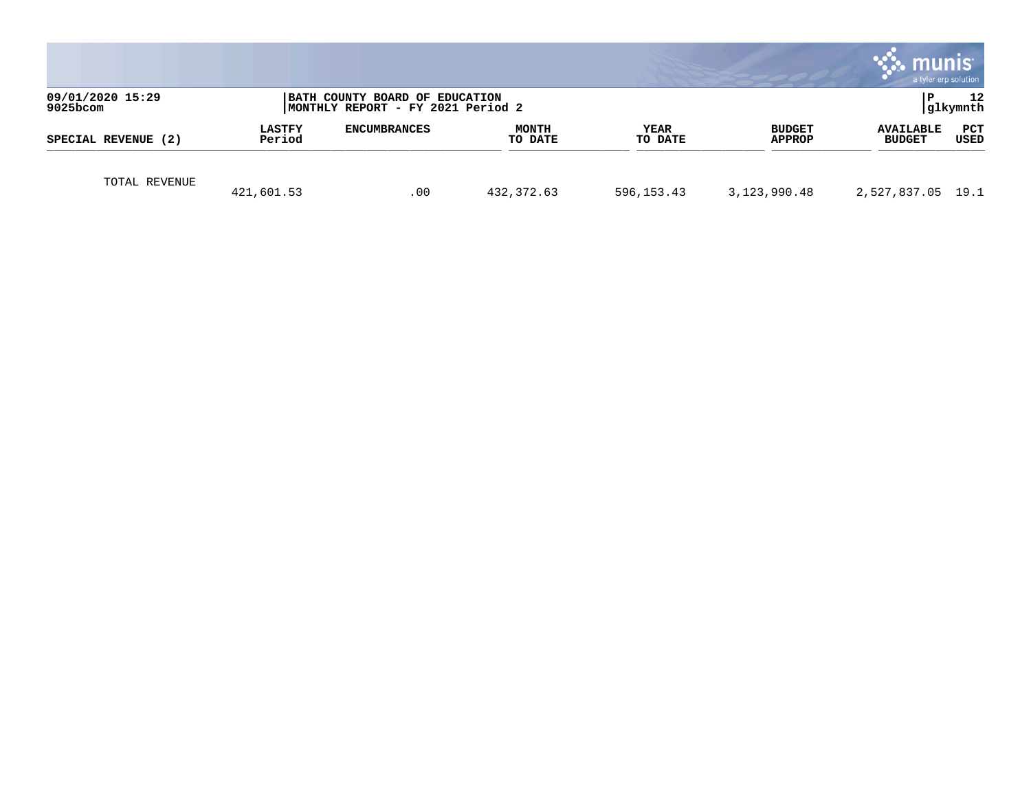| SPECIAL REVENUE (2) | LASTFY Period | ENCUMBRANCES | MONTH TO DATE | YEAR TO DATE | BUDGET APPROP | AVAILABLE BUDGET | PCT USED |
|---|---|---|---|---|---|---|---|
| TOTAL REVENUE | 421,601.53 | .00 | 432,372.63 | 596,153.43 | 3,123,990.48 | 2,527,837.05 | 19.1 |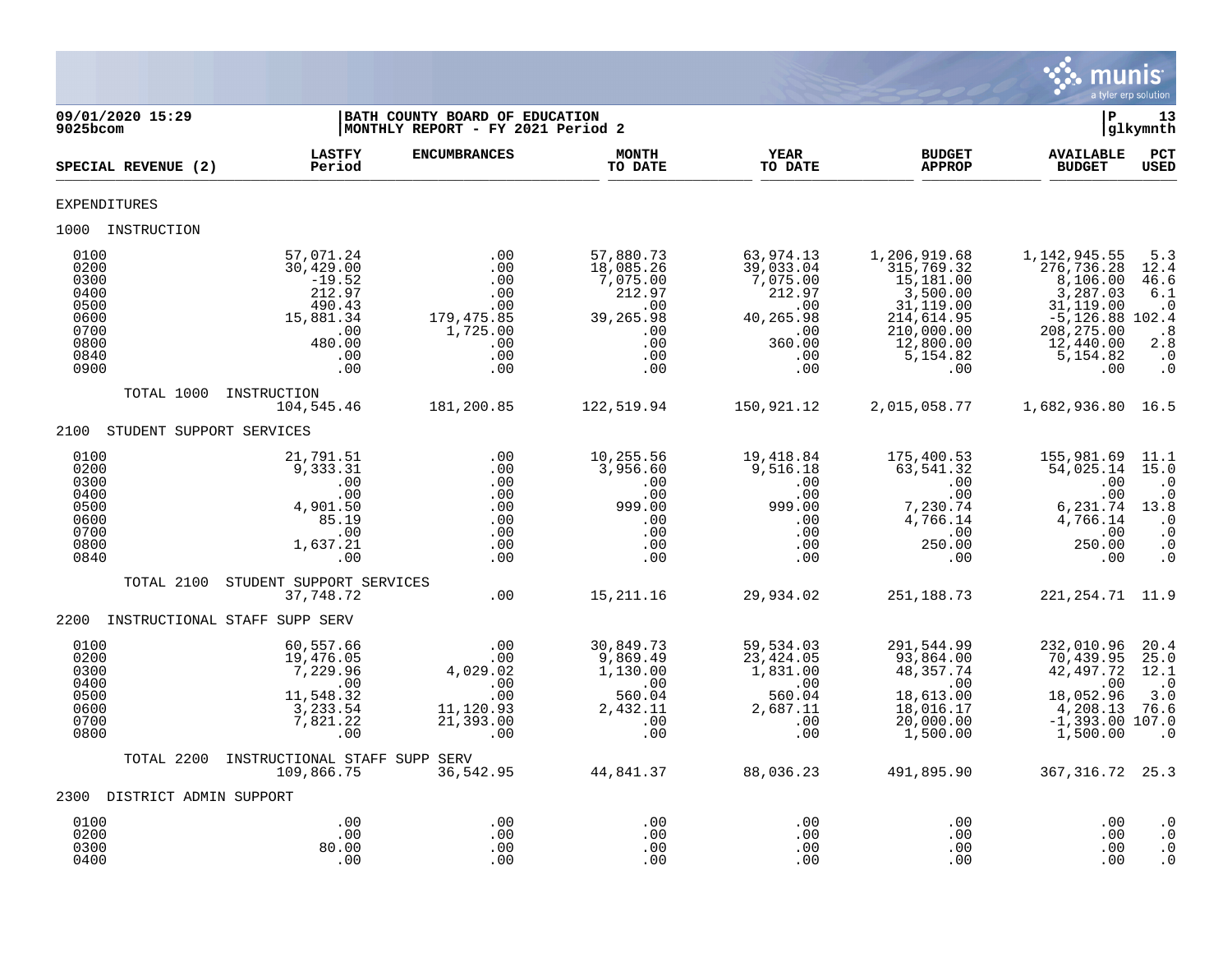09/01/2020 15:29
9025bcom

BATH COUNTY BOARD OF EDUCATION
MONTHLY REPORT - FY 2021 Period 2

P 13
glkymnth

| SPECIAL REVENUE (2) | LASTFY Period | ENCUMBRANCES | MONTH TO DATE | YEAR TO DATE | BUDGET APPROP | AVAILABLE BUDGET | PCT USED |
|---|---|---|---|---|---|---|---|
| EXPENDITURES | | | | | | | |
| 1000 INSTRUCTION | | | | | | | |
| 0100 | 57,071.24 | .00 | 57,880.73 | 63,974.13 | 1,206,919.68 | 1,142,945.55 | 5.3 |
| 0200 | 30,429.00 | .00 | 18,085.26 | 39,033.04 | 315,769.32 | 276,736.28 | 12.4 |
| 0300 | -19.52 | .00 | 7,075.00 | 7,075.00 | 15,181.00 | 8,106.00 | 46.6 |
| 0400 | 212.97 | .00 | 212.97 | 212.97 | 3,500.00 | 3,287.03 | 6.1 |
| 0500 | 490.43 | .00 | .00 | .00 | 31,119.00 | 31,119.00 | .0 |
| 0600 | 15,881.34 | 179,475.85 | 39,265.98 | 40,265.98 | 214,614.95 | -5,126.88 | 102.4 |
| 0700 | .00 | 1,725.00 | .00 | .00 | 210,000.00 | 208,275.00 | .8 |
| 0800 | 480.00 | .00 | .00 | 360.00 | 12,800.00 | 12,440.00 | 2.8 |
| 0840 | .00 | .00 | .00 | .00 | 5,154.82 | 5,154.82 | .0 |
| 0900 | .00 | .00 | .00 | .00 | .00 | .00 | .0 |
| TOTAL 1000 INSTRUCTION | 104,545.46 | 181,200.85 | 122,519.94 | 150,921.12 | 2,015,058.77 | 1,682,936.80 | 16.5 |
| 2100 STUDENT SUPPORT SERVICES | | | | | | | |
| 0100 | 21,791.51 | .00 | 10,255.56 | 19,418.84 | 175,400.53 | 155,981.69 | 11.1 |
| 0200 | 9,333.31 | .00 | 3,956.60 | 9,516.18 | 63,541.32 | 54,025.14 | 15.0 |
| 0300 | .00 | .00 | .00 | .00 | .00 | .00 | .0 |
| 0400 | .00 | .00 | .00 | .00 | .00 | .00 | .0 |
| 0500 | 4,901.50 | .00 | 999.00 | 999.00 | 7,230.74 | 6,231.74 | 13.8 |
| 0600 | 85.19 | .00 | .00 | .00 | 4,766.14 | 4,766.14 | .0 |
| 0700 | .00 | .00 | .00 | .00 | .00 | .00 | .0 |
| 0800 | 1,637.21 | .00 | .00 | .00 | 250.00 | 250.00 | .0 |
| 0840 | .00 | .00 | .00 | .00 | .00 | .00 | .0 |
| TOTAL 2100 STUDENT SUPPORT SERVICES | 37,748.72 | .00 | 15,211.16 | 29,934.02 | 251,188.73 | 221,254.71 | 11.9 |
| 2200 INSTRUCTIONAL STAFF SUPP SERV | | | | | | | |
| 0100 | 60,557.66 | .00 | 30,849.73 | 59,534.03 | 291,544.99 | 232,010.96 | 20.4 |
| 0200 | 19,476.05 | .00 | 9,869.49 | 23,424.05 | 93,864.00 | 70,439.95 | 25.0 |
| 0300 | 7,229.96 | 4,029.02 | 1,130.00 | 1,831.00 | 48,357.74 | 42,497.72 | 12.1 |
| 0400 | .00 | .00 | .00 | .00 | .00 | .00 | .0 |
| 0500 | 11,548.32 | .00 | 560.04 | 560.04 | 18,613.00 | 18,052.96 | 3.0 |
| 0600 | 3,233.54 | 11,120.93 | 2,432.11 | 2,687.11 | 18,016.17 | 4,208.13 | 76.6 |
| 0700 | 7,821.22 | 21,393.00 | .00 | .00 | 20,000.00 | -1,393.00 | 107.0 |
| 0800 | .00 | .00 | .00 | .00 | 1,500.00 | 1,500.00 | .0 |
| TOTAL 2200 INSTRUCTIONAL STAFF SUPP SERV | 109,866.75 | 36,542.95 | 44,841.37 | 88,036.23 | 491,895.90 | 367,316.72 | 25.3 |
| 2300 DISTRICT ADMIN SUPPORT | | | | | | | |
| 0100 | .00 | .00 | .00 | .00 | .00 | .00 | .0 |
| 0200 | .00 | .00 | .00 | .00 | .00 | .00 | .0 |
| 0300 | 80.00 | .00 | .00 | .00 | .00 | .00 | .0 |
| 0400 | .00 | .00 | .00 | .00 | .00 | .00 | .0 |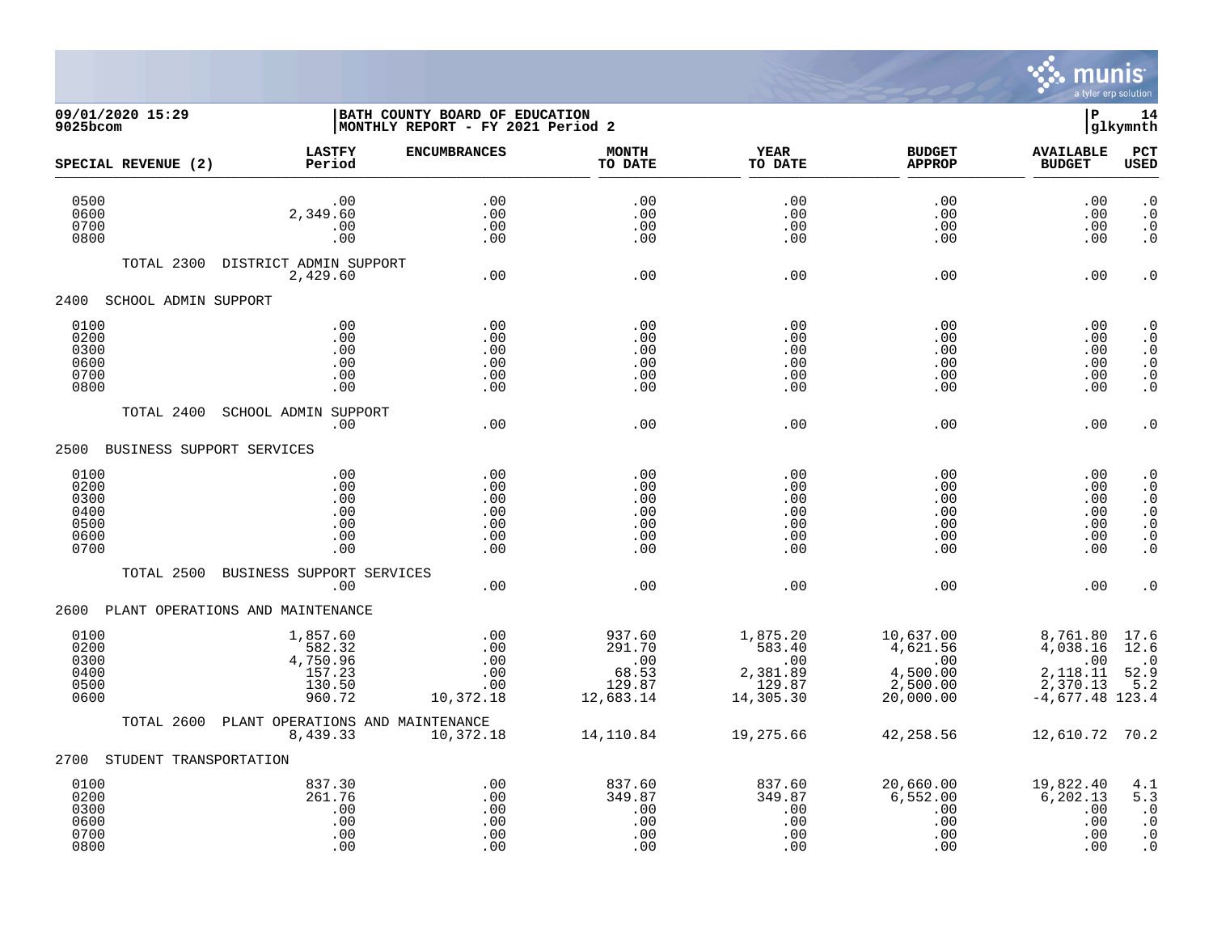09/01/2020 15:29
9025bcom

BATH COUNTY BOARD OF EDUCATION
MONTHLY REPORT - FY 2021 Period 2

P 14
glkymnth

| SPECIAL REVENUE (2) | LASTFY Period | ENCUMBRANCES | MONTH TO DATE | YEAR TO DATE | BUDGET APPROP | AVAILABLE BUDGET | PCT USED |
|---|---|---|---|---|---|---|---|
| 0500 | .00 | .00 | .00 | .00 | .00 | .00 | .0 |
| 0600 | 2,349.60 | .00 | .00 | .00 | .00 | .00 | .0 |
| 0700 | .00 | .00 | .00 | .00 | .00 | .00 | .0 |
| 0800 | .00 | .00 | .00 | .00 | .00 | .00 | .0 |
| TOTAL 2300 DISTRICT ADMIN SUPPORT | 2,429.60 | .00 | .00 | .00 | .00 | .00 | .0 |
| **2400 SCHOOL ADMIN SUPPORT** | | | | | | | |
| 0100 | .00 | .00 | .00 | .00 | .00 | .00 | .0 |
| 0200 | .00 | .00 | .00 | .00 | .00 | .00 | .0 |
| 0300 | .00 | .00 | .00 | .00 | .00 | .00 | .0 |
| 0600 | .00 | .00 | .00 | .00 | .00 | .00 | .0 |
| 0700 | .00 | .00 | .00 | .00 | .00 | .00 | .0 |
| 0800 | .00 | .00 | .00 | .00 | .00 | .00 | .0 |
| TOTAL 2400 SCHOOL ADMIN SUPPORT | .00 | .00 | .00 | .00 | .00 | .00 | .0 |
| **2500 BUSINESS SUPPORT SERVICES** | | | | | | | |
| 0100 | .00 | .00 | .00 | .00 | .00 | .00 | .0 |
| 0200 | .00 | .00 | .00 | .00 | .00 | .00 | .0 |
| 0300 | .00 | .00 | .00 | .00 | .00 | .00 | .0 |
| 0400 | .00 | .00 | .00 | .00 | .00 | .00 | .0 |
| 0500 | .00 | .00 | .00 | .00 | .00 | .00 | .0 |
| 0600 | .00 | .00 | .00 | .00 | .00 | .00 | .0 |
| 0700 | .00 | .00 | .00 | .00 | .00 | .00 | .0 |
| TOTAL 2500 BUSINESS SUPPORT SERVICES | .00 | .00 | .00 | .00 | .00 | .00 | .0 |
| **2600 PLANT OPERATIONS AND MAINTENANCE** | | | | | | | |
| 0100 | 1,857.60 | .00 | 937.60 | 1,875.20 | 10,637.00 | 8,761.80 | 17.6 |
| 0200 | 582.32 | .00 | 291.70 | 583.40 | 4,621.56 | 4,038.16 | 12.6 |
| 0300 | 4,750.96 | .00 | .00 | .00 | .00 | .00 | .0 |
| 0400 | 157.23 | .00 | 68.53 | 2,381.89 | 4,500.00 | 2,118.11 | 52.9 |
| 0500 | 130.50 | .00 | 129.87 | 129.87 | 2,500.00 | 2,370.13 | 5.2 |
| 0600 | 960.72 | 10,372.18 | 12,683.14 | 14,305.30 | 20,000.00 | -4,677.48 | 123.4 |
| TOTAL 2600 PLANT OPERATIONS AND MAINTENANCE | 8,439.33 | 10,372.18 | 14,110.84 | 19,275.66 | 42,258.56 | 12,610.72 | 70.2 |
| **2700 STUDENT TRANSPORTATION** | | | | | | | |
| 0100 | 837.30 | .00 | 837.60 | 837.60 | 20,660.00 | 19,822.40 | 4.1 |
| 0200 | 261.76 | .00 | 349.87 | 349.87 | 6,552.00 | 6,202.13 | 5.3 |
| 0300 | .00 | .00 | .00 | .00 | .00 | .00 | .0 |
| 0600 | .00 | .00 | .00 | .00 | .00 | .00 | .0 |
| 0700 | .00 | .00 | .00 | .00 | .00 | .00 | .0 |
| 0800 | .00 | .00 | .00 | .00 | .00 | .00 | .0 |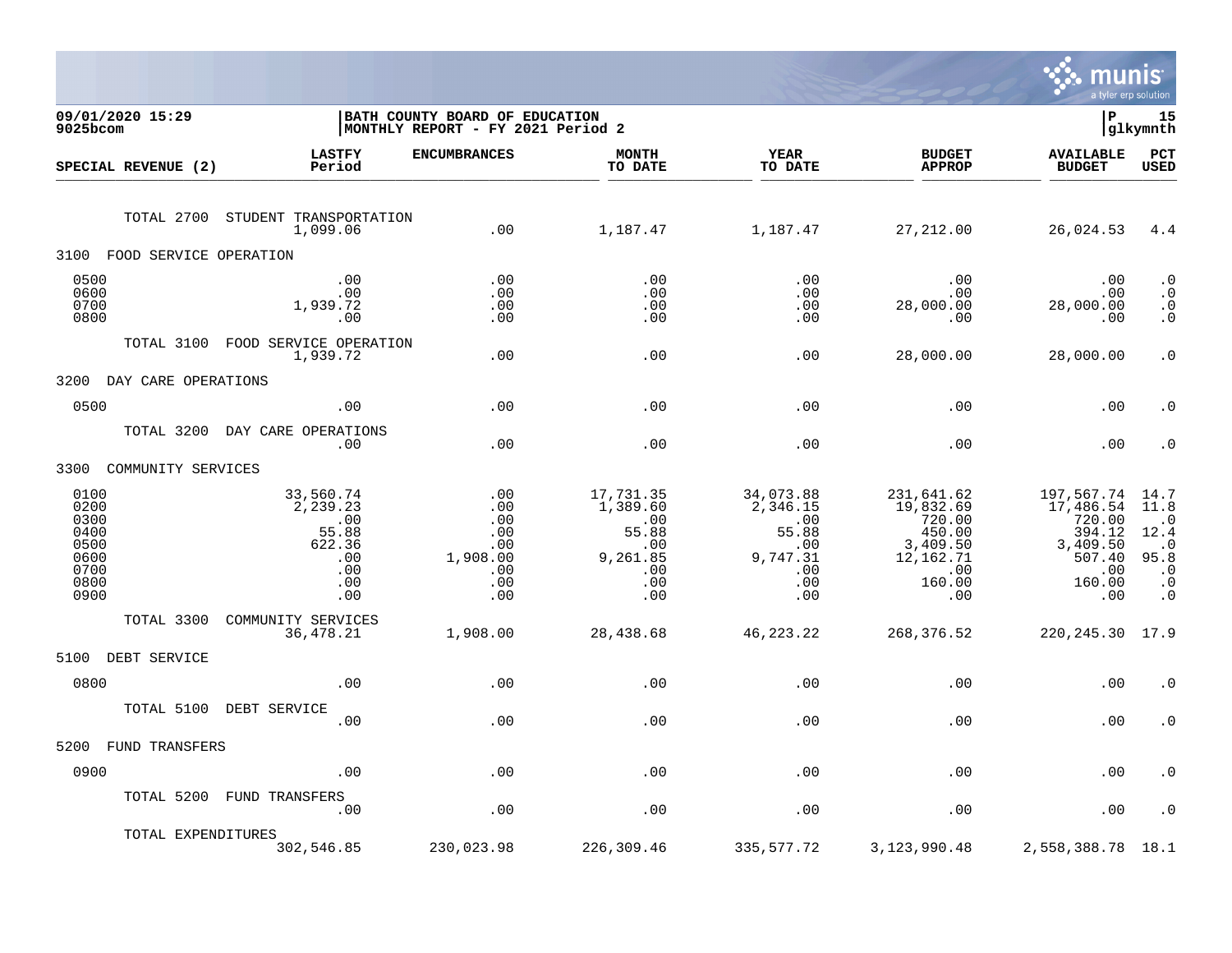09/01/2020 15:29 | BATH COUNTY BOARD OF EDUCATION | P 15
9025bcom | MONTHLY REPORT - FY 2021 Period 2 | glkymnth

| SPECIAL REVENUE (2) | LASTFY Period | ENCUMBRANCES | MONTH TO DATE | YEAR TO DATE | BUDGET APPROP | AVAILABLE BUDGET | PCT USED |
|---|---|---|---|---|---|---|---|
| TOTAL 2700 STUDENT TRANSPORTATION | 1,099.06 | .00 | 1,187.47 | 1,187.47 | 27,212.00 | 26,024.53 | 4.4 |
| **3100 FOOD SERVICE OPERATION** | | | | | | | |
| 0500 | .00 | .00 | .00 | .00 | .00 | .00 | .0 |
| 0600 | .00 | .00 | .00 | .00 | .00 | .00 | .0 |
| 0700 | 1,939.72 | .00 | .00 | .00 | 28,000.00 | 28,000.00 | .0 |
| 0800 | .00 | .00 | .00 | .00 | .00 | .00 | .0 |
| TOTAL 3100 FOOD SERVICE OPERATION | 1,939.72 | .00 | .00 | .00 | 28,000.00 | 28,000.00 | .0 |
| **3200 DAY CARE OPERATIONS** | | | | | | | |
| 0500 | .00 | .00 | .00 | .00 | .00 | .00 | .0 |
| TOTAL 3200 DAY CARE OPERATIONS | .00 | .00 | .00 | .00 | .00 | .00 | .0 |
| **3300 COMMUNITY SERVICES** | | | | | | | |
| 0100 | 33,560.74 | .00 | 17,731.35 | 34,073.88 | 231,641.62 | 197,567.74 | 14.7 |
| 0200 | 2,239.23 | .00 | 1,389.60 | 2,346.15 | 19,832.69 | 17,486.54 | 11.8 |
| 0300 | .00 | .00 | .00 | .00 | 720.00 | 720.00 | .0 |
| 0400 | 55.88 | .00 | 55.88 | 55.88 | 450.00 | 394.12 | 12.4 |
| 0500 | 622.36 | .00 | .00 | .00 | 3,409.50 | 3,409.50 | .0 |
| 0600 | .00 | 1,908.00 | 9,261.85 | 9,747.31 | 12,162.71 | 507.40 | 95.8 |
| 0700 | .00 | .00 | .00 | .00 | .00 | .00 | .0 |
| 0800 | .00 | .00 | .00 | .00 | 160.00 | 160.00 | .0 |
| 0900 | .00 | .00 | .00 | .00 | .00 | .00 | .0 |
| TOTAL 3300 COMMUNITY SERVICES | 36,478.21 | 1,908.00 | 28,438.68 | 46,223.22 | 268,376.52 | 220,245.30 | 17.9 |
| **5100 DEBT SERVICE** | | | | | | | |
| 0800 | .00 | .00 | .00 | .00 | .00 | .00 | .0 |
| TOTAL 5100 DEBT SERVICE | .00 | .00 | .00 | .00 | .00 | .00 | .0 |
| **5200 FUND TRANSFERS** | | | | | | | |
| 0900 | .00 | .00 | .00 | .00 | .00 | .00 | .0 |
| TOTAL 5200 FUND TRANSFERS | .00 | .00 | .00 | .00 | .00 | .00 | .0 |
| TOTAL EXPENDITURES | 302,546.85 | 230,023.98 | 226,309.46 | 335,577.72 | 3,123,990.48 | 2,558,388.78 | 18.1 |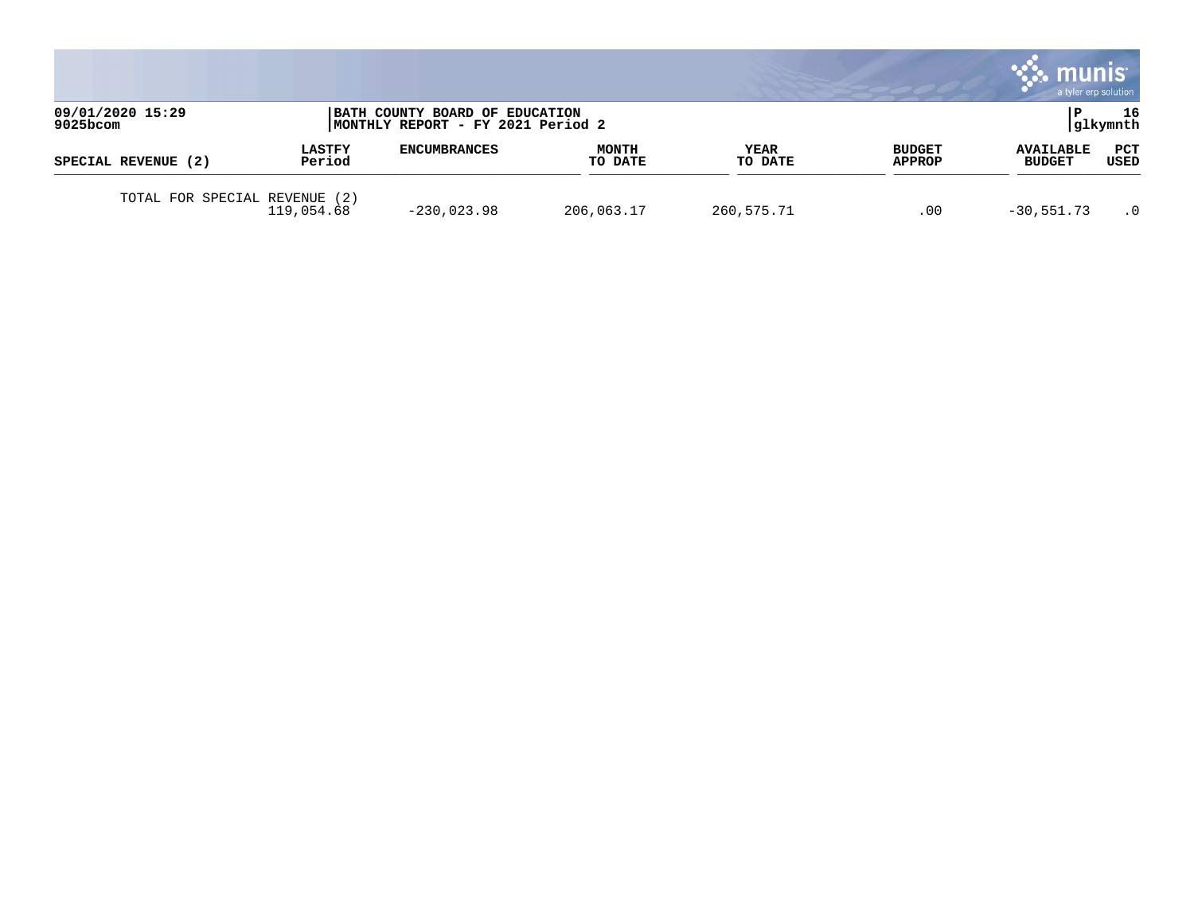| SPECIAL REVENUE (2) | LASTFY Period | ENCUMBRANCES | MONTH TO DATE | YEAR TO DATE | BUDGET APPROP | AVAILABLE BUDGET | PCT USED |
|---|---|---|---|---|---|---|---|
| TOTAL FOR SPECIAL REVENUE (2) | 119,054.68 | -230,023.98 | 206,063.17 | 260,575.71 | .00 | -30,551.73 | .0 |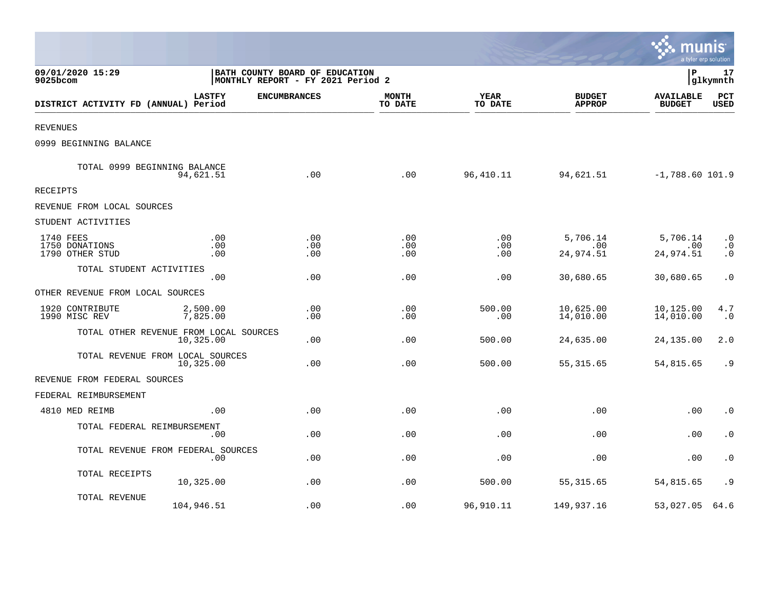09/01/2020 15:29 | BATH COUNTY BOARD OF EDUCATION | P 17
9025bcom | MONTHLY REPORT - FY 2021 Period 2 | glkymnth

| DISTRICT ACTIVITY FD (ANNUAL) | LASTFY Period | ENCUMBRANCES | MONTH TO DATE | YEAR TO DATE | BUDGET APPROP | AVAILABLE BUDGET | PCT USED |
|---|---|---|---|---|---|---|---|
| REVENUES | | | | | | | |
| 0999 BEGINNING BALANCE | | | | | | | |
| TOTAL 0999 BEGINNING BALANCE | 94,621.51 | .00 | .00 | 96,410.11 | 94,621.51 | -1,788.60 | 101.9 |
| RECEIPTS | | | | | | | |
| REVENUE FROM LOCAL SOURCES | | | | | | | |
| STUDENT ACTIVITIES | | | | | | | |
| 1740 FEES | .00 | .00 | .00 | .00 | 5,706.14 | 5,706.14 | .0 |
| 1750 DONATIONS | .00 | .00 | .00 | .00 | .00 | .00 | .0 |
| 1790 OTHER STUD | .00 | .00 | .00 | .00 | 24,974.51 | 24,974.51 | .0 |
| TOTAL STUDENT ACTIVITIES | .00 | .00 | .00 | .00 | 30,680.65 | 30,680.65 | .0 |
| OTHER REVENUE FROM LOCAL SOURCES | | | | | | | |
| 1920 CONTRIBUTE | 2,500.00 | .00 | .00 | 500.00 | 10,625.00 | 10,125.00 | 4.7 |
| 1990 MISC REV | 7,825.00 | .00 | .00 | .00 | 14,010.00 | 14,010.00 | .0 |
| TOTAL OTHER REVENUE FROM LOCAL SOURCES | 10,325.00 | .00 | .00 | 500.00 | 24,635.00 | 24,135.00 | 2.0 |
| TOTAL REVENUE FROM LOCAL SOURCES | 10,325.00 | .00 | .00 | 500.00 | 55,315.65 | 54,815.65 | .9 |
| REVENUE FROM FEDERAL SOURCES | | | | | | | |
| FEDERAL REIMBURSEMENT | | | | | | | |
| 4810 MED REIMB | .00 | .00 | .00 | .00 | .00 | .00 | .0 |
| TOTAL FEDERAL REIMBURSEMENT | .00 | .00 | .00 | .00 | .00 | .00 | .0 |
| TOTAL REVENUE FROM FEDERAL SOURCES | .00 | .00 | .00 | .00 | .00 | .00 | .0 |
| TOTAL RECEIPTS | 10,325.00 | .00 | .00 | 500.00 | 55,315.65 | 54,815.65 | .9 |
| TOTAL REVENUE | 104,946.51 | .00 | .00 | 96,910.11 | 149,937.16 | 53,027.05 | 64.6 |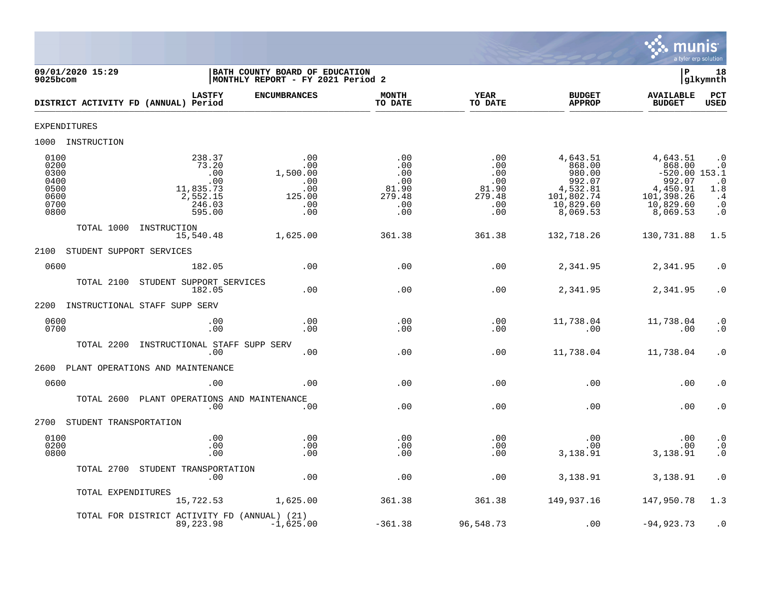09/01/2020 15:29 | BATH COUNTY BOARD OF EDUCATION | P 18
9025bcom | MONTHLY REPORT - FY 2021 Period 2 | glkymnth

| DISTRICT ACTIVITY FD (ANNUAL) | LASTFY Period | ENCUMBRANCES | MONTH TO DATE | YEAR TO DATE | BUDGET APPROP | AVAILABLE BUDGET | PCT USED |
|---|---|---|---|---|---|---|---|
| EXPENDITURES | | | | | | | |
| 1000 INSTRUCTION | | | | | | | |
| 0100 | 238.37 | .00 | .00 | .00 | 4,643.51 | 4,643.51 | .0 |
| 0200 | 73.20 | .00 | .00 | .00 | 868.00 | 868.00 | .0 |
| 0300 | .00 | 1,500.00 | .00 | .00 | 980.00 | -520.00 | 153.1 |
| 0400 | .00 | .00 | .00 | .00 | 992.07 | 992.07 | .0 |
| 0500 | 11,835.73 | .00 | 81.90 | 81.90 | 4,532.81 | 4,450.91 | 1.8 |
| 0600 | 2,552.15 | 125.00 | 279.48 | 279.48 | 101,802.74 | 101,398.26 | .4 |
| 0700 | 246.03 | .00 | .00 | .00 | 10,829.60 | 10,829.60 | .0 |
| 0800 | 595.00 | .00 | .00 | .00 | 8,069.53 | 8,069.53 | .0 |
| TOTAL 1000 INSTRUCTION | 15,540.48 | 1,625.00 | 361.38 | 361.38 | 132,718.26 | 130,731.88 | 1.5 |
| 2100 STUDENT SUPPORT SERVICES | | | | | | | |
| 0600 | 182.05 | .00 | .00 | .00 | 2,341.95 | 2,341.95 | .0 |
| TOTAL 2100 STUDENT SUPPORT SERVICES | 182.05 | .00 | .00 | .00 | 2,341.95 | 2,341.95 | .0 |
| 2200 INSTRUCTIONAL STAFF SUPP SERV | | | | | | | |
| 0600 | .00 | .00 | .00 | .00 | 11,738.04 | 11,738.04 | .0 |
| 0700 | .00 | .00 | .00 | .00 | .00 | .00 | .0 |
| TOTAL 2200 INSTRUCTIONAL STAFF SUPP SERV | .00 | .00 | .00 | .00 | 11,738.04 | 11,738.04 | .0 |
| 2600 PLANT OPERATIONS AND MAINTENANCE | | | | | | | |
| 0600 | .00 | .00 | .00 | .00 | .00 | .00 | .0 |
| TOTAL 2600 PLANT OPERATIONS AND MAINTENANCE | .00 | .00 | .00 | .00 | .00 | .00 | .0 |
| 2700 STUDENT TRANSPORTATION | | | | | | | |
| 0100 | .00 | .00 | .00 | .00 | .00 | .00 | .0 |
| 0200 | .00 | .00 | .00 | .00 | .00 | .00 | .0 |
| 0800 | .00 | .00 | .00 | .00 | 3,138.91 | 3,138.91 | .0 |
| TOTAL 2700 STUDENT TRANSPORTATION | .00 | .00 | .00 | .00 | 3,138.91 | 3,138.91 | .0 |
| TOTAL EXPENDITURES | 15,722.53 | 1,625.00 | 361.38 | 361.38 | 149,937.16 | 147,950.78 | 1.3 |
| TOTAL FOR DISTRICT ACTIVITY FD (ANNUAL) (21) | 89,223.98 | -1,625.00 | -361.38 | 96,548.73 | .00 | -94,923.73 | .0 |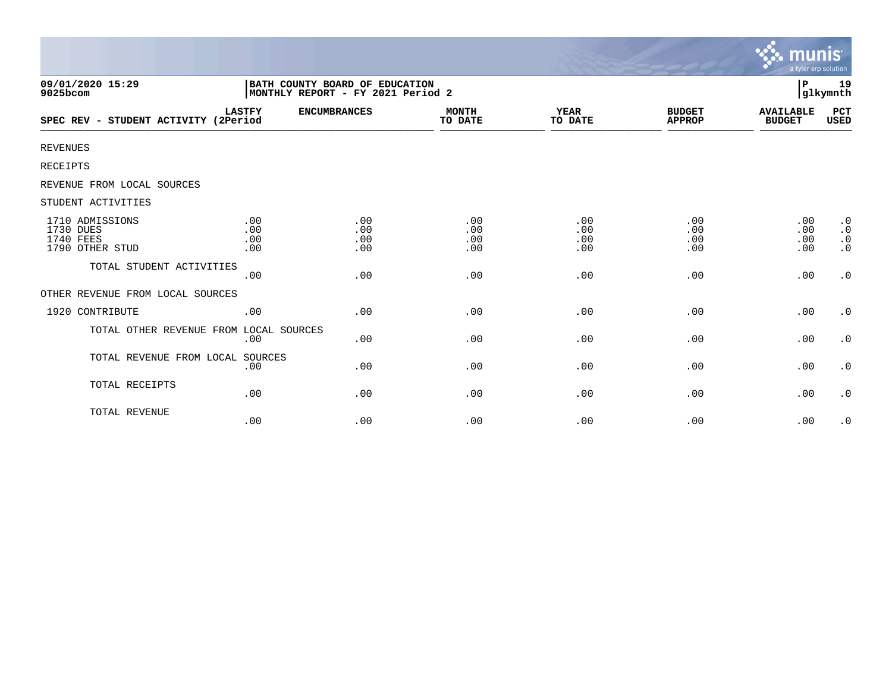**09/01/2020 15:29**
**9025bcom**

**BATH COUNTY BOARD OF EDUCATION**
**MONTHLY REPORT - FY 2021 Period 2**

**P 19**
**glkymnth**

| SPEC REV - STUDENT ACTIVITY | LASTFY (2Period | ENCUMBRANCES | MONTH TO DATE | YEAR TO DATE | BUDGET APPROP | AVAILABLE BUDGET | PCT USED |
|---|---|---|---|---|---|---|---|
| REVENUES | | | | | | | |
| RECEIPTS | | | | | | | |
| REVENUE FROM LOCAL SOURCES | | | | | | | |
| STUDENT ACTIVITIES | | | | | | | |
| 1710 ADMISSIONS | .00 | .00 | .00 | .00 | .00 | .00 | .0 |
| 1730 DUES | .00 | .00 | .00 | .00 | .00 | .00 | .0 |
| 1740 FEES | .00 | .00 | .00 | .00 | .00 | .00 | .0 |
| 1790 OTHER STUD | .00 | .00 | .00 | .00 | .00 | .00 | .0 |
| TOTAL STUDENT ACTIVITIES | .00 | .00 | .00 | .00 | .00 | .00 | .0 |
| OTHER REVENUE FROM LOCAL SOURCES | | | | | | | |
| 1920 CONTRIBUTE | .00 | .00 | .00 | .00 | .00 | .00 | .0 |
| TOTAL OTHER REVENUE FROM LOCAL SOURCES | .00 | .00 | .00 | .00 | .00 | .00 | .0 |
| TOTAL REVENUE FROM LOCAL SOURCES | .00 | .00 | .00 | .00 | .00 | .00 | .0 |
| TOTAL RECEIPTS | .00 | .00 | .00 | .00 | .00 | .00 | .0 |
| TOTAL REVENUE | .00 | .00 | .00 | .00 | .00 | .00 | .0 |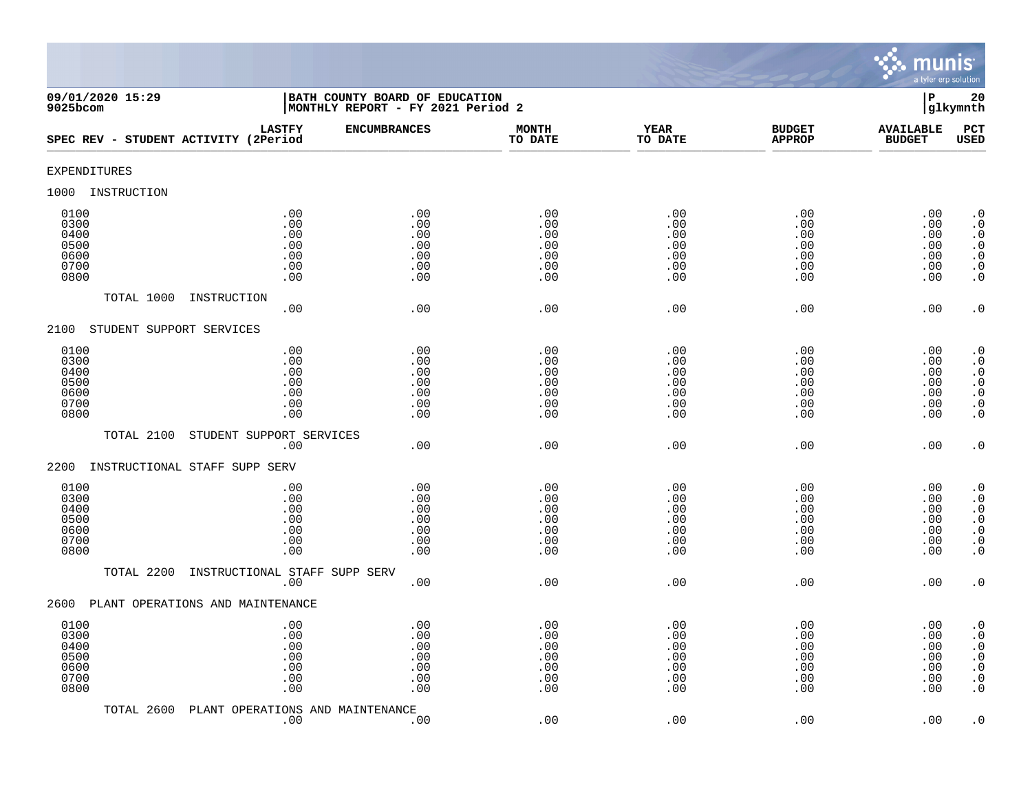**BATH COUNTY BOARD OF EDUCATION**
**MONTHLY REPORT - FY 2021 Period 2**

09/01/2020 15:29
9025bcom

P 20
glkymnth

| SPEC REV - STUDENT ACTIVITY | LASTFY (2Period | ENCUMBRANCES | MONTH TO DATE | YEAR TO DATE | BUDGET APPROP | AVAILABLE BUDGET | PCT USED |
|---|---|---|---|---|---|---|---|
| EXPENDITURES | | | | | | | |
| 1000 INSTRUCTION | | | | | | | |
| 0100 | .00 | .00 | .00 | .00 | .00 | .00 | .0 |
| 0300 | .00 | .00 | .00 | .00 | .00 | .00 | .0 |
| 0400 | .00 | .00 | .00 | .00 | .00 | .00 | .0 |
| 0500 | .00 | .00 | .00 | .00 | .00 | .00 | .0 |
| 0600 | .00 | .00 | .00 | .00 | .00 | .00 | .0 |
| 0700 | .00 | .00 | .00 | .00 | .00 | .00 | .0 |
| 0800 | .00 | .00 | .00 | .00 | .00 | .00 | .0 |
| TOTAL 1000 INSTRUCTION | .00 | .00 | .00 | .00 | .00 | .00 | .0 |
| 2100 STUDENT SUPPORT SERVICES | | | | | | | |
| 0100 | .00 | .00 | .00 | .00 | .00 | .00 | .0 |
| 0300 | .00 | .00 | .00 | .00 | .00 | .00 | .0 |
| 0400 | .00 | .00 | .00 | .00 | .00 | .00 | .0 |
| 0500 | .00 | .00 | .00 | .00 | .00 | .00 | .0 |
| 0600 | .00 | .00 | .00 | .00 | .00 | .00 | .0 |
| 0700 | .00 | .00 | .00 | .00 | .00 | .00 | .0 |
| 0800 | .00 | .00 | .00 | .00 | .00 | .00 | .0 |
| TOTAL 2100 STUDENT SUPPORT SERVICES | .00 | .00 | .00 | .00 | .00 | .00 | .0 |
| 2200 INSTRUCTIONAL STAFF SUPP SERV | | | | | | | |
| 0100 | .00 | .00 | .00 | .00 | .00 | .00 | .0 |
| 0300 | .00 | .00 | .00 | .00 | .00 | .00 | .0 |
| 0400 | .00 | .00 | .00 | .00 | .00 | .00 | .0 |
| 0500 | .00 | .00 | .00 | .00 | .00 | .00 | .0 |
| 0600 | .00 | .00 | .00 | .00 | .00 | .00 | .0 |
| 0700 | .00 | .00 | .00 | .00 | .00 | .00 | .0 |
| 0800 | .00 | .00 | .00 | .00 | .00 | .00 | .0 |
| TOTAL 2200 INSTRUCTIONAL STAFF SUPP SERV | .00 | .00 | .00 | .00 | .00 | .00 | .0 |
| 2600 PLANT OPERATIONS AND MAINTENANCE | | | | | | | |
| 0100 | .00 | .00 | .00 | .00 | .00 | .00 | .0 |
| 0300 | .00 | .00 | .00 | .00 | .00 | .00 | .0 |
| 0400 | .00 | .00 | .00 | .00 | .00 | .00 | .0 |
| 0500 | .00 | .00 | .00 | .00 | .00 | .00 | .0 |
| 0600 | .00 | .00 | .00 | .00 | .00 | .00 | .0 |
| 0700 | .00 | .00 | .00 | .00 | .00 | .00 | .0 |
| 0800 | .00 | .00 | .00 | .00 | .00 | .00 | .0 |
| TOTAL 2600 PLANT OPERATIONS AND MAINTENANCE | .00 | .00 | .00 | .00 | .00 | .00 | .0 |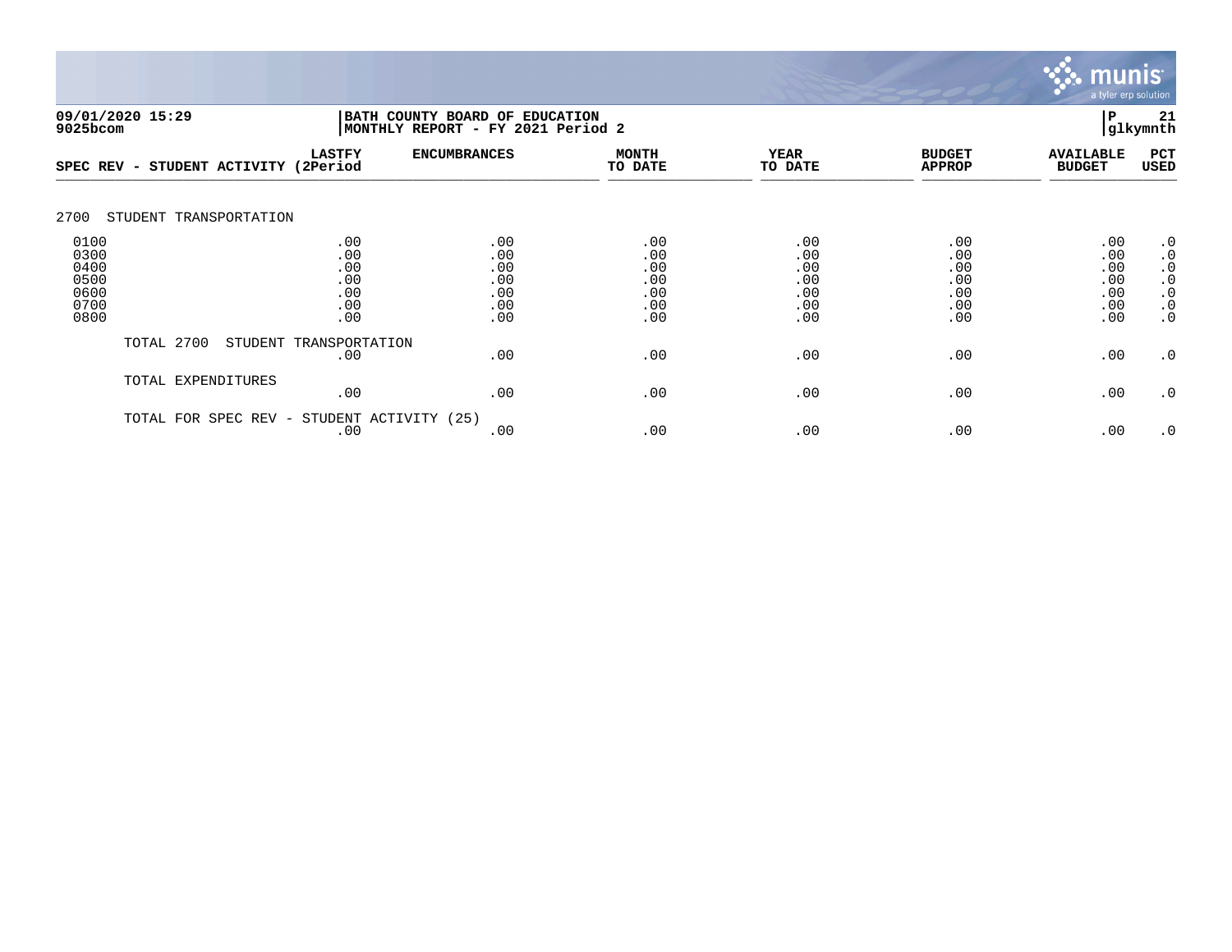**BATH COUNTY BOARD OF EDUCATION**
**MONTHLY REPORT - FY 2021 Period 2**

09/01/2020 15:29
9025bcom

| SPEC REV - STUDENT ACTIVITY | LASTFY (2Period | ENCUMBRANCES | MONTH TO DATE | YEAR TO DATE | BUDGET APPROP | AVAILABLE BUDGET | PCT USED |
|---|---|---|---|---|---|---|---|
| 2700 STUDENT TRANSPORTATION | | | | | | | |
| 0100 | .00 | .00 | .00 | .00 | .00 | .00 | .0 |
| 0300 | .00 | .00 | .00 | .00 | .00 | .00 | .0 |
| 0400 | .00 | .00 | .00 | .00 | .00 | .00 | .0 |
| 0500 | .00 | .00 | .00 | .00 | .00 | .00 | .0 |
| 0600 | .00 | .00 | .00 | .00 | .00 | .00 | .0 |
| 0700 | .00 | .00 | .00 | .00 | .00 | .00 | .0 |
| 0800 | .00 | .00 | .00 | .00 | .00 | .00 | .0 |
| TOTAL 2700 STUDENT TRANSPORTATION | .00 | .00 | .00 | .00 | .00 | .00 | .0 |
| TOTAL EXPENDITURES | .00 | .00 | .00 | .00 | .00 | .00 | .0 |
| TOTAL FOR SPEC REV - STUDENT ACTIVITY (25) | .00 | .00 | .00 | .00 | .00 | .00 | .0 |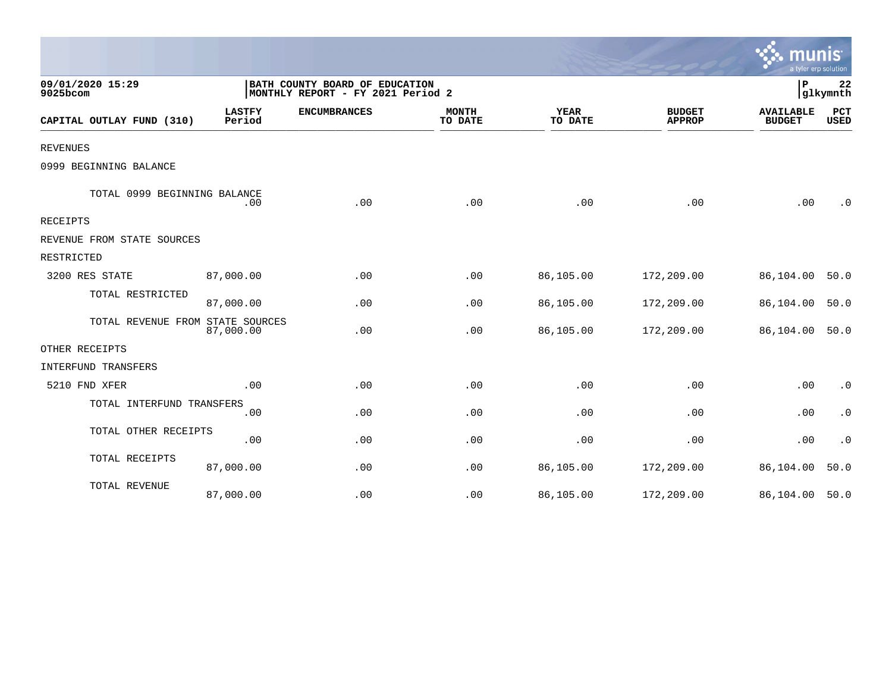09/01/2020 15:29
9025bcom

BATH COUNTY BOARD OF EDUCATION
MONTHLY REPORT - FY 2021 Period 2

P 22
glkymnth

| CAPITAL OUTLAY FUND (310) | LASTFY Period | ENCUMBRANCES | MONTH TO DATE | YEAR TO DATE | BUDGET APPROP | AVAILABLE BUDGET | PCT USED |
|---|---|---|---|---|---|---|---|
| REVENUES | | | | | | | |
| 0999 BEGINNING BALANCE | | | | | | | |
| TOTAL 0999 BEGINNING BALANCE | .00 | .00 | .00 | .00 | .00 | .00 | .0 |
| RECEIPTS | | | | | | | |
| REVENUE FROM STATE SOURCES | | | | | | | |
| RESTRICTED | | | | | | | |
| 3200 RES STATE | 87,000.00 | .00 | .00 | 86,105.00 | 172,209.00 | 86,104.00 | 50.0 |
| TOTAL RESTRICTED | 87,000.00 | .00 | .00 | 86,105.00 | 172,209.00 | 86,104.00 | 50.0 |
| TOTAL REVENUE FROM STATE SOURCES | 87,000.00 | .00 | .00 | 86,105.00 | 172,209.00 | 86,104.00 | 50.0 |
| OTHER RECEIPTS | | | | | | | |
| INTERFUND TRANSFERS | | | | | | | |
| 5210 FND XFER | .00 | .00 | .00 | .00 | .00 | .00 | .0 |
| TOTAL INTERFUND TRANSFERS | .00 | .00 | .00 | .00 | .00 | .00 | .0 |
| TOTAL OTHER RECEIPTS | .00 | .00 | .00 | .00 | .00 | .00 | .0 |
| TOTAL RECEIPTS | 87,000.00 | .00 | .00 | 86,105.00 | 172,209.00 | 86,104.00 | 50.0 |
| TOTAL REVENUE | 87,000.00 | .00 | .00 | 86,105.00 | 172,209.00 | 86,104.00 | 50.0 |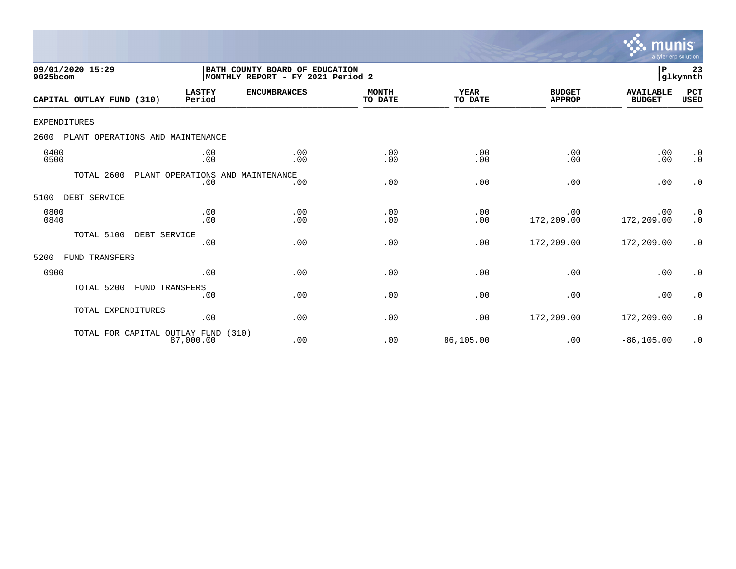09/01/2020 15:29
9025bcom

BATH COUNTY BOARD OF EDUCATION
MONTHLY REPORT - FY 2021 Period 2

P 23
glkymnth

| CAPITAL OUTLAY FUND (310) | LASTFY Period | ENCUMBRANCES | MONTH TO DATE | YEAR TO DATE | BUDGET APPROP | AVAILABLE BUDGET | PCT USED |
|---|---|---|---|---|---|---|---|
| EXPENDITURES | | | | | | | |
| 2600 PLANT OPERATIONS AND MAINTENANCE | | | | | | | |
| 0400 | .00 | .00 | .00 | .00 | .00 | .00 | .0 |
| 0500 | .00 | .00 | .00 | .00 | .00 | .00 | .0 |
| TOTAL 2600 PLANT OPERATIONS AND MAINTENANCE | .00 | .00 | .00 | .00 | .00 | .00 | .0 |
| 5100 DEBT SERVICE | | | | | | | |
| 0800 | .00 | .00 | .00 | .00 | .00 | .00 | .0 |
| 0840 | .00 | .00 | .00 | .00 | 172,209.00 | 172,209.00 | .0 |
| TOTAL 5100 DEBT SERVICE | .00 | .00 | .00 | .00 | 172,209.00 | 172,209.00 | .0 |
| 5200 FUND TRANSFERS | | | | | | | |
| 0900 | .00 | .00 | .00 | .00 | .00 | .00 | .0 |
| TOTAL 5200 FUND TRANSFERS | .00 | .00 | .00 | .00 | .00 | .00 | .0 |
| TOTAL EXPENDITURES | .00 | .00 | .00 | .00 | 172,209.00 | 172,209.00 | .0 |
| TOTAL FOR CAPITAL OUTLAY FUND (310) | 87,000.00 | .00 | .00 | 86,105.00 | .00 | -86,105.00 | .0 |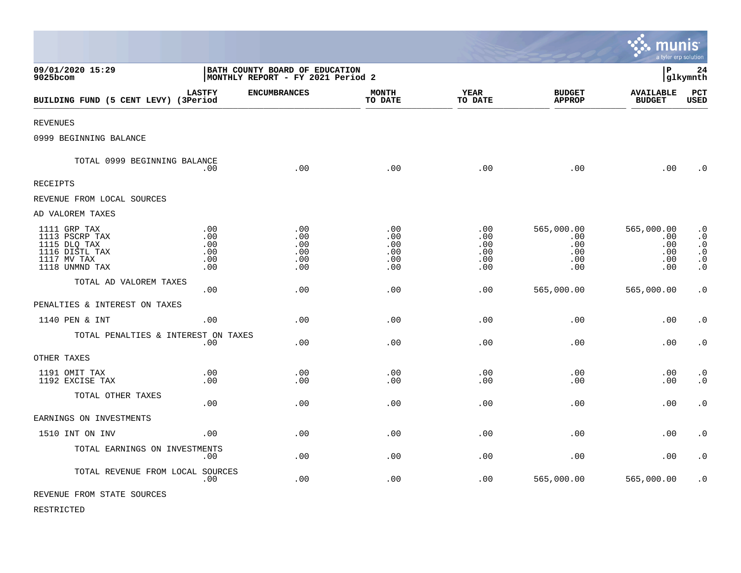09/01/2020 15:29
9025bcom

BATH COUNTY BOARD OF EDUCATION
MONTHLY REPORT - FY 2021 Period 2

P 24
glkymnth

| BUILDING FUND (5 CENT LEVY) | LASTFY (3Period | ENCUMBRANCES | MONTH TO DATE | YEAR TO DATE | BUDGET APPROP | AVAILABLE BUDGET | PCT USED |
|---|---|---|---|---|---|---|---|
| REVENUES | | | | | | | |
| 0999 BEGINNING BALANCE | | | | | | | |
| TOTAL 0999 BEGINNING BALANCE | .00 | .00 | .00 | .00 | .00 | .00 | .0 |
| RECEIPTS | | | | | | | |
| REVENUE FROM LOCAL SOURCES | | | | | | | |
| AD VALOREM TAXES | | | | | | | |
| 1111 GRP TAX | .00 | .00 | .00 | .00 | 565,000.00 | 565,000.00 | .0 |
| 1113 PSCRP TAX | .00 | .00 | .00 | .00 | .00 | .00 | .0 |
| 1115 DLQ TAX | .00 | .00 | .00 | .00 | .00 | .00 | .0 |
| 1116 DISTL TAX | .00 | .00 | .00 | .00 | .00 | .00 | .0 |
| 1117 MV TAX | .00 | .00 | .00 | .00 | .00 | .00 | .0 |
| 1118 UNMND TAX | .00 | .00 | .00 | .00 | .00 | .00 | .0 |
| TOTAL AD VALOREM TAXES | .00 | .00 | .00 | .00 | 565,000.00 | 565,000.00 | .0 |
| PENALTIES & INTEREST ON TAXES | | | | | | | |
| 1140 PEN & INT | .00 | .00 | .00 | .00 | .00 | .00 | .0 |
| TOTAL PENALTIES & INTEREST ON TAXES | .00 | .00 | .00 | .00 | .00 | .00 | .0 |
| OTHER TAXES | | | | | | | |
| 1191 OMIT TAX | .00 | .00 | .00 | .00 | .00 | .00 | .0 |
| 1192 EXCISE TAX | .00 | .00 | .00 | .00 | .00 | .00 | .0 |
| TOTAL OTHER TAXES | .00 | .00 | .00 | .00 | .00 | .00 | .0 |
| EARNINGS ON INVESTMENTS | | | | | | | |
| 1510 INT ON INV | .00 | .00 | .00 | .00 | .00 | .00 | .0 |
| TOTAL EARNINGS ON INVESTMENTS | .00 | .00 | .00 | .00 | .00 | .00 | .0 |
| TOTAL REVENUE FROM LOCAL SOURCES | .00 | .00 | .00 | .00 | 565,000.00 | 565,000.00 | .0 |
| REVENUE FROM STATE SOURCES | | | | | | | |
| RESTRICTED | | | | | | | |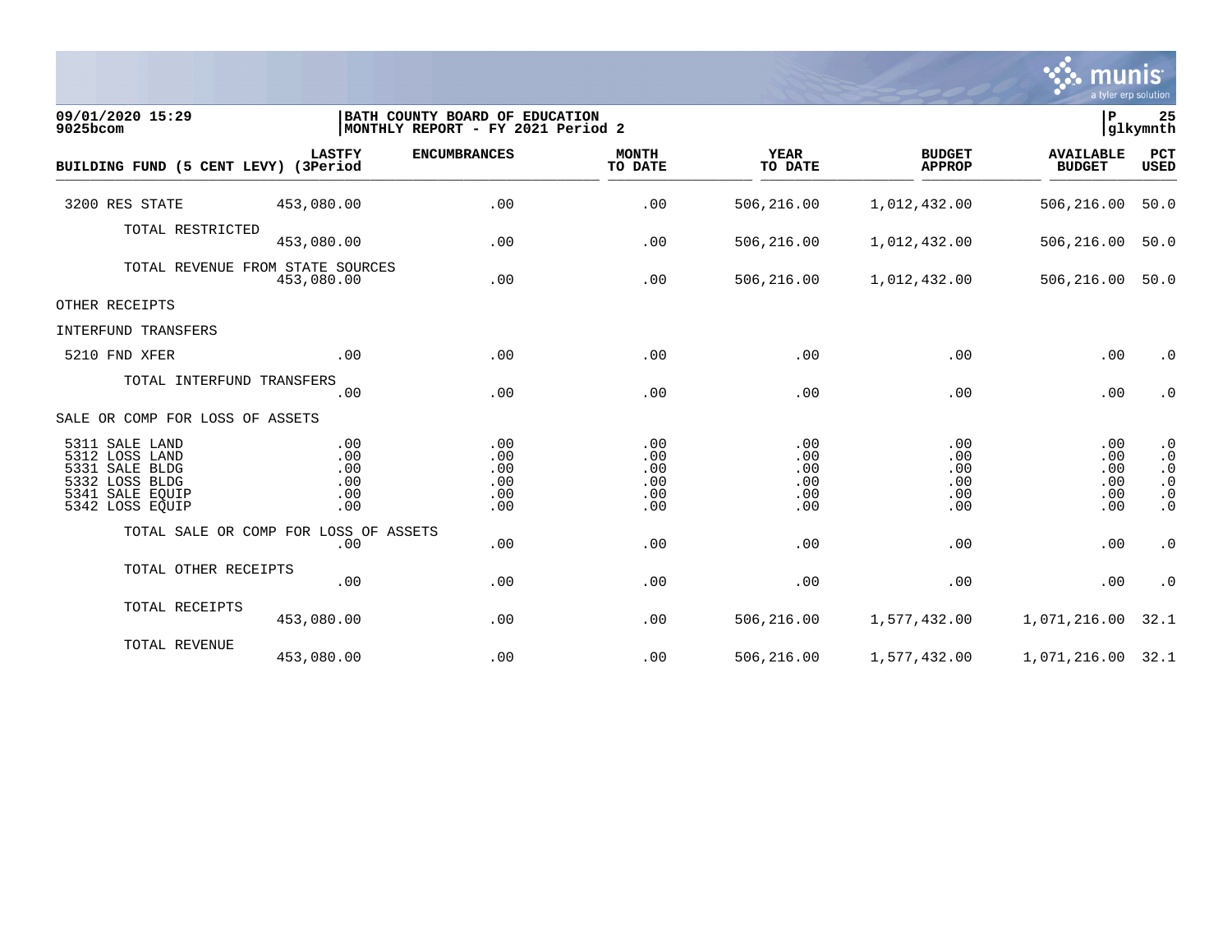09/01/2020 15:29 | BATH COUNTY BOARD OF EDUCATION | P 25
9025bcom | MONTHLY REPORT - FY 2021 Period 2 | glkymnth

| BUILDING FUND (5 CENT LEVY) | LASTFY (3Period | ENCUMBRANCES | MONTH TO DATE | YEAR TO DATE | BUDGET APPROP | AVAILABLE BUDGET | PCT USED |
|---|---|---|---|---|---|---|---|
| 3200 RES STATE | 453,080.00 | .00 | .00 | 506,216.00 | 1,012,432.00 | 506,216.00 | 50.0 |
| TOTAL RESTRICTED | 453,080.00 | .00 | .00 | 506,216.00 | 1,012,432.00 | 506,216.00 | 50.0 |
| TOTAL REVENUE FROM STATE SOURCES | 453,080.00 | .00 | .00 | 506,216.00 | 1,012,432.00 | 506,216.00 | 50.0 |
| OTHER RECEIPTS | | | | | | | |
| INTERFUND TRANSFERS | | | | | | | |
| 5210 FND XFER | .00 | .00 | .00 | .00 | .00 | .00 | .0 |
| TOTAL INTERFUND TRANSFERS | .00 | .00 | .00 | .00 | .00 | .00 | .0 |
| SALE OR COMP FOR LOSS OF ASSETS | | | | | | | |
| 5311 SALE LAND | .00 | .00 | .00 | .00 | .00 | .00 | .0 |
| 5312 LOSS LAND | .00 | .00 | .00 | .00 | .00 | .00 | .0 |
| 5331 SALE BLDG | .00 | .00 | .00 | .00 | .00 | .00 | .0 |
| 5332 LOSS BLDG | .00 | .00 | .00 | .00 | .00 | .00 | .0 |
| 5341 SALE EQUIP | .00 | .00 | .00 | .00 | .00 | .00 | .0 |
| 5342 LOSS EQUIP | .00 | .00 | .00 | .00 | .00 | .00 | .0 |
| TOTAL SALE OR COMP FOR LOSS OF ASSETS | .00 | .00 | .00 | .00 | .00 | .00 | .0 |
| TOTAL OTHER RECEIPTS | .00 | .00 | .00 | .00 | .00 | .00 | .0 |
| TOTAL RECEIPTS | 453,080.00 | .00 | .00 | 506,216.00 | 1,577,432.00 | 1,071,216.00 | 32.1 |
| TOTAL REVENUE | 453,080.00 | .00 | .00 | 506,216.00 | 1,577,432.00 | 1,071,216.00 | 32.1 |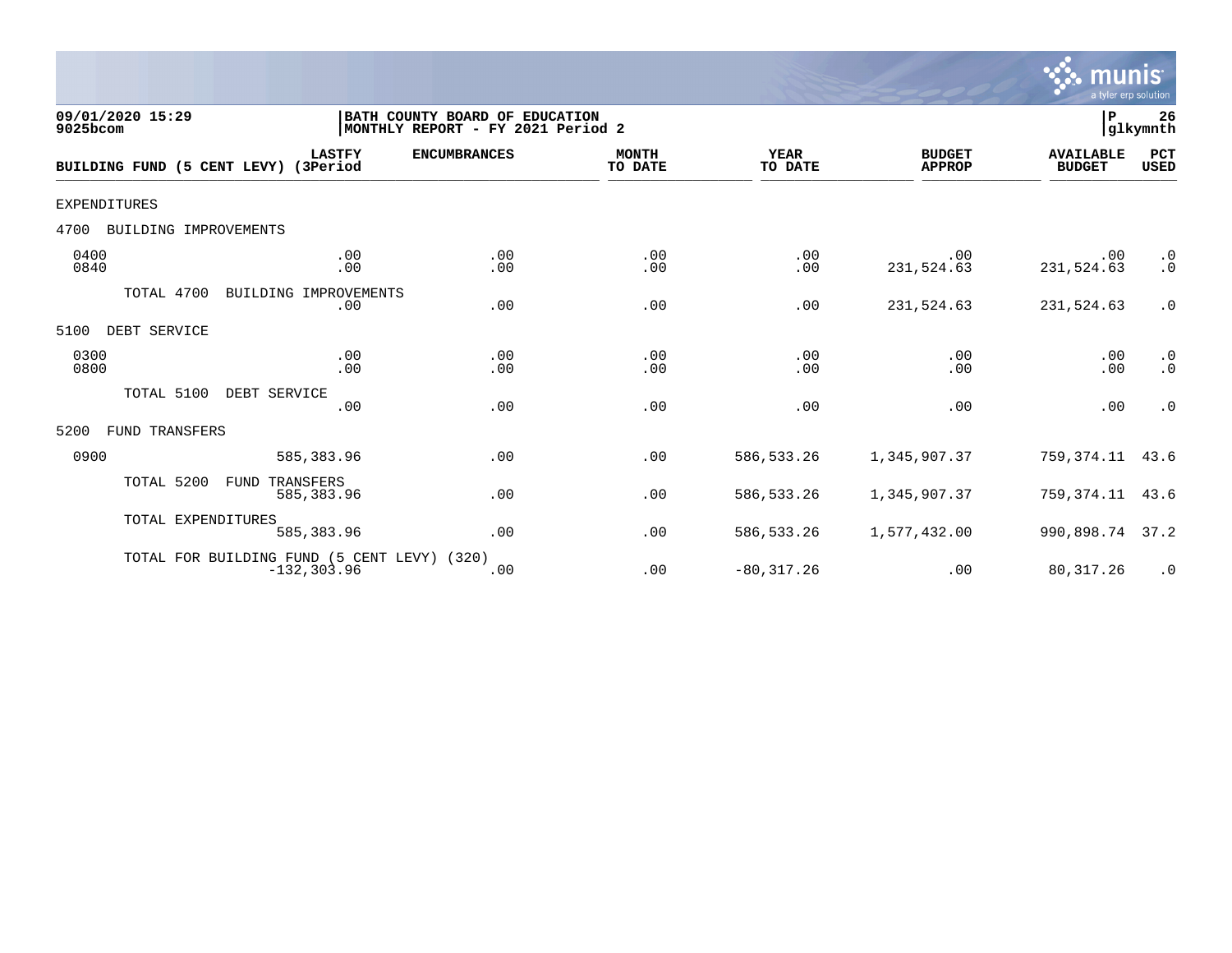09/01/2020 15:29
9025bcom

BATH COUNTY BOARD OF EDUCATION
MONTHLY REPORT - FY 2021 Period 2

P 26
glkymnth

| BUILDING FUND (5 CENT LEVY) | LASTFY (3Period | ENCUMBRANCES | MONTH TO DATE | YEAR TO DATE | BUDGET APPROP | AVAILABLE BUDGET | PCT USED |
|---|---|---|---|---|---|---|---|
| EXPENDITURES | | | | | | | |
| 4700 BUILDING IMPROVEMENTS | | | | | | | |
| 0400 | .00 | .00 | .00 | .00 | .00 | .00 | .0 |
| 0840 | .00 | .00 | .00 | .00 | 231,524.63 | 231,524.63 | .0 |
| TOTAL 4700 BUILDING IMPROVEMENTS | .00 | .00 | .00 | .00 | 231,524.63 | 231,524.63 | .0 |
| 5100 DEBT SERVICE | | | | | | | |
| 0300 | .00 | .00 | .00 | .00 | .00 | .00 | .0 |
| 0800 | .00 | .00 | .00 | .00 | .00 | .00 | .0 |
| TOTAL 5100 DEBT SERVICE | .00 | .00 | .00 | .00 | .00 | .00 | .0 |
| 5200 FUND TRANSFERS | | | | | | | |
| 0900 | 585,383.96 | .00 | .00 | 586,533.26 | 1,345,907.37 | 759,374.11 | 43.6 |
| TOTAL 5200 FUND TRANSFERS | 585,383.96 | .00 | .00 | 586,533.26 | 1,345,907.37 | 759,374.11 | 43.6 |
| TOTAL EXPENDITURES | 585,383.96 | .00 | .00 | 586,533.26 | 1,577,432.00 | 990,898.74 | 37.2 |
| TOTAL FOR BUILDING FUND (5 CENT LEVY) (320) | -132,303.96 | .00 | .00 | -80,317.26 | .00 | 80,317.26 | .0 |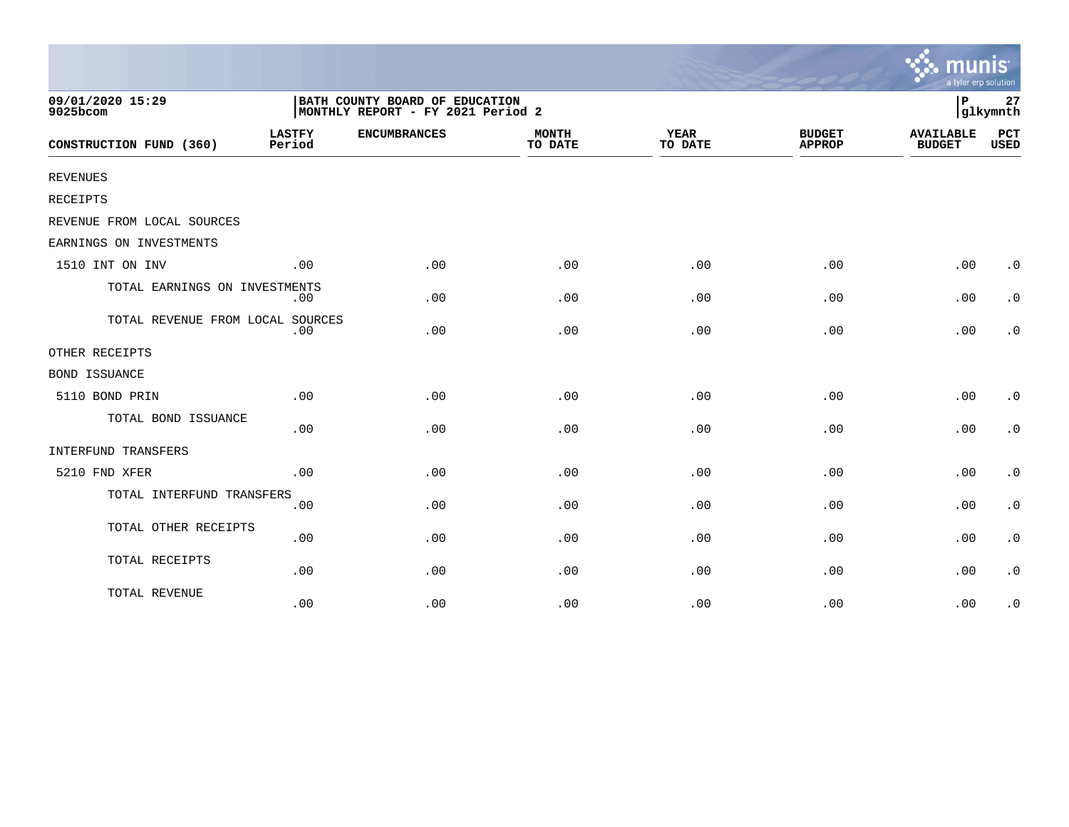09/01/2020 15:29
9025bcom

BATH COUNTY BOARD OF EDUCATION
MONTHLY REPORT - FY 2021 Period 2

P 27
glkymnth

| CONSTRUCTION FUND (360) | LASTFY Period | ENCUMBRANCES | MONTH TO DATE | YEAR TO DATE | BUDGET APPROP | AVAILABLE BUDGET | PCT USED |
|---|---|---|---|---|---|---|---|
| REVENUES | | | | | | | |
| RECEIPTS | | | | | | | |
| REVENUE FROM LOCAL SOURCES | | | | | | | |
| EARNINGS ON INVESTMENTS | | | | | | | |
| 1510 INT ON INV | .00 | .00 | .00 | .00 | .00 | .00 | .0 |
| TOTAL EARNINGS ON INVESTMENTS | .00 | .00 | .00 | .00 | .00 | .00 | .0 |
| TOTAL REVENUE FROM LOCAL SOURCES | .00 | .00 | .00 | .00 | .00 | .00 | .0 |
| OTHER RECEIPTS | | | | | | | |
| BOND ISSUANCE | | | | | | | |
| 5110 BOND PRIN | .00 | .00 | .00 | .00 | .00 | .00 | .0 |
| TOTAL BOND ISSUANCE | .00 | .00 | .00 | .00 | .00 | .00 | .0 |
| INTERFUND TRANSFERS | | | | | | | |
| 5210 FND XFER | .00 | .00 | .00 | .00 | .00 | .00 | .0 |
| TOTAL INTERFUND TRANSFERS | .00 | .00 | .00 | .00 | .00 | .00 | .0 |
| TOTAL OTHER RECEIPTS | .00 | .00 | .00 | .00 | .00 | .00 | .0 |
| TOTAL RECEIPTS | .00 | .00 | .00 | .00 | .00 | .00 | .0 |
| TOTAL REVENUE | .00 | .00 | .00 | .00 | .00 | .00 | .0 |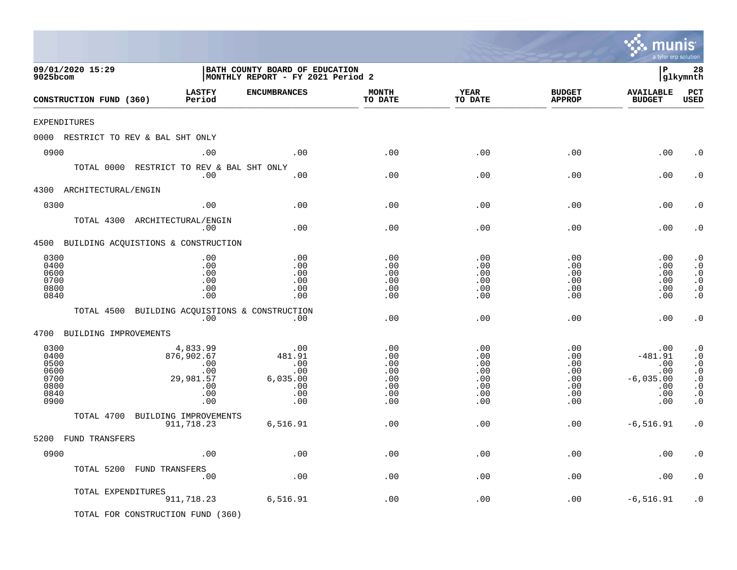09/01/2020 15:29
9025bcom

BATH COUNTY BOARD OF EDUCATION
MONTHLY REPORT - FY 2021 Period 2

P 28
glkymnth

| CONSTRUCTION FUND (360) | LASTFY Period | ENCUMBRANCES | MONTH TO DATE | YEAR TO DATE | BUDGET APPROP | AVAILABLE BUDGET | PCT USED |
|---|---|---|---|---|---|---|---|
| EXPENDITURES | | | | | | | |
| 0000 RESTRICT TO REV & BAL SHT ONLY | | | | | | | |
| 0900 | .00 | .00 | .00 | .00 | .00 | .00 | .0 |
| TOTAL 0000 RESTRICT TO REV & BAL SHT ONLY | .00 | .00 | .00 | .00 | .00 | .00 | .0 |
| 4300 ARCHITECTURAL/ENGIN | | | | | | | |
| 0300 | .00 | .00 | .00 | .00 | .00 | .00 | .0 |
| TOTAL 4300 ARCHITECTURAL/ENGIN | .00 | .00 | .00 | .00 | .00 | .00 | .0 |
| 4500 BUILDING ACQUISTIONS & CONSTRUCTION | | | | | | | |
| 0300 | .00 | .00 | .00 | .00 | .00 | .00 | .0 |
| 0400 | .00 | .00 | .00 | .00 | .00 | .00 | .0 |
| 0600 | .00 | .00 | .00 | .00 | .00 | .00 | .0 |
| 0700 | .00 | .00 | .00 | .00 | .00 | .00 | .0 |
| 0800 | .00 | .00 | .00 | .00 | .00 | .00 | .0 |
| 0840 | .00 | .00 | .00 | .00 | .00 | .00 | .0 |
| TOTAL 4500 BUILDING ACQUISTIONS & CONSTRUCTION | .00 | .00 | .00 | .00 | .00 | .00 | .0 |
| 4700 BUILDING IMPROVEMENTS | | | | | | | |
| 0300 | 4,833.99 | .00 | .00 | .00 | .00 | .00 | .0 |
| 0400 | 876,902.67 | 481.91 | .00 | .00 | .00 | -481.91 | .0 |
| 0500 | .00 | .00 | .00 | .00 | .00 | .00 | .0 |
| 0600 | .00 | .00 | .00 | .00 | .00 | .00 | .0 |
| 0700 | 29,981.57 | 6,035.00 | .00 | .00 | .00 | -6,035.00 | .0 |
| 0800 | .00 | .00 | .00 | .00 | .00 | .00 | .0 |
| 0840 | .00 | .00 | .00 | .00 | .00 | .00 | .0 |
| 0900 | .00 | .00 | .00 | .00 | .00 | .00 | .0 |
| TOTAL 4700 BUILDING IMPROVEMENTS | 911,718.23 | 6,516.91 | .00 | .00 | .00 | -6,516.91 | .0 |
| 5200 FUND TRANSFERS | | | | | | | |
| 0900 | .00 | .00 | .00 | .00 | .00 | .00 | .0 |
| TOTAL 5200 FUND TRANSFERS | .00 | .00 | .00 | .00 | .00 | .00 | .0 |
| TOTAL EXPENDITURES | 911,718.23 | 6,516.91 | .00 | .00 | .00 | -6,516.91 | .0 |

TOTAL FOR CONSTRUCTION FUND (360)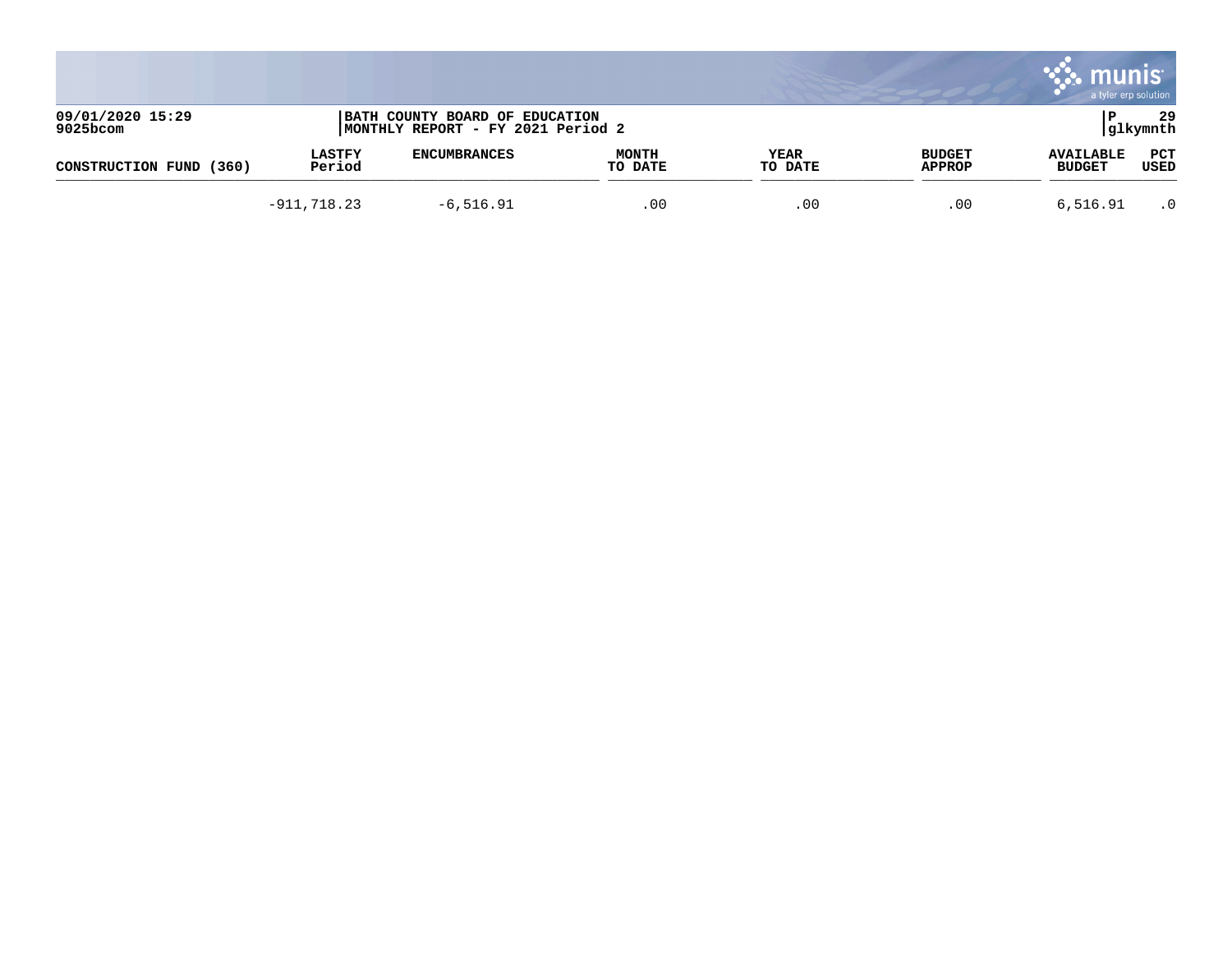| CONSTRUCTION FUND (360) | LASTFY Period | ENCUMBRANCES | MONTH TO DATE | YEAR TO DATE | BUDGET APPROP | AVAILABLE BUDGET | PCT USED |
|---|---|---|---|---|---|---|---|
| | -911,718.23 | -6,516.91 | .00 | .00 | .00 | 6,516.91 | .0 |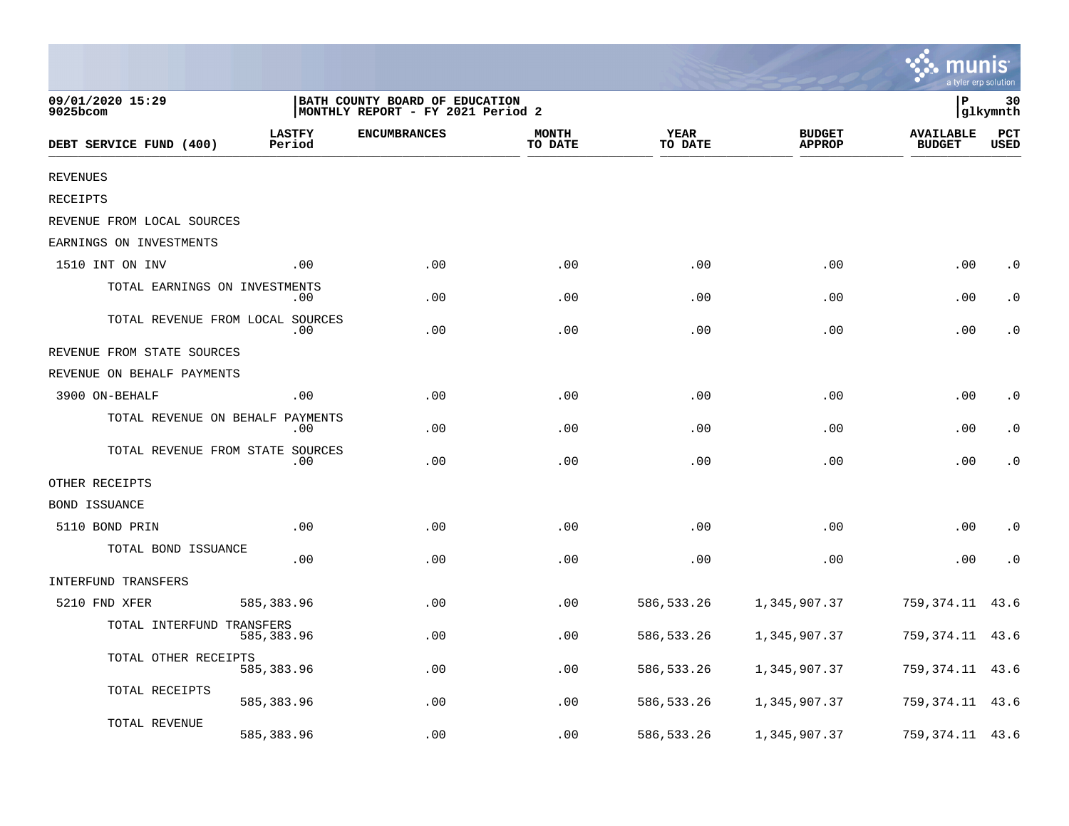**09/01/2020 15:29**
**9025bcom**

**BATH COUNTY BOARD OF EDUCATION**
**MONTHLY REPORT - FY 2021 Period 2**

**P 30**
**glkymnth**

| DEBT SERVICE FUND (400) | LASTFY Period | ENCUMBRANCES | MONTH TO DATE | YEAR TO DATE | BUDGET APPROP | AVAILABLE BUDGET | PCT USED |
|---|---|---|---|---|---|---|---|
| REVENUES | | | | | | | |
| RECEIPTS | | | | | | | |
| REVENUE FROM LOCAL SOURCES | | | | | | | |
| EARNINGS ON INVESTMENTS | | | | | | | |
| 1510 INT ON INV | .00 | .00 | .00 | .00 | .00 | .00 | .0 |
| TOTAL EARNINGS ON INVESTMENTS | .00 | .00 | .00 | .00 | .00 | .00 | .0 |
| TOTAL REVENUE FROM LOCAL SOURCES | .00 | .00 | .00 | .00 | .00 | .00 | .0 |
| REVENUE FROM STATE SOURCES | | | | | | | |
| REVENUE ON BEHALF PAYMENTS | | | | | | | |
| 3900 ON-BEHALF | .00 | .00 | .00 | .00 | .00 | .00 | .0 |
| TOTAL REVENUE ON BEHALF PAYMENTS | .00 | .00 | .00 | .00 | .00 | .00 | .0 |
| TOTAL REVENUE FROM STATE SOURCES | .00 | .00 | .00 | .00 | .00 | .00 | .0 |
| OTHER RECEIPTS | | | | | | | |
| BOND ISSUANCE | | | | | | | |
| 5110 BOND PRIN | .00 | .00 | .00 | .00 | .00 | .00 | .0 |
| TOTAL BOND ISSUANCE | .00 | .00 | .00 | .00 | .00 | .00 | .0 |
| INTERFUND TRANSFERS | | | | | | | |
| 5210 FND XFER | 585,383.96 | .00 | .00 | 586,533.26 | 1,345,907.37 | 759,374.11 | 43.6 |
| TOTAL INTERFUND TRANSFERS | 585,383.96 | .00 | .00 | 586,533.26 | 1,345,907.37 | 759,374.11 | 43.6 |
| TOTAL OTHER RECEIPTS | 585,383.96 | .00 | .00 | 586,533.26 | 1,345,907.37 | 759,374.11 | 43.6 |
| TOTAL RECEIPTS | 585,383.96 | .00 | .00 | 586,533.26 | 1,345,907.37 | 759,374.11 | 43.6 |
| TOTAL REVENUE | 585,383.96 | .00 | .00 | 586,533.26 | 1,345,907.37 | 759,374.11 | 43.6 |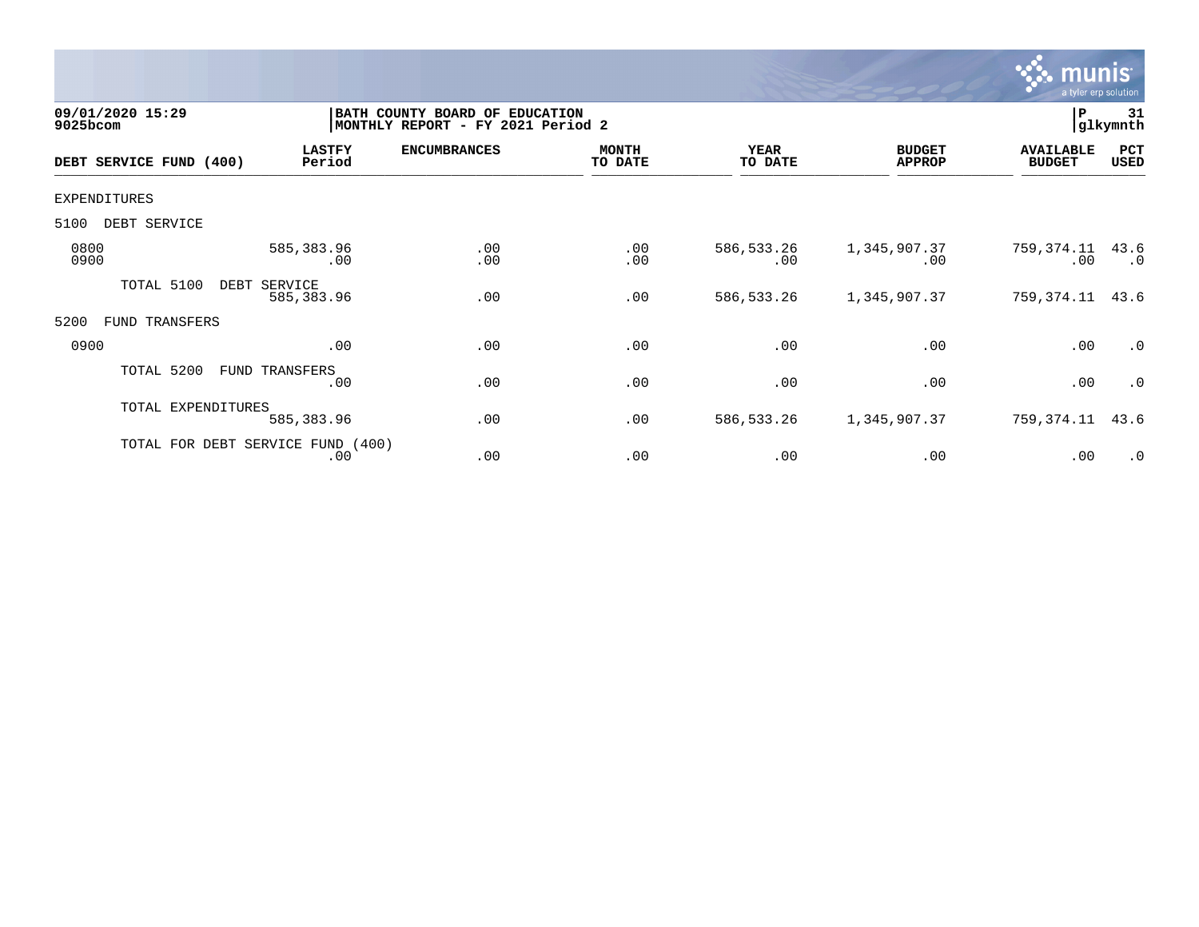09/01/2020 15:29
9025bcom

BATH COUNTY BOARD OF EDUCATION
MONTHLY REPORT - FY 2021 Period 2

P 31
glkymnth

| DEBT SERVICE FUND (400) | LASTFY Period | ENCUMBRANCES | MONTH TO DATE | YEAR TO DATE | BUDGET APPROP | AVAILABLE BUDGET | PCT USED |
|---|---|---|---|---|---|---|---|
| EXPENDITURES | | | | | | | |
| 5100 DEBT SERVICE | | | | | | | |
| 0800 | 585,383.96 | .00 | .00 | 586,533.26 | 1,345,907.37 | 759,374.11 | 43.6 |
| 0900 | .00 | .00 | .00 | .00 | .00 | .00 | .0 |
| TOTAL 5100 DEBT SERVICE | 585,383.96 | .00 | .00 | 586,533.26 | 1,345,907.37 | 759,374.11 | 43.6 |
| 5200 FUND TRANSFERS | | | | | | | |
| 0900 | .00 | .00 | .00 | .00 | .00 | .00 | .0 |
| TOTAL 5200 FUND TRANSFERS | .00 | .00 | .00 | .00 | .00 | .00 | .0 |
| TOTAL EXPENDITURES | 585,383.96 | .00 | .00 | 586,533.26 | 1,345,907.37 | 759,374.11 | 43.6 |
| TOTAL FOR DEBT SERVICE FUND (400) | .00 | .00 | .00 | .00 | .00 | .00 | .0 |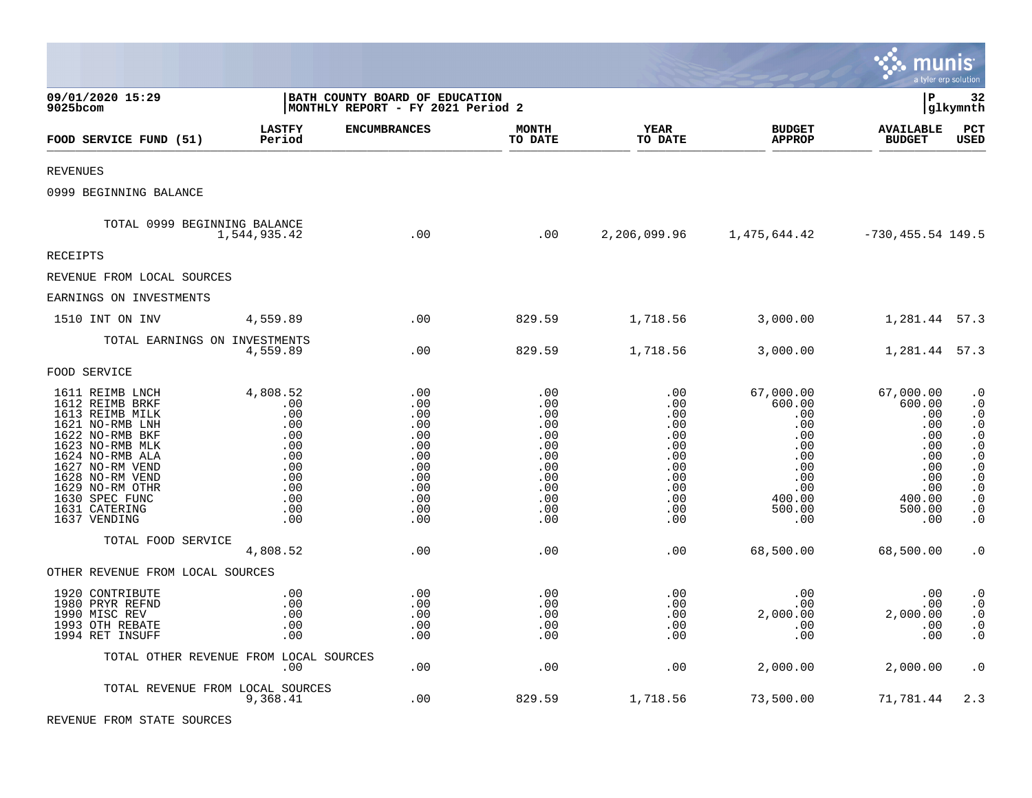**09/01/2020 15:29**
**9025bcom**

**BATH COUNTY BOARD OF EDUCATION**
**MONTHLY REPORT - FY 2021 Period 2**

**P 32**
**glkymnth**

| FOOD SERVICE FUND (51) | LASTFY Period | ENCUMBRANCES | MONTH TO DATE | YEAR TO DATE | BUDGET APPROP | AVAILABLE BUDGET | PCT USED |
|---|---|---|---|---|---|---|---|
| REVENUES | | | | | | | |
| 0999 BEGINNING BALANCE | | | | | | | |
| TOTAL 0999 BEGINNING BALANCE | 1,544,935.42 | .00 | .00 | 2,206,099.96 | 1,475,644.42 | -730,455.54 | 149.5 |
| RECEIPTS | | | | | | | |
| REVENUE FROM LOCAL SOURCES | | | | | | | |
| EARNINGS ON INVESTMENTS | | | | | | | |
| 1510 INT ON INV | 4,559.89 | .00 | 829.59 | 1,718.56 | 3,000.00 | 1,281.44 | 57.3 |
| TOTAL EARNINGS ON INVESTMENTS | 4,559.89 | .00 | 829.59 | 1,718.56 | 3,000.00 | 1,281.44 | 57.3 |
| FOOD SERVICE | | | | | | | |
| 1611 REIMB LNCH | 4,808.52 | .00 | .00 | .00 | 67,000.00 | 67,000.00 | .0 |
| 1612 REIMB BRKF | .00 | .00 | .00 | .00 | 600.00 | 600.00 | .0 |
| 1613 REIMB MILK | .00 | .00 | .00 | .00 | .00 | .00 | .0 |
| 1621 NO-RMB LNH | .00 | .00 | .00 | .00 | .00 | .00 | .0 |
| 1622 NO-RMB BKF | .00 | .00 | .00 | .00 | .00 | .00 | .0 |
| 1623 NO-RMB MLK | .00 | .00 | .00 | .00 | .00 | .00 | .0 |
| 1624 NO-RMB ALA | .00 | .00 | .00 | .00 | .00 | .00 | .0 |
| 1627 NO-RM VEND | .00 | .00 | .00 | .00 | .00 | .00 | .0 |
| 1628 NO-RM VEND | .00 | .00 | .00 | .00 | .00 | .00 | .0 |
| 1629 NO-RM OTHR | .00 | .00 | .00 | .00 | .00 | .00 | .0 |
| 1630 SPEC FUNC | .00 | .00 | .00 | .00 | 400.00 | 400.00 | .0 |
| 1631 CATERING | .00 | .00 | .00 | .00 | 500.00 | 500.00 | .0 |
| 1637 VENDING | .00 | .00 | .00 | .00 | .00 | .00 | .0 |
| TOTAL FOOD SERVICE | 4,808.52 | .00 | .00 | .00 | 68,500.00 | 68,500.00 | .0 |
| OTHER REVENUE FROM LOCAL SOURCES | | | | | | | |
| 1920 CONTRIBUTE | .00 | .00 | .00 | .00 | .00 | .00 | .0 |
| 1980 PRYR REFND | .00 | .00 | .00 | .00 | .00 | .00 | .0 |
| 1990 MISC REV | .00 | .00 | .00 | .00 | 2,000.00 | 2,000.00 | .0 |
| 1993 OTH REBATE | .00 | .00 | .00 | .00 | .00 | .00 | .0 |
| 1994 RET INSUFF | .00 | .00 | .00 | .00 | .00 | .00 | .0 |
| TOTAL OTHER REVENUE FROM LOCAL SOURCES | .00 | .00 | .00 | .00 | 2,000.00 | 2,000.00 | .0 |
| TOTAL REVENUE FROM LOCAL SOURCES | 9,368.41 | .00 | 829.59 | 1,718.56 | 73,500.00 | 71,781.44 | 2.3 |
| REVENUE FROM STATE SOURCES | | | | | | | |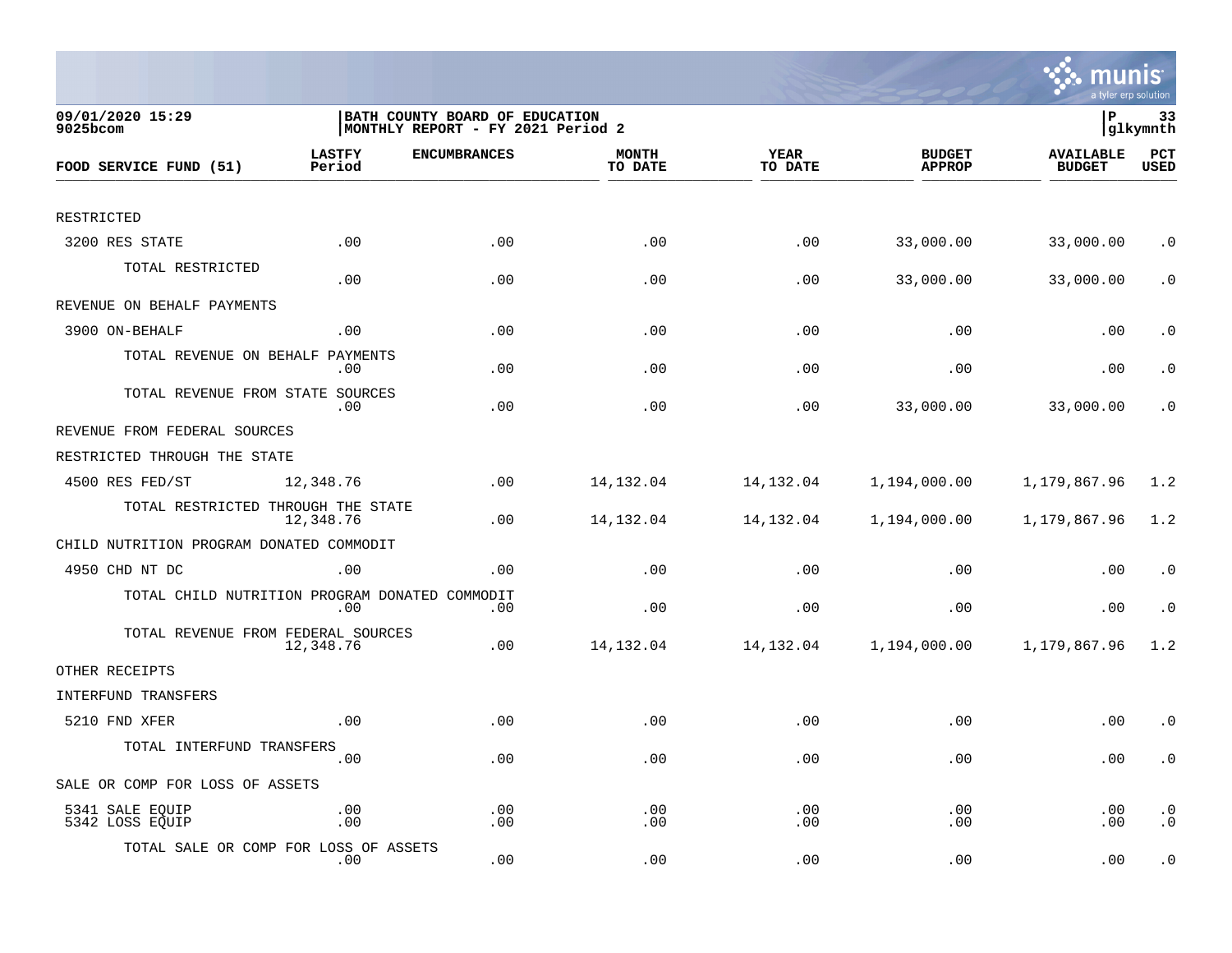09/01/2020 15:29
9025bcom

BATH COUNTY BOARD OF EDUCATION
MONTHLY REPORT - FY 2021 Period 2

P 33
glkymnth

| FOOD SERVICE FUND (51) | LASTFY Period | ENCUMBRANCES | MONTH TO DATE | YEAR TO DATE | BUDGET APPROP | AVAILABLE BUDGET | PCT USED |
|---|---|---|---|---|---|---|---|
| RESTRICTED | | | | | | | |
| 3200 RES STATE | .00 | .00 | .00 | .00 | 33,000.00 | 33,000.00 | .0 |
| TOTAL RESTRICTED | .00 | .00 | .00 | .00 | 33,000.00 | 33,000.00 | .0 |
| REVENUE ON BEHALF PAYMENTS | | | | | | | |
| 3900 ON-BEHALF | .00 | .00 | .00 | .00 | .00 | .00 | .0 |
| TOTAL REVENUE ON BEHALF PAYMENTS | .00 | .00 | .00 | .00 | .00 | .00 | .0 |
| TOTAL REVENUE FROM STATE SOURCES | .00 | .00 | .00 | .00 | 33,000.00 | 33,000.00 | .0 |
| REVENUE FROM FEDERAL SOURCES | | | | | | | |
| RESTRICTED THROUGH THE STATE | | | | | | | |
| 4500 RES FED/ST | 12,348.76 | .00 | 14,132.04 | 14,132.04 | 1,194,000.00 | 1,179,867.96 | 1.2 |
| TOTAL RESTRICTED THROUGH THE STATE | 12,348.76 | .00 | 14,132.04 | 14,132.04 | 1,194,000.00 | 1,179,867.96 | 1.2 |
| CHILD NUTRITION PROGRAM DONATED COMMODIT | | | | | | | |
| 4950 CHD NT DC | .00 | .00 | .00 | .00 | .00 | .00 | .0 |
| TOTAL CHILD NUTRITION PROGRAM DONATED COMMODIT | .00 | .00 | .00 | .00 | .00 | .00 | .0 |
| TOTAL REVENUE FROM FEDERAL SOURCES | 12,348.76 | .00 | 14,132.04 | 14,132.04 | 1,194,000.00 | 1,179,867.96 | 1.2 |
| OTHER RECEIPTS | | | | | | | |
| INTERFUND TRANSFERS | | | | | | | |
| 5210 FND XFER | .00 | .00 | .00 | .00 | .00 | .00 | .0 |
| TOTAL INTERFUND TRANSFERS | .00 | .00 | .00 | .00 | .00 | .00 | .0 |
| SALE OR COMP FOR LOSS OF ASSETS | | | | | | | |
| 5341 SALE EQUIP | .00 | .00 | .00 | .00 | .00 | .00 | .0 |
| 5342 LOSS EQUIP | .00 | .00 | .00 | .00 | .00 | .00 | .0 |
| TOTAL SALE OR COMP FOR LOSS OF ASSETS | .00 | .00 | .00 | .00 | .00 | .00 | .0 |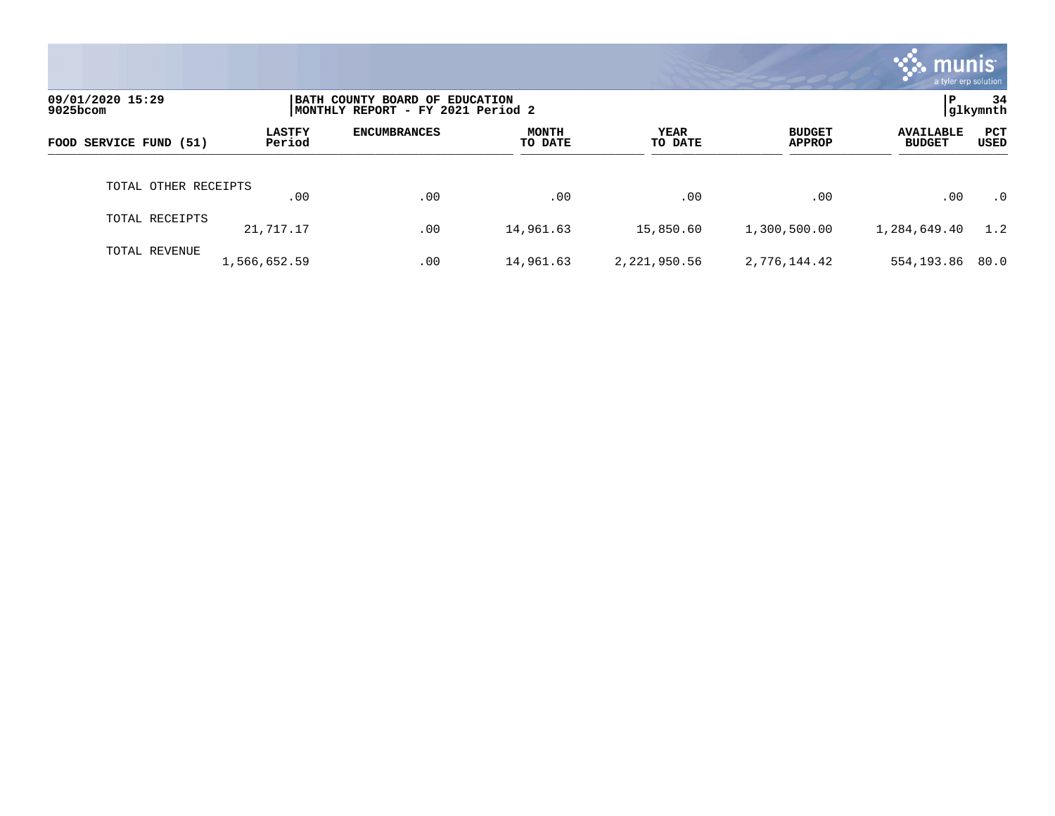09/01/2020 15:29
9025bcom

BATH COUNTY BOARD OF EDUCATION
MONTHLY REPORT - FY 2021 Period 2

P 34
glkymnth

| FOOD SERVICE FUND (51) | LASTFY Period | ENCUMBRANCES | MONTH TO DATE | YEAR TO DATE | BUDGET APPROP | AVAILABLE BUDGET | PCT USED |
|---|---|---|---|---|---|---|---|
| TOTAL OTHER RECEIPTS | .00 | .00 | .00 | .00 | .00 | .00 | .0 |
| TOTAL RECEIPTS | 21,717.17 | .00 | 14,961.63 | 15,850.60 | 1,300,500.00 | 1,284,649.40 | 1.2 |
| TOTAL REVENUE | 1,566,652.59 | .00 | 14,961.63 | 2,221,950.56 | 2,776,144.42 | 554,193.86 | 80.0 |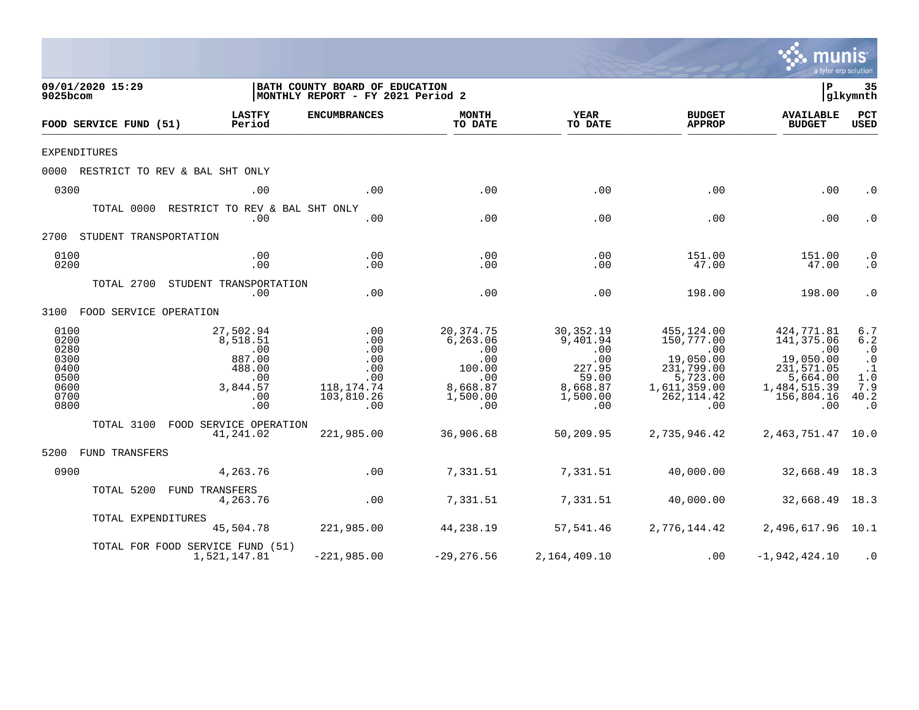09/01/2020 15:29
9025bcom

BATH COUNTY BOARD OF EDUCATION
MONTHLY REPORT - FY 2021 Period 2

P 35
glkymnth

| FOOD SERVICE FUND (51) | LASTFY Period | ENCUMBRANCES | MONTH TO DATE | YEAR TO DATE | BUDGET APPROP | AVAILABLE BUDGET | PCT USED |
|---|---|---|---|---|---|---|---|
| EXPENDITURES | | | | | | | |
| 0000 RESTRICT TO REV & BAL SHT ONLY | | | | | | | |
| 0300 | .00 | .00 | .00 | .00 | .00 | .00 | .0 |
| TOTAL 0000 RESTRICT TO REV & BAL SHT ONLY | .00 | .00 | .00 | .00 | .00 | .00 | .0 |
| 2700 STUDENT TRANSPORTATION | | | | | | | |
| 0100 | .00 | .00 | .00 | .00 | 151.00 | 151.00 | .0 |
| 0200 | .00 | .00 | .00 | .00 | 47.00 | 47.00 | .0 |
| TOTAL 2700 STUDENT TRANSPORTATION | .00 | .00 | .00 | .00 | 198.00 | 198.00 | .0 |
| 3100 FOOD SERVICE OPERATION | | | | | | | |
| 0100 | 27,502.94 | .00 | 20,374.75 | 30,352.19 | 455,124.00 | 424,771.81 | 6.7 |
| 0200 | 8,518.51 | .00 | 6,263.06 | 9,401.94 | 150,777.00 | 141,375.06 | 6.2 |
| 0280 | .00 | .00 | .00 | .00 | .00 | .00 | .0 |
| 0300 | 887.00 | .00 | .00 | .00 | 19,050.00 | 19,050.00 | .0 |
| 0400 | 488.00 | .00 | 100.00 | 227.95 | 231,799.00 | 231,571.05 | .1 |
| 0500 | .00 | .00 | .00 | 59.00 | 5,723.00 | 5,664.00 | 1.0 |
| 0600 | 3,844.57 | 118,174.74 | 8,668.87 | 8,668.87 | 1,611,359.00 | 1,484,515.39 | 7.9 |
| 0700 | .00 | 103,810.26 | 1,500.00 | 1,500.00 | 262,114.42 | 156,804.16 | 40.2 |
| 0800 | .00 | .00 | .00 | .00 | .00 | .00 | .0 |
| TOTAL 3100 FOOD SERVICE OPERATION | 41,241.02 | 221,985.00 | 36,906.68 | 50,209.95 | 2,735,946.42 | 2,463,751.47 | 10.0 |
| 5200 FUND TRANSFERS | | | | | | | |
| 0900 | 4,263.76 | .00 | 7,331.51 | 7,331.51 | 40,000.00 | 32,668.49 | 18.3 |
| TOTAL 5200 FUND TRANSFERS | 4,263.76 | .00 | 7,331.51 | 7,331.51 | 40,000.00 | 32,668.49 | 18.3 |
| TOTAL EXPENDITURES | 45,504.78 | 221,985.00 | 44,238.19 | 57,541.46 | 2,776,144.42 | 2,496,617.96 | 10.1 |
| TOTAL FOR FOOD SERVICE FUND (51) | 1,521,147.81 | -221,985.00 | -29,276.56 | 2,164,409.10 | .00 | -1,942,424.10 | .0 |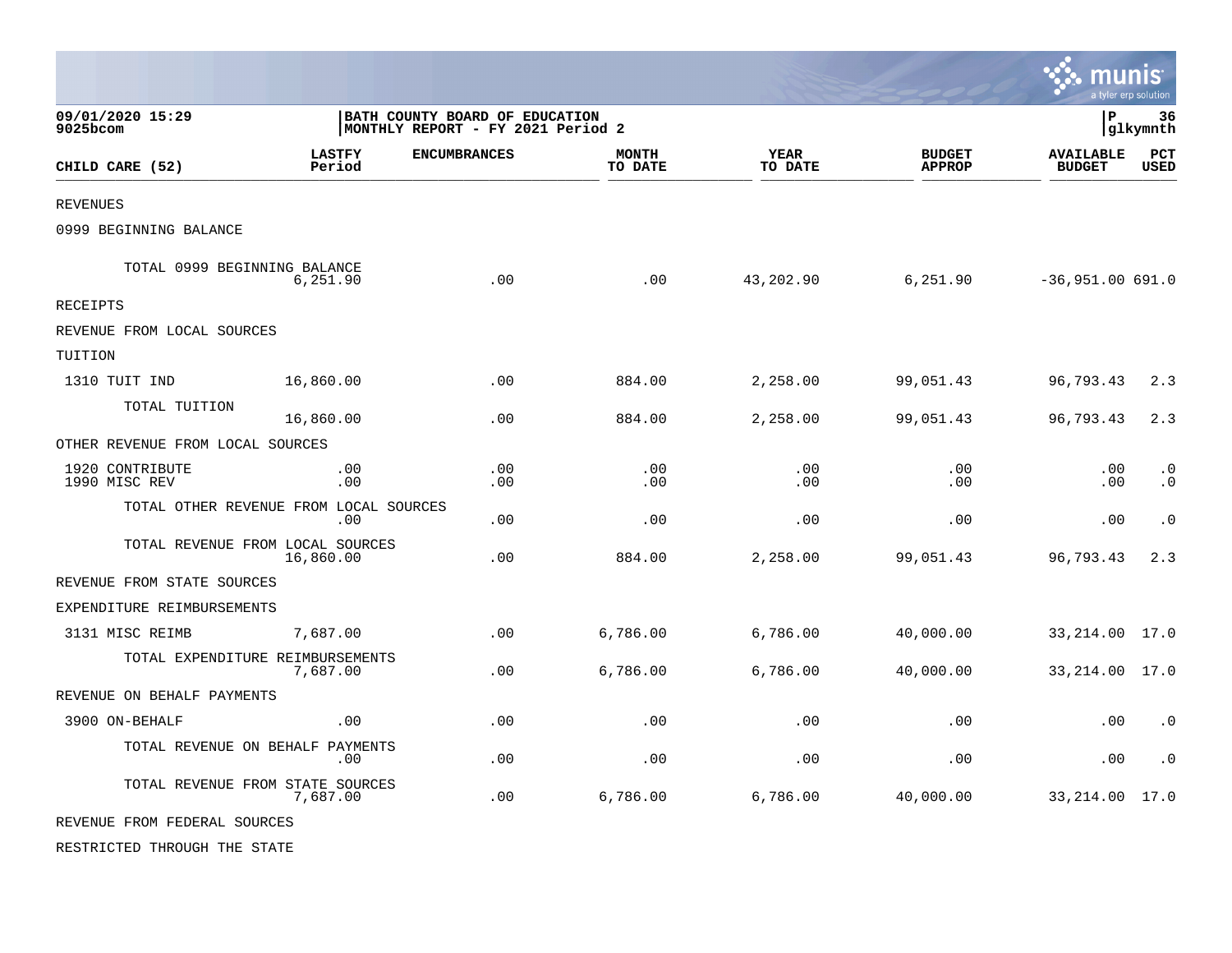09/01/2020 15:29
9025bcom

BATH COUNTY BOARD OF EDUCATION
MONTHLY REPORT - FY 2021 Period 2

P 36
glkymnth

| CHILD CARE (52) | LASTFY Period | ENCUMBRANCES | MONTH TO DATE | YEAR TO DATE | BUDGET APPROP | AVAILABLE BUDGET | PCT USED |
|---|---|---|---|---|---|---|---|
| REVENUES | | | | | | | |
| 0999 BEGINNING BALANCE | | | | | | | |
| TOTAL 0999 BEGINNING BALANCE | 6,251.90 | .00 | .00 | 43,202.90 | 6,251.90 | -36,951.00 | 691.0 |
| RECEIPTS | | | | | | | |
| REVENUE FROM LOCAL SOURCES | | | | | | | |
| TUITION | | | | | | | |
| 1310 TUIT IND | 16,860.00 | .00 | 884.00 | 2,258.00 | 99,051.43 | 96,793.43 | 2.3 |
| TOTAL TUITION | 16,860.00 | .00 | 884.00 | 2,258.00 | 99,051.43 | 96,793.43 | 2.3 |
| OTHER REVENUE FROM LOCAL SOURCES | | | | | | | |
| 1920 CONTRIBUTE | .00 | .00 | .00 | .00 | .00 | .00 | .0 |
| 1990 MISC REV | .00 | .00 | .00 | .00 | .00 | .00 | .0 |
| TOTAL OTHER REVENUE FROM LOCAL SOURCES | .00 | .00 | .00 | .00 | .00 | .00 | .0 |
| TOTAL REVENUE FROM LOCAL SOURCES | 16,860.00 | .00 | 884.00 | 2,258.00 | 99,051.43 | 96,793.43 | 2.3 |
| REVENUE FROM STATE SOURCES | | | | | | | |
| EXPENDITURE REIMBURSEMENTS | | | | | | | |
| 3131 MISC REIMB | 7,687.00 | .00 | 6,786.00 | 6,786.00 | 40,000.00 | 33,214.00 | 17.0 |
| TOTAL EXPENDITURE REIMBURSEMENTS | 7,687.00 | .00 | 6,786.00 | 6,786.00 | 40,000.00 | 33,214.00 | 17.0 |
| REVENUE ON BEHALF PAYMENTS | | | | | | | |
| 3900 ON-BEHALF | .00 | .00 | .00 | .00 | .00 | .00 | .0 |
| TOTAL REVENUE ON BEHALF PAYMENTS | .00 | .00 | .00 | .00 | .00 | .00 | .0 |
| TOTAL REVENUE FROM STATE SOURCES | 7,687.00 | .00 | 6,786.00 | 6,786.00 | 40,000.00 | 33,214.00 | 17.0 |
| REVENUE FROM FEDERAL SOURCES | | | | | | | |
| RESTRICTED THROUGH THE STATE | | | | | | | |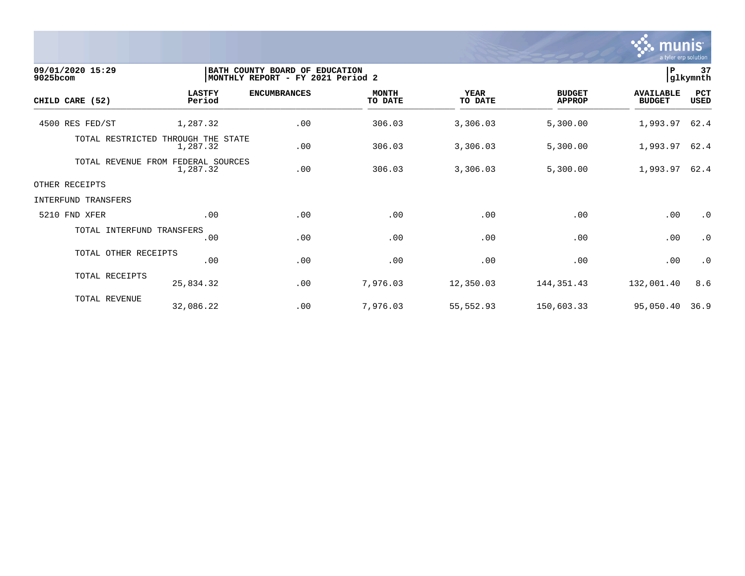09/01/2020 15:29
9025bcom

BATH COUNTY BOARD OF EDUCATION
MONTHLY REPORT - FY 2021 Period 2

P 37
glkymnth

| CHILD CARE (52) | LASTFY Period | ENCUMBRANCES | MONTH TO DATE | YEAR TO DATE | BUDGET APPROP | AVAILABLE BUDGET | PCT USED |
|---|---|---|---|---|---|---|---|
| 4500 RES FED/ST | 1,287.32 | .00 | 306.03 | 3,306.03 | 5,300.00 | 1,993.97 | 62.4 |
| TOTAL RESTRICTED THROUGH THE STATE | 1,287.32 | .00 | 306.03 | 3,306.03 | 5,300.00 | 1,993.97 | 62.4 |
| TOTAL REVENUE FROM FEDERAL SOURCES | 1,287.32 | .00 | 306.03 | 3,306.03 | 5,300.00 | 1,993.97 | 62.4 |
| OTHER RECEIPTS | | | | | | | |
| INTERFUND TRANSFERS | | | | | | | |
| 5210 FND XFER | .00 | .00 | .00 | .00 | .00 | .00 | .0 |
| TOTAL INTERFUND TRANSFERS | .00 | .00 | .00 | .00 | .00 | .00 | .0 |
| TOTAL OTHER RECEIPTS | .00 | .00 | .00 | .00 | .00 | .00 | .0 |
| TOTAL RECEIPTS | 25,834.32 | .00 | 7,976.03 | 12,350.03 | 144,351.43 | 132,001.40 | 8.6 |
| TOTAL REVENUE | 32,086.22 | .00 | 7,976.03 | 55,552.93 | 150,603.33 | 95,050.40 | 36.9 |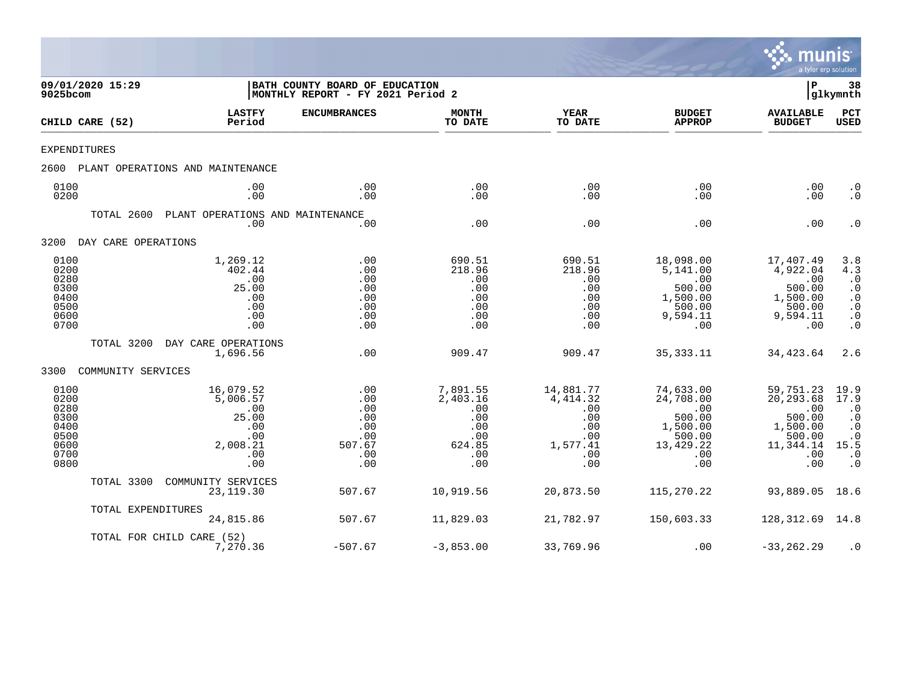09/01/2020 15:29 | BATH COUNTY BOARD OF EDUCATION | P 38
9025bcom | MONTHLY REPORT - FY 2021 Period 2 | glkymnth

| CHILD CARE (52) | LASTFY Period | ENCUMBRANCES | MONTH TO DATE | YEAR TO DATE | BUDGET APPROP | AVAILABLE BUDGET | PCT USED |
|---|---|---|---|---|---|---|---|
| EXPENDITURES | | | | | | | |
| 2600 PLANT OPERATIONS AND MAINTENANCE | | | | | | | |
| 0100 | .00 | .00 | .00 | .00 | .00 | .00 | .0 |
| 0200 | .00 | .00 | .00 | .00 | .00 | .00 | .0 |
| TOTAL 2600 PLANT OPERATIONS AND MAINTENANCE | .00 | .00 | .00 | .00 | .00 | .00 | .0 |
| 3200 DAY CARE OPERATIONS | | | | | | | |
| 0100 | 1,269.12 | .00 | 690.51 | 690.51 | 18,098.00 | 17,407.49 | 3.8 |
| 0200 | 402.44 | .00 | 218.96 | 218.96 | 5,141.00 | 4,922.04 | 4.3 |
| 0280 | .00 | .00 | .00 | .00 | .00 | .00 | .0 |
| 0300 | 25.00 | .00 | .00 | .00 | 500.00 | 500.00 | .0 |
| 0400 | .00 | .00 | .00 | .00 | 1,500.00 | 1,500.00 | .0 |
| 0500 | .00 | .00 | .00 | .00 | 500.00 | 500.00 | .0 |
| 0600 | .00 | .00 | .00 | .00 | 9,594.11 | 9,594.11 | .0 |
| 0700 | .00 | .00 | .00 | .00 | .00 | .00 | .0 |
| TOTAL 3200 DAY CARE OPERATIONS | 1,696.56 | .00 | 909.47 | 909.47 | 35,333.11 | 34,423.64 | 2.6 |
| 3300 COMMUNITY SERVICES | | | | | | | |
| 0100 | 16,079.52 | .00 | 7,891.55 | 14,881.77 | 74,633.00 | 59,751.23 | 19.9 |
| 0200 | 5,006.57 | .00 | 2,403.16 | 4,414.32 | 24,708.00 | 20,293.68 | 17.9 |
| 0280 | .00 | .00 | .00 | .00 | .00 | .00 | .0 |
| 0300 | 25.00 | .00 | .00 | .00 | 500.00 | 500.00 | .0 |
| 0400 | .00 | .00 | .00 | .00 | 1,500.00 | 1,500.00 | .0 |
| 0500 | .00 | .00 | .00 | .00 | 500.00 | 500.00 | .0 |
| 0600 | 2,008.21 | 507.67 | 624.85 | 1,577.41 | 13,429.22 | 11,344.14 | 15.5 |
| 0700 | .00 | .00 | .00 | .00 | .00 | .00 | .0 |
| 0800 | .00 | .00 | .00 | .00 | .00 | .00 | .0 |
| TOTAL 3300 COMMUNITY SERVICES | 23,119.30 | 507.67 | 10,919.56 | 20,873.50 | 115,270.22 | 93,889.05 | 18.6 |
| TOTAL EXPENDITURES | 24,815.86 | 507.67 | 11,829.03 | 21,782.97 | 150,603.33 | 128,312.69 | 14.8 |
| TOTAL FOR CHILD CARE (52) | 7,270.36 | -507.67 | -3,853.00 | 33,769.96 | .00 | -33,262.29 | .0 |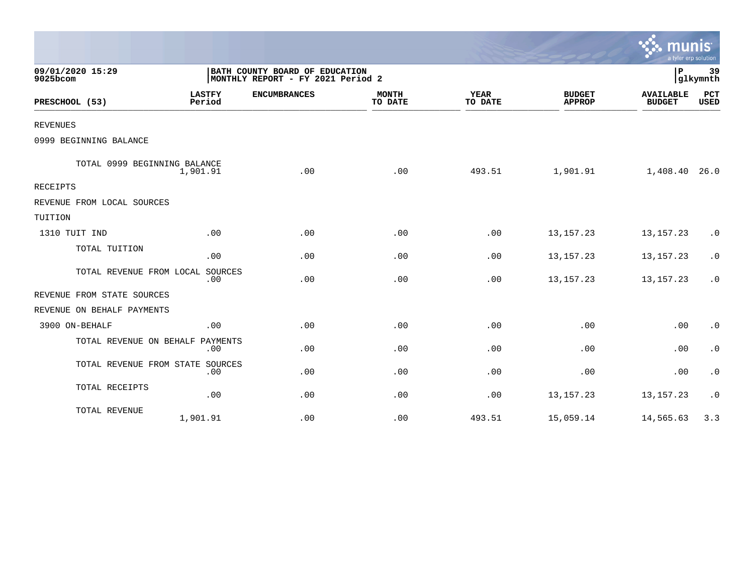09/01/2020 15:29
9025bcom

BATH COUNTY BOARD OF EDUCATION
MONTHLY REPORT - FY 2021 Period 2

P 39
glkymnth

| PRESCHOOL (53) | LASTFY Period | ENCUMBRANCES | MONTH TO DATE | YEAR TO DATE | BUDGET APPROP | AVAILABLE BUDGET | PCT USED |
|---|---|---|---|---|---|---|---|
| REVENUES | | | | | | | |
| 0999 BEGINNING BALANCE | | | | | | | |
| TOTAL 0999 BEGINNING BALANCE | 1,901.91 | .00 | .00 | 493.51 | 1,901.91 | 1,408.40 | 26.0 |
| RECEIPTS | | | | | | | |
| REVENUE FROM LOCAL SOURCES | | | | | | | |
| TUITION | | | | | | | |
| 1310 TUIT IND | .00 | .00 | .00 | .00 | 13,157.23 | 13,157.23 | .0 |
| TOTAL TUITION | .00 | .00 | .00 | .00 | 13,157.23 | 13,157.23 | .0 |
| TOTAL REVENUE FROM LOCAL SOURCES | .00 | .00 | .00 | .00 | 13,157.23 | 13,157.23 | .0 |
| REVENUE FROM STATE SOURCES | | | | | | | |
| REVENUE ON BEHALF PAYMENTS | | | | | | | |
| 3900 ON-BEHALF | .00 | .00 | .00 | .00 | .00 | .00 | .0 |
| TOTAL REVENUE ON BEHALF PAYMENTS | .00 | .00 | .00 | .00 | .00 | .00 | .0 |
| TOTAL REVENUE FROM STATE SOURCES | .00 | .00 | .00 | .00 | .00 | .00 | .0 |
| TOTAL RECEIPTS | .00 | .00 | .00 | .00 | 13,157.23 | 13,157.23 | .0 |
| TOTAL REVENUE | 1,901.91 | .00 | .00 | 493.51 | 15,059.14 | 14,565.63 | 3.3 |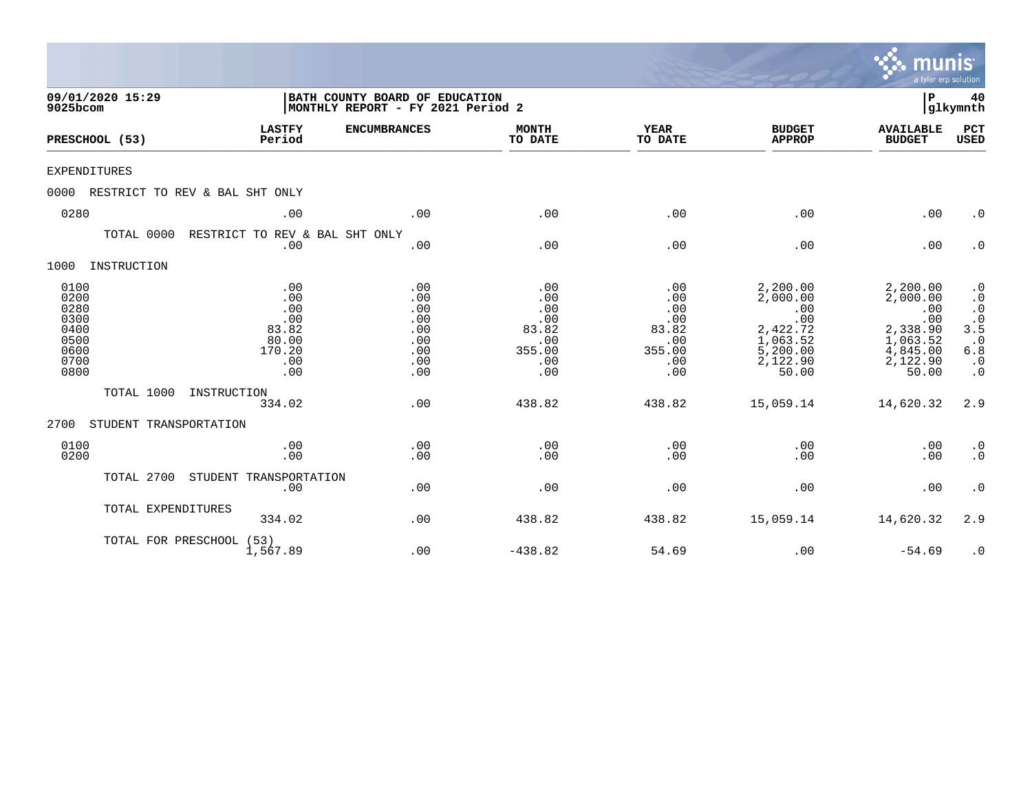**09/01/2020 15:29**
**9025bcom**

**BATH COUNTY BOARD OF EDUCATION**
**MONTHLY REPORT - FY 2021 Period 2**

**P 40**
**glkymnth**

| PRESCHOOL (53) | LASTFY Period | ENCUMBRANCES | MONTH TO DATE | YEAR TO DATE | BUDGET APPROP | AVAILABLE BUDGET | PCT USED |
|---|---|---|---|---|---|---|---|
| EXPENDITURES | | | | | | | |
| 0000 RESTRICT TO REV & BAL SHT ONLY | | | | | | | |
| 0280 | .00 | .00 | .00 | .00 | .00 | .00 | .0 |
| TOTAL 0000 RESTRICT TO REV & BAL SHT ONLY | .00 | .00 | .00 | .00 | .00 | .00 | .0 |
| 1000 INSTRUCTION | | | | | | | |
| 0100 | .00 | .00 | .00 | .00 | 2,200.00 | 2,200.00 | .0 |
| 0200 | .00 | .00 | .00 | .00 | 2,000.00 | 2,000.00 | .0 |
| 0280 | .00 | .00 | .00 | .00 | .00 | .00 | .0 |
| 0300 | .00 | .00 | .00 | .00 | .00 | .00 | .0 |
| 0400 | 83.82 | .00 | 83.82 | 83.82 | 2,422.72 | 2,338.90 | 3.5 |
| 0500 | 80.00 | .00 | .00 | .00 | 1,063.52 | 1,063.52 | .0 |
| 0600 | 170.20 | .00 | 355.00 | 355.00 | 5,200.00 | 4,845.00 | 6.8 |
| 0700 | .00 | .00 | .00 | .00 | 2,122.90 | 2,122.90 | .0 |
| 0800 | .00 | .00 | .00 | .00 | 50.00 | 50.00 | .0 |
| TOTAL 1000 INSTRUCTION | 334.02 | .00 | 438.82 | 438.82 | 15,059.14 | 14,620.32 | 2.9 |
| 2700 STUDENT TRANSPORTATION | | | | | | | |
| 0100 | .00 | .00 | .00 | .00 | .00 | .00 | .0 |
| 0200 | .00 | .00 | .00 | .00 | .00 | .00 | .0 |
| TOTAL 2700 STUDENT TRANSPORTATION | .00 | .00 | .00 | .00 | .00 | .00 | .0 |
| TOTAL EXPENDITURES | 334.02 | .00 | 438.82 | 438.82 | 15,059.14 | 14,620.32 | 2.9 |
| TOTAL FOR PRESCHOOL (53) | 1,567.89 | .00 | -438.82 | 54.69 | .00 | -54.69 | .0 |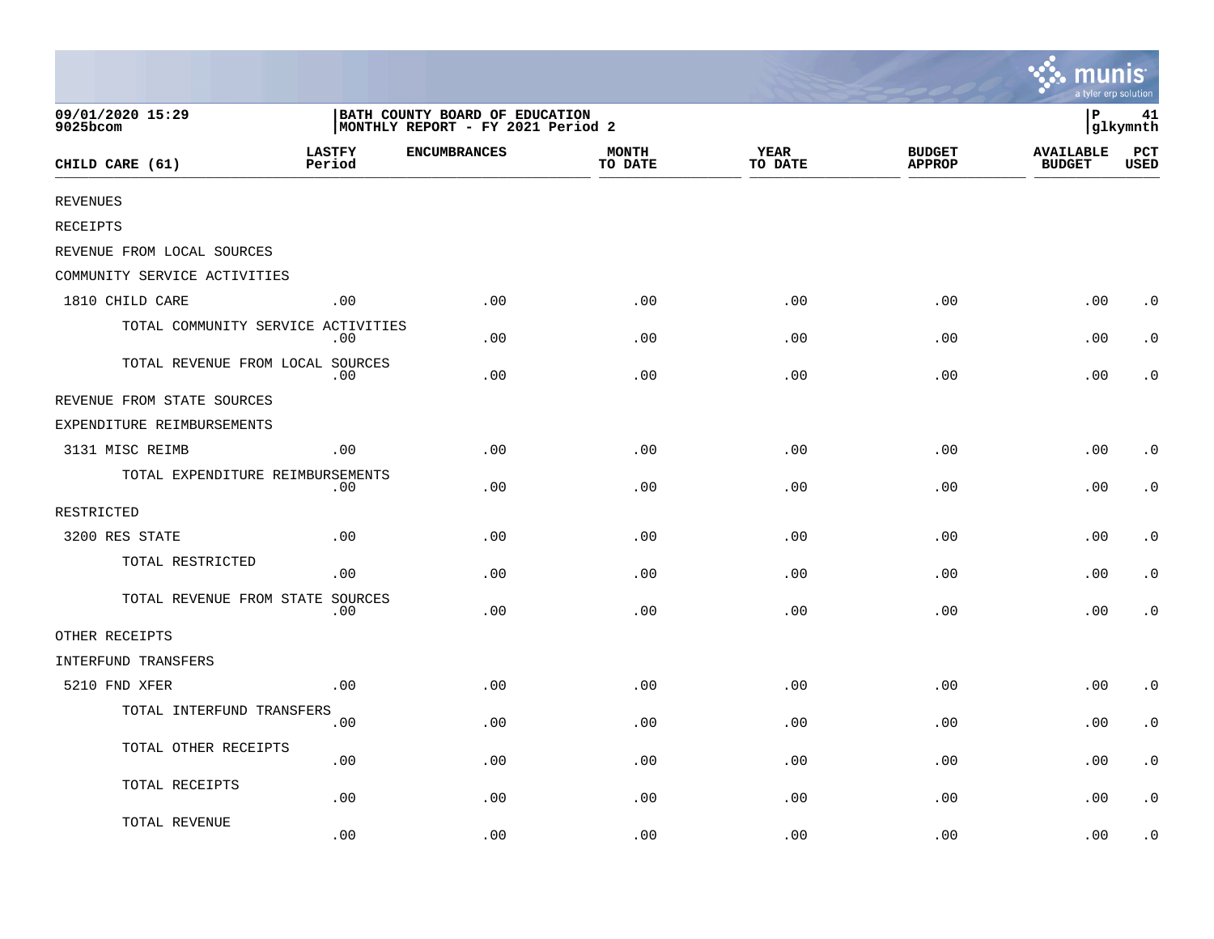09/01/2020 15:29
9025bcom

BATH COUNTY BOARD OF EDUCATION
MONTHLY REPORT - FY 2021 Period 2

P 41
glkymnth

| CHILD CARE (61) | LASTFY Period | ENCUMBRANCES | MONTH TO DATE | YEAR TO DATE | BUDGET APPROP | AVAILABLE BUDGET | PCT USED |
|---|---|---|---|---|---|---|---|
| REVENUES | | | | | | | |
| RECEIPTS | | | | | | | |
| REVENUE FROM LOCAL SOURCES | | | | | | | |
| COMMUNITY SERVICE ACTIVITIES | | | | | | | |
| 1810 CHILD CARE | .00 | .00 | .00 | .00 | .00 | .00 | .0 |
| TOTAL COMMUNITY SERVICE ACTIVITIES | .00 | .00 | .00 | .00 | .00 | .00 | .0 |
| TOTAL REVENUE FROM LOCAL SOURCES | .00 | .00 | .00 | .00 | .00 | .00 | .0 |
| REVENUE FROM STATE SOURCES | | | | | | | |
| EXPENDITURE REIMBURSEMENTS | | | | | | | |
| 3131 MISC REIMB | .00 | .00 | .00 | .00 | .00 | .00 | .0 |
| TOTAL EXPENDITURE REIMBURSEMENTS | .00 | .00 | .00 | .00 | .00 | .00 | .0 |
| RESTRICTED | | | | | | | |
| 3200 RES STATE | .00 | .00 | .00 | .00 | .00 | .00 | .0 |
| TOTAL RESTRICTED | .00 | .00 | .00 | .00 | .00 | .00 | .0 |
| TOTAL REVENUE FROM STATE SOURCES | .00 | .00 | .00 | .00 | .00 | .00 | .0 |
| OTHER RECEIPTS | | | | | | | |
| INTERFUND TRANSFERS | | | | | | | |
| 5210 FND XFER | .00 | .00 | .00 | .00 | .00 | .00 | .0 |
| TOTAL INTERFUND TRANSFERS | .00 | .00 | .00 | .00 | .00 | .00 | .0 |
| TOTAL OTHER RECEIPTS | .00 | .00 | .00 | .00 | .00 | .00 | .0 |
| TOTAL RECEIPTS | .00 | .00 | .00 | .00 | .00 | .00 | .0 |
| TOTAL REVENUE | .00 | .00 | .00 | .00 | .00 | .00 | .0 |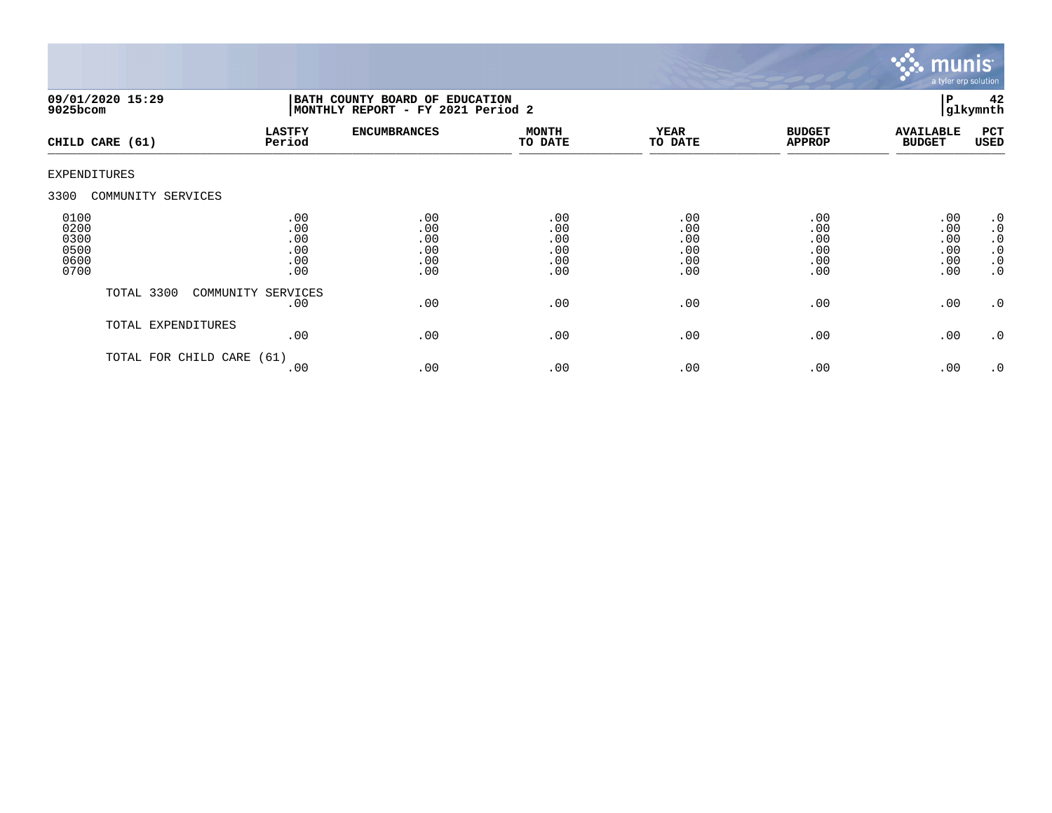09/01/2020 15:29
9025bcom

**BATH COUNTY BOARD OF EDUCATION**
**MONTHLY REPORT - FY 2021 Period 2**

P 42
glkymnth

| CHILD CARE (61) | LASTFY Period | ENCUMBRANCES | MONTH TO DATE | YEAR TO DATE | BUDGET APPROP | AVAILABLE BUDGET | PCT USED |
|---|---|---|---|---|---|---|---|
| EXPENDITURES | | | | | | | |
| 3300 COMMUNITY SERVICES | | | | | | | |
| 0100 | .00 | .00 | .00 | .00 | .00 | .00 | .0 |
| 0200 | .00 | .00 | .00 | .00 | .00 | .00 | .0 |
| 0300 | .00 | .00 | .00 | .00 | .00 | .00 | .0 |
| 0500 | .00 | .00 | .00 | .00 | .00 | .00 | .0 |
| 0600 | .00 | .00 | .00 | .00 | .00 | .00 | .0 |
| 0700 | .00 | .00 | .00 | .00 | .00 | .00 | .0 |
| TOTAL 3300 COMMUNITY SERVICES | .00 | .00 | .00 | .00 | .00 | .00 | .0 |
| TOTAL EXPENDITURES | .00 | .00 | .00 | .00 | .00 | .00 | .0 |
| TOTAL FOR CHILD CARE (61) | .00 | .00 | .00 | .00 | .00 | .00 | .0 |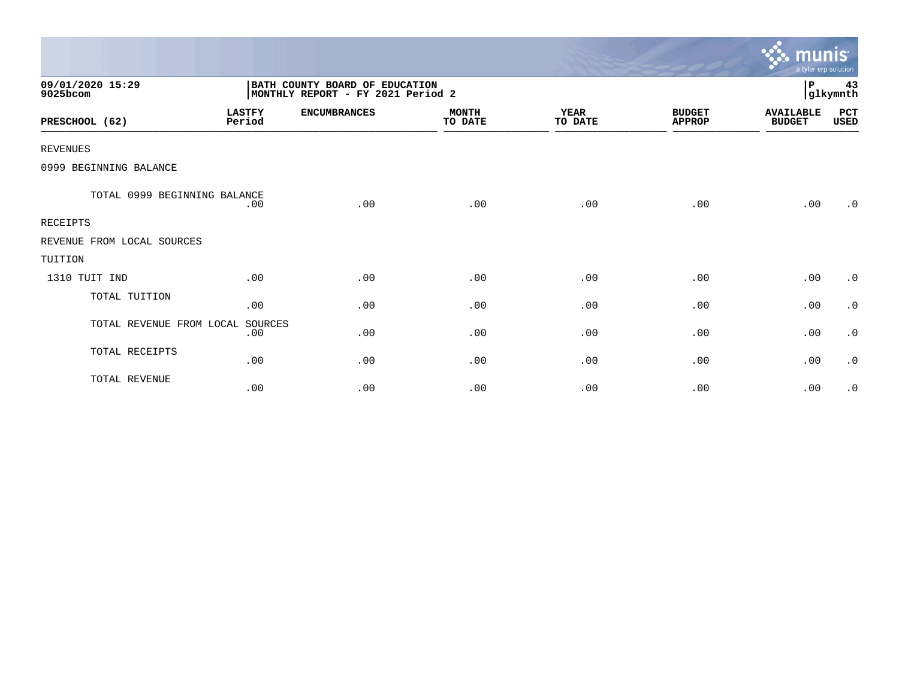09/01/2020 15:29 | BATH COUNTY BOARD OF EDUCATION | P 43
9025bcom | MONTHLY REPORT - FY 2021 Period 2 | glkymnth

| PRESCHOOL (62) | LASTFY Period | ENCUMBRANCES | MONTH TO DATE | YEAR TO DATE | BUDGET APPROP | AVAILABLE BUDGET | PCT USED |
|---|---|---|---|---|---|---|---|
| REVENUES | | | | | | | |
| 0999 BEGINNING BALANCE | | | | | | | |
| TOTAL 0999 BEGINNING BALANCE | .00 | .00 | .00 | .00 | .00 | .00 | .0 |
| RECEIPTS | | | | | | | |
| REVENUE FROM LOCAL SOURCES | | | | | | | |
| TUITION | | | | | | | |
| 1310 TUIT IND | .00 | .00 | .00 | .00 | .00 | .00 | .0 |
| TOTAL TUITION | .00 | .00 | .00 | .00 | .00 | .00 | .0 |
| TOTAL REVENUE FROM LOCAL SOURCES | .00 | .00 | .00 | .00 | .00 | .00 | .0 |
| TOTAL RECEIPTS | .00 | .00 | .00 | .00 | .00 | .00 | .0 |
| TOTAL REVENUE | .00 | .00 | .00 | .00 | .00 | .00 | .0 |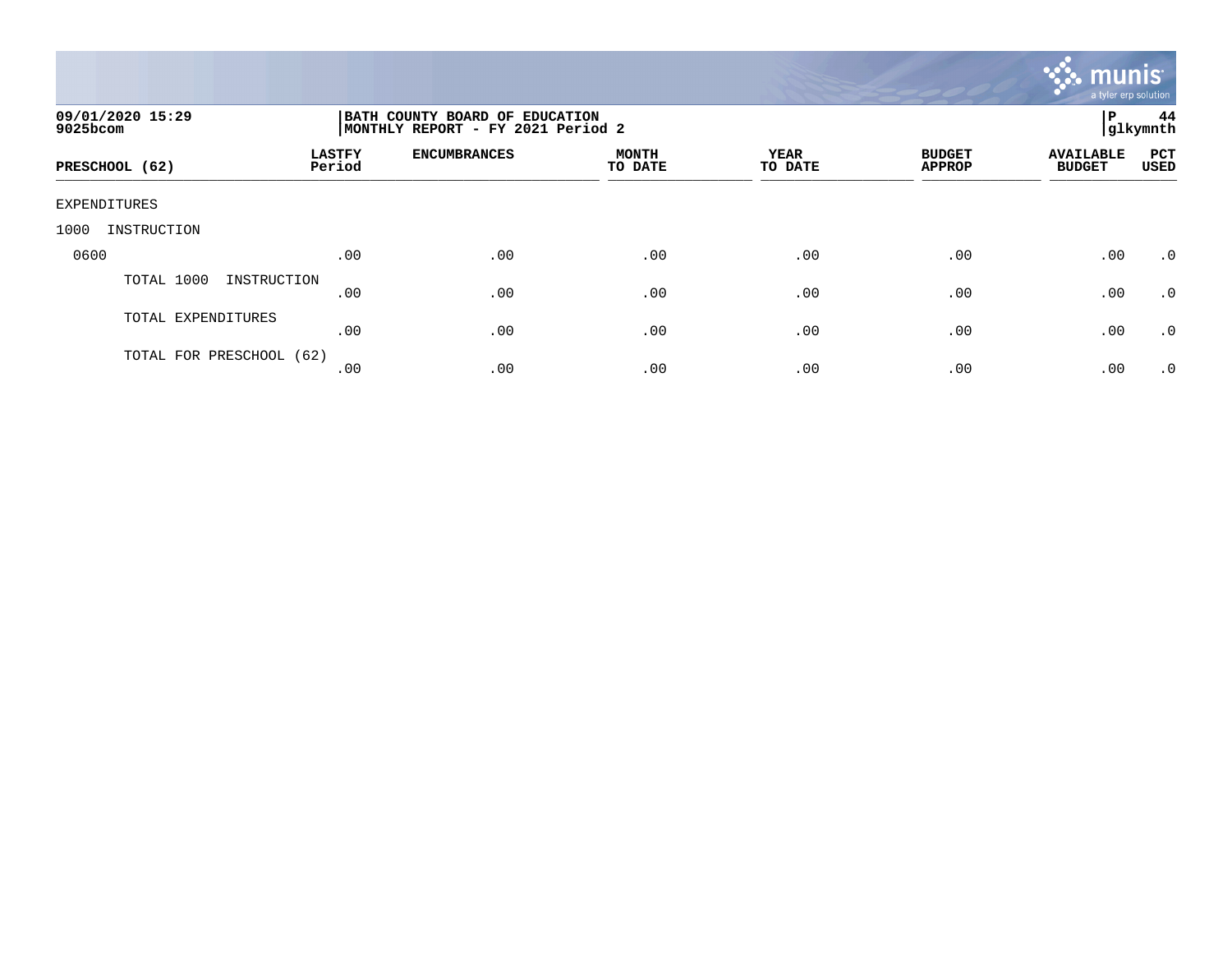09/01/2020 15:29
9025bcom

BATH COUNTY BOARD OF EDUCATION
MONTHLY REPORT - FY 2021 Period 2

P 44
glkymnth

| PRESCHOOL (62) | LASTFY Period | ENCUMBRANCES | MONTH TO DATE | YEAR TO DATE | BUDGET APPROP | AVAILABLE BUDGET | PCT USED |
|---|---|---|---|---|---|---|---|
| EXPENDITURES | | | | | | | |
| 1000 INSTRUCTION | | | | | | | |
| 0600 | .00 | .00 | .00 | .00 | .00 | .00 | .0 |
| TOTAL 1000 INSTRUCTION | .00 | .00 | .00 | .00 | .00 | .00 | .0 |
| TOTAL EXPENDITURES | .00 | .00 | .00 | .00 | .00 | .00 | .0 |
| TOTAL FOR PRESCHOOL (62) | .00 | .00 | .00 | .00 | .00 | .00 | .0 |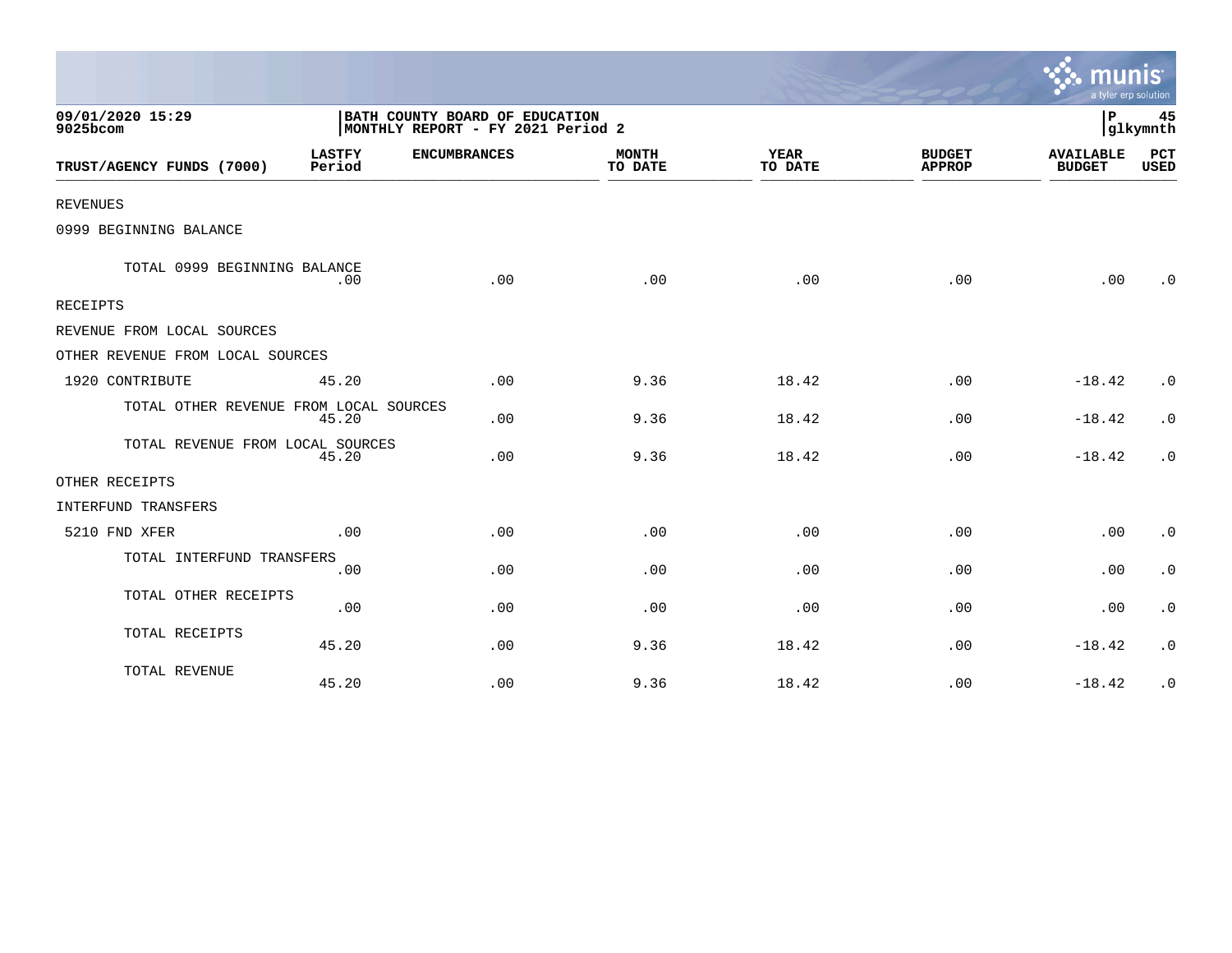09/01/2020 15:29
9025bcom

**BATH COUNTY BOARD OF EDUCATION**
**MONTHLY REPORT - FY 2021 Period 2**

P 45
glkymnth

| TRUST/AGENCY FUNDS (7000) | LASTFY Period | ENCUMBRANCES | MONTH TO DATE | YEAR TO DATE | BUDGET APPROP | AVAILABLE BUDGET | PCT USED |
|---|---|---|---|---|---|---|---|
| REVENUES | | | | | | | |
| 0999 BEGINNING BALANCE | | | | | | | |
| TOTAL 0999 BEGINNING BALANCE | .00 | .00 | .00 | .00 | .00 | .00 | .0 |
| RECEIPTS | | | | | | | |
| REVENUE FROM LOCAL SOURCES | | | | | | | |
| OTHER REVENUE FROM LOCAL SOURCES | | | | | | | |
| 1920 CONTRIBUTE | 45.20 | .00 | 9.36 | 18.42 | .00 | -18.42 | .0 |
| TOTAL OTHER REVENUE FROM LOCAL SOURCES | 45.20 | .00 | 9.36 | 18.42 | .00 | -18.42 | .0 |
| TOTAL REVENUE FROM LOCAL SOURCES | 45.20 | .00 | 9.36 | 18.42 | .00 | -18.42 | .0 |
| OTHER RECEIPTS | | | | | | | |
| INTERFUND TRANSFERS | | | | | | | |
| 5210 FND XFER | .00 | .00 | .00 | .00 | .00 | .00 | .0 |
| TOTAL INTERFUND TRANSFERS | .00 | .00 | .00 | .00 | .00 | .00 | .0 |
| TOTAL OTHER RECEIPTS | .00 | .00 | .00 | .00 | .00 | .00 | .0 |
| TOTAL RECEIPTS | 45.20 | .00 | 9.36 | 18.42 | .00 | -18.42 | .0 |
| TOTAL REVENUE | 45.20 | .00 | 9.36 | 18.42 | .00 | -18.42 | .0 |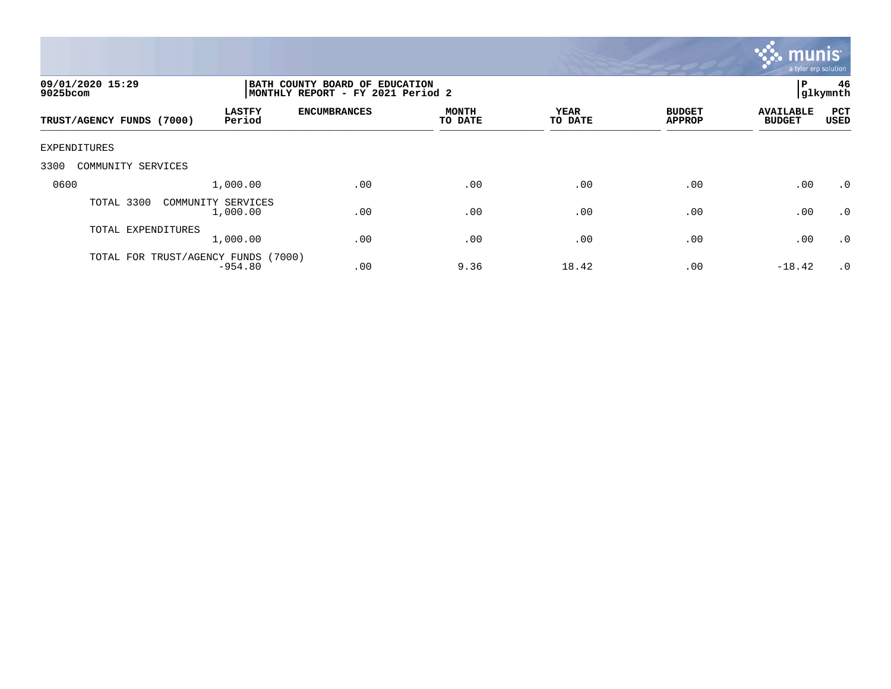09/01/2020 15:29
9025bcom

BATH COUNTY BOARD OF EDUCATION
MONTHLY REPORT - FY 2021 Period 2

P 46
glkymnth

| TRUST/AGENCY FUNDS (7000) | LASTFY Period | ENCUMBRANCES | MONTH TO DATE | YEAR TO DATE | BUDGET APPROP | AVAILABLE BUDGET | PCT USED |
|---|---|---|---|---|---|---|---|
| EXPENDITURES | | | | | | | |
| 3300 COMMUNITY SERVICES | | | | | | | |
| 0600 | 1,000.00 | .00 | .00 | .00 | .00 | .00 | .0 |
| TOTAL 3300 COMMUNITY SERVICES | 1,000.00 | .00 | .00 | .00 | .00 | .00 | .0 |
| TOTAL EXPENDITURES | 1,000.00 | .00 | .00 | .00 | .00 | .00 | .0 |
| TOTAL FOR TRUST/AGENCY FUNDS (7000) | -954.80 | .00 | 9.36 | 18.42 | .00 | -18.42 | .0 |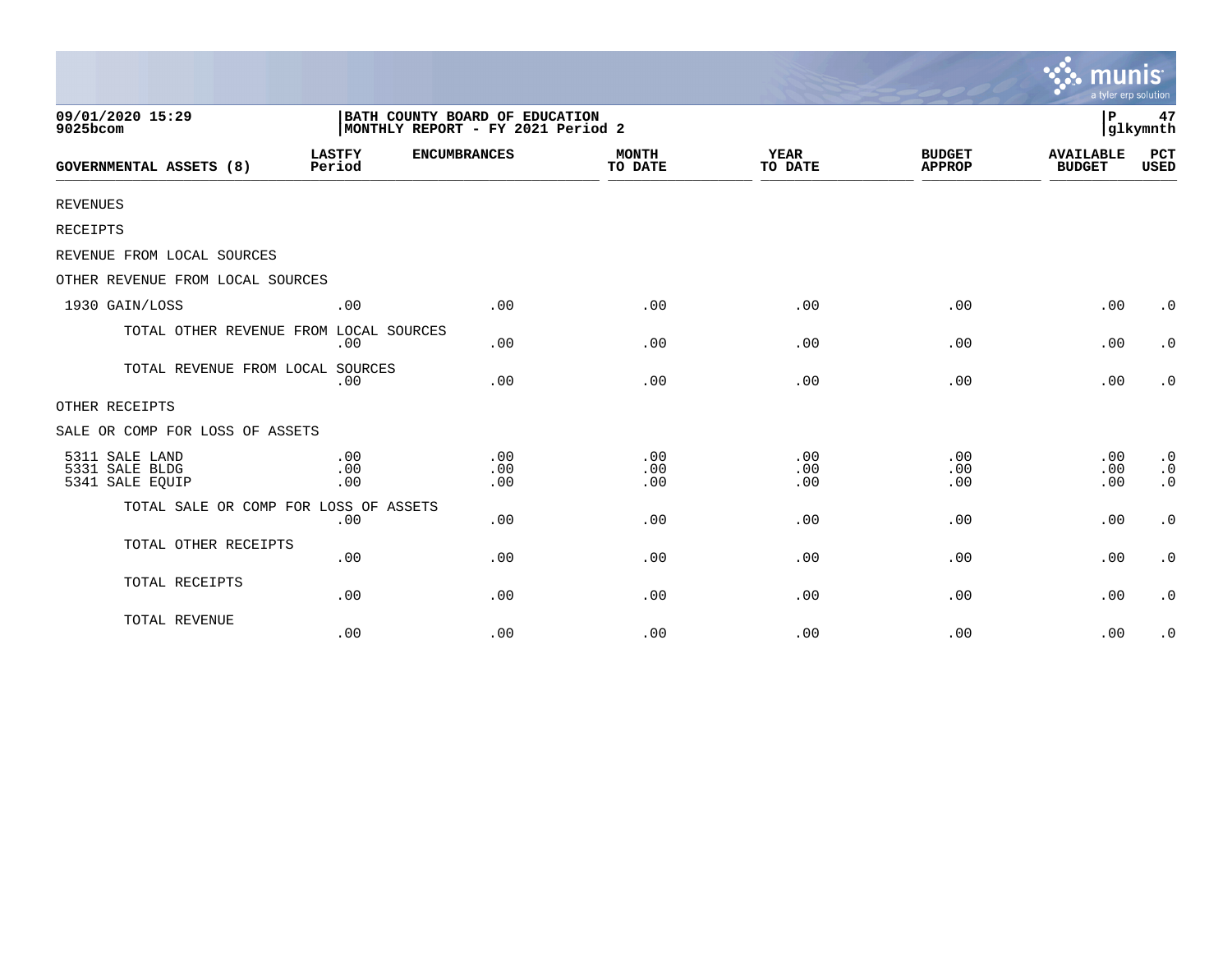09/01/2020 15:29
9025bcom

BATH COUNTY BOARD OF EDUCATION
MONTHLY REPORT - FY 2021 Period 2

P 47
glkymnth

| GOVERNMENTAL ASSETS (8) | LASTFY Period | ENCUMBRANCES | MONTH TO DATE | YEAR TO DATE | BUDGET APPROP | AVAILABLE BUDGET | PCT USED |
|---|---|---|---|---|---|---|---|
| REVENUES | | | | | | | |
| RECEIPTS | | | | | | | |
| REVENUE FROM LOCAL SOURCES | | | | | | | |
| OTHER REVENUE FROM LOCAL SOURCES | | | | | | | |
| 1930 GAIN/LOSS | .00 | .00 | .00 | .00 | .00 | .00 | .0 |
| TOTAL OTHER REVENUE FROM LOCAL SOURCES | .00 | .00 | .00 | .00 | .00 | .00 | .0 |
| TOTAL REVENUE FROM LOCAL SOURCES | .00 | .00 | .00 | .00 | .00 | .00 | .0 |
| OTHER RECEIPTS | | | | | | | |
| SALE OR COMP FOR LOSS OF ASSETS | | | | | | | |
| 5311 SALE LAND | .00 | .00 | .00 | .00 | .00 | .00 | .0 |
| 5331 SALE BLDG | .00 | .00 | .00 | .00 | .00 | .00 | .0 |
| 5341 SALE EQUIP | .00 | .00 | .00 | .00 | .00 | .00 | .0 |
| TOTAL SALE OR COMP FOR LOSS OF ASSETS | .00 | .00 | .00 | .00 | .00 | .00 | .0 |
| TOTAL OTHER RECEIPTS | .00 | .00 | .00 | .00 | .00 | .00 | .0 |
| TOTAL RECEIPTS | .00 | .00 | .00 | .00 | .00 | .00 | .0 |
| TOTAL REVENUE | .00 | .00 | .00 | .00 | .00 | .00 | .0 |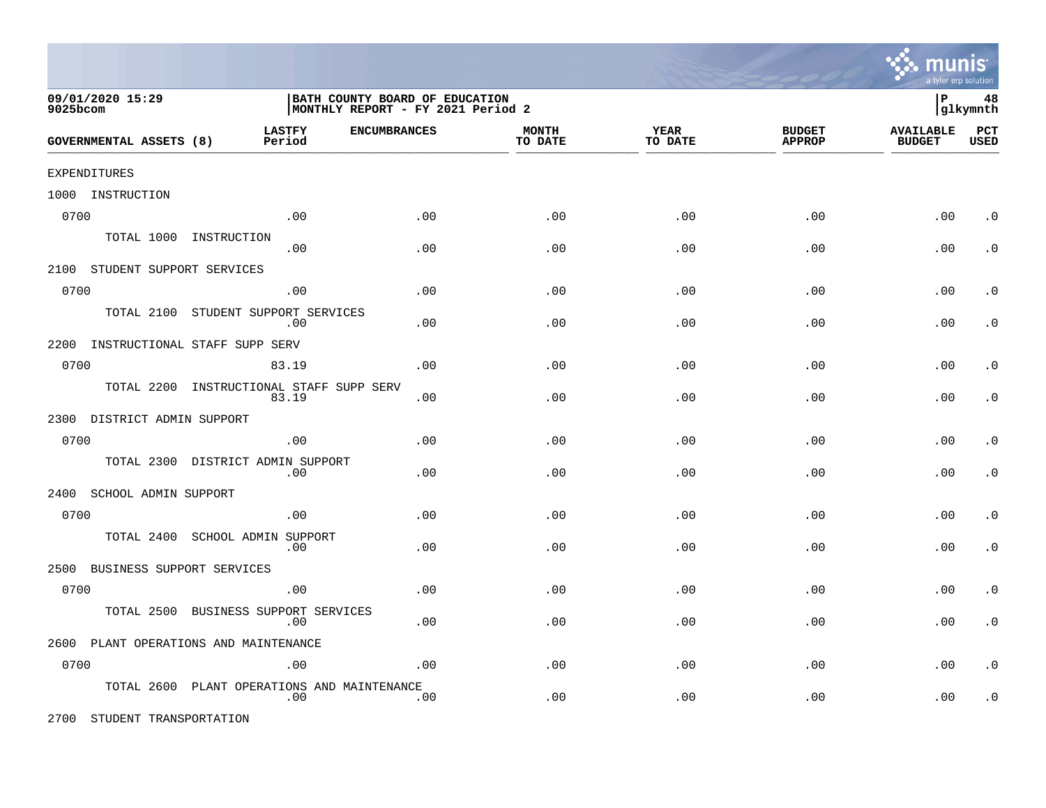**09/01/2020 15:29**
**9025bcom**

**BATH COUNTY BOARD OF EDUCATION**
**MONTHLY REPORT - FY 2021 Period 2**

**P 48**
**glkymnth**

| GOVERNMENTAL ASSETS (8) | LASTFY Period | ENCUMBRANCES | MONTH TO DATE | YEAR TO DATE | BUDGET APPROP | AVAILABLE BUDGET | PCT USED |
|---|---|---|---|---|---|---|---|
| EXPENDITURES | | | | | | | |
| 1000 INSTRUCTION | | | | | | | |
| 0700 | .00 | .00 | .00 | .00 | .00 | .00 | .0 |
| TOTAL 1000 INSTRUCTION | .00 | .00 | .00 | .00 | .00 | .00 | .0 |
| 2100 STUDENT SUPPORT SERVICES | | | | | | | |
| 0700 | .00 | .00 | .00 | .00 | .00 | .00 | .0 |
| TOTAL 2100 STUDENT SUPPORT SERVICES | .00 | .00 | .00 | .00 | .00 | .00 | .0 |
| 2200 INSTRUCTIONAL STAFF SUPP SERV | | | | | | | |
| 0700 | 83.19 | .00 | .00 | .00 | .00 | .00 | .0 |
| TOTAL 2200 INSTRUCTIONAL STAFF SUPP SERV | 83.19 | .00 | .00 | .00 | .00 | .00 | .0 |
| 2300 DISTRICT ADMIN SUPPORT | | | | | | | |
| 0700 | .00 | .00 | .00 | .00 | .00 | .00 | .0 |
| TOTAL 2300 DISTRICT ADMIN SUPPORT | .00 | .00 | .00 | .00 | .00 | .00 | .0 |
| 2400 SCHOOL ADMIN SUPPORT | | | | | | | |
| 0700 | .00 | .00 | .00 | .00 | .00 | .00 | .0 |
| TOTAL 2400 SCHOOL ADMIN SUPPORT | .00 | .00 | .00 | .00 | .00 | .00 | .0 |
| 2500 BUSINESS SUPPORT SERVICES | | | | | | | |
| 0700 | .00 | .00 | .00 | .00 | .00 | .00 | .0 |
| TOTAL 2500 BUSINESS SUPPORT SERVICES | .00 | .00 | .00 | .00 | .00 | .00 | .0 |
| 2600 PLANT OPERATIONS AND MAINTENANCE | | | | | | | |
| 0700 | .00 | .00 | .00 | .00 | .00 | .00 | .0 |
| TOTAL 2600 PLANT OPERATIONS AND MAINTENANCE | .00 | .00 | .00 | .00 | .00 | .00 | .0 |
| 2700 STUDENT TRANSPORTATION | | | | | | | |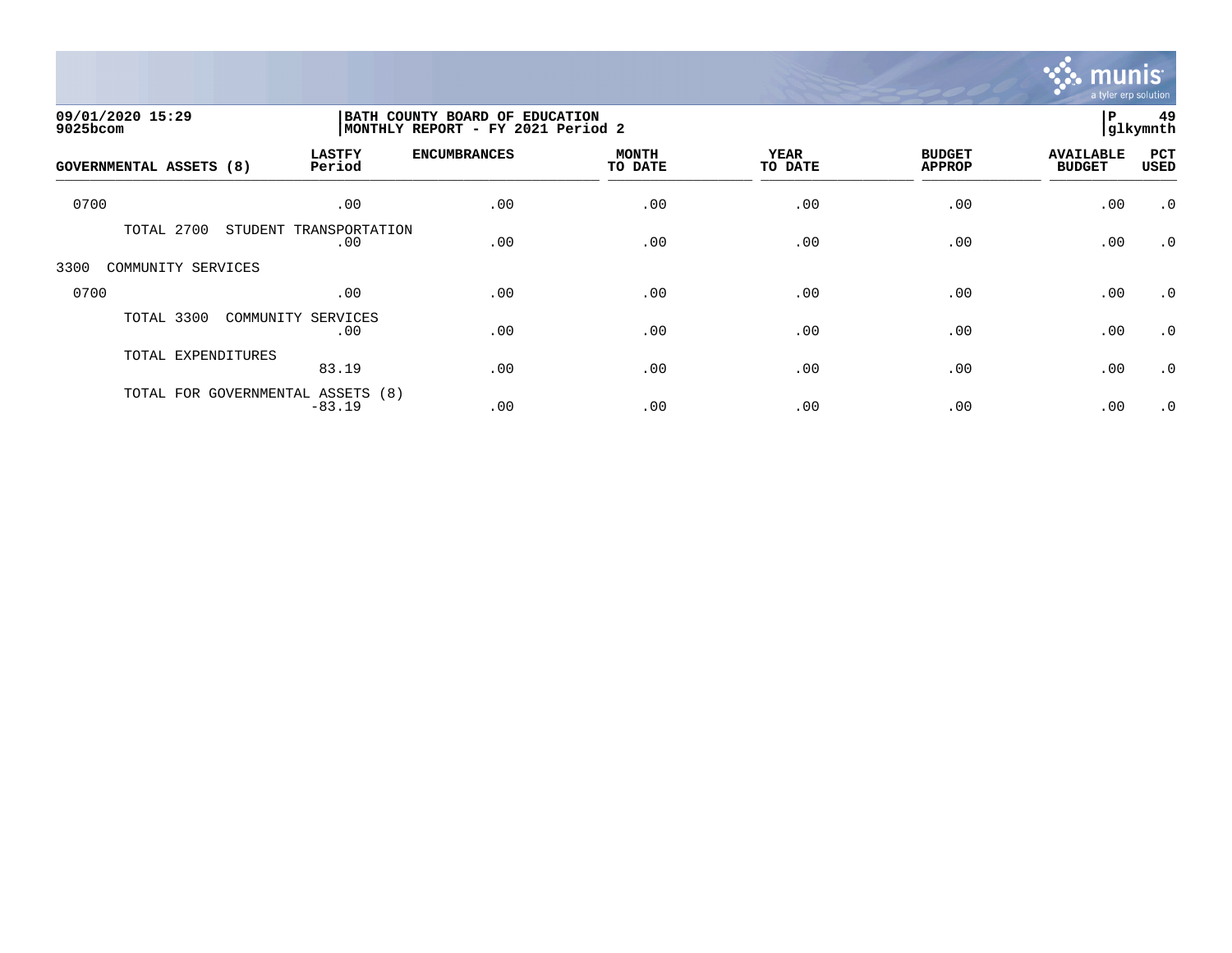**BATH COUNTY BOARD OF EDUCATION**
**MONTHLY REPORT - FY 2021 Period 2**

09/01/2020 15:29
9025bcom

P 49
glkymnth

| GOVERNMENTAL ASSETS (8) | LASTFY Period | ENCUMBRANCES | MONTH TO DATE | YEAR TO DATE | BUDGET APPROP | AVAILABLE BUDGET | PCT USED |
|---|---|---|---|---|---|---|---|
| 0700 | .00 | .00 | .00 | .00 | .00 | .00 | .0 |
| TOTAL 2700 STUDENT TRANSPORTATION | .00 | .00 | .00 | .00 | .00 | .00 | .0 |
| 3300 COMMUNITY SERVICES | | | | | | | |
| 0700 | .00 | .00 | .00 | .00 | .00 | .00 | .0 |
| TOTAL 3300 COMMUNITY SERVICES | .00 | .00 | .00 | .00 | .00 | .00 | .0 |
| TOTAL EXPENDITURES | 83.19 | .00 | .00 | .00 | .00 | .00 | .0 |
| TOTAL FOR GOVERNMENTAL ASSETS (8) | -83.19 | .00 | .00 | .00 | .00 | .00 | .0 |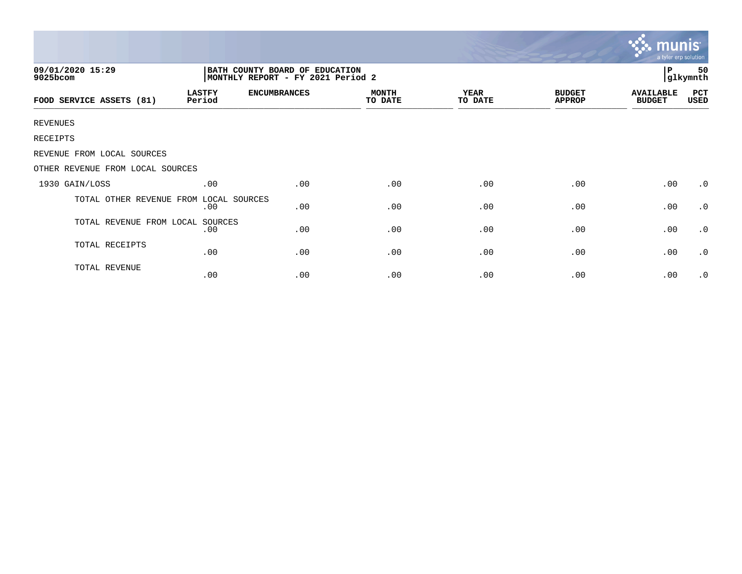09/01/2020 15:29
9025bcom

BATH COUNTY BOARD OF EDUCATION
MONTHLY REPORT - FY 2021 Period 2

P 50
glkymnth

| FOOD SERVICE ASSETS (81) | LASTFY Period | ENCUMBRANCES | MONTH TO DATE | YEAR TO DATE | BUDGET APPROP | AVAILABLE BUDGET | PCT USED |
|---|---|---|---|---|---|---|---|
| REVENUES | | | | | | | |
| RECEIPTS | | | | | | | |
| REVENUE FROM LOCAL SOURCES | | | | | | | |
| OTHER REVENUE FROM LOCAL SOURCES | | | | | | | |
| 1930 GAIN/LOSS | .00 | .00 | .00 | .00 | .00 | .00 | .0 |
| TOTAL OTHER REVENUE FROM LOCAL SOURCES | .00 | .00 | .00 | .00 | .00 | .00 | .0 |
| TOTAL REVENUE FROM LOCAL SOURCES | .00 | .00 | .00 | .00 | .00 | .00 | .0 |
| TOTAL RECEIPTS | .00 | .00 | .00 | .00 | .00 | .00 | .0 |
| TOTAL REVENUE | .00 | .00 | .00 | .00 | .00 | .00 | .0 |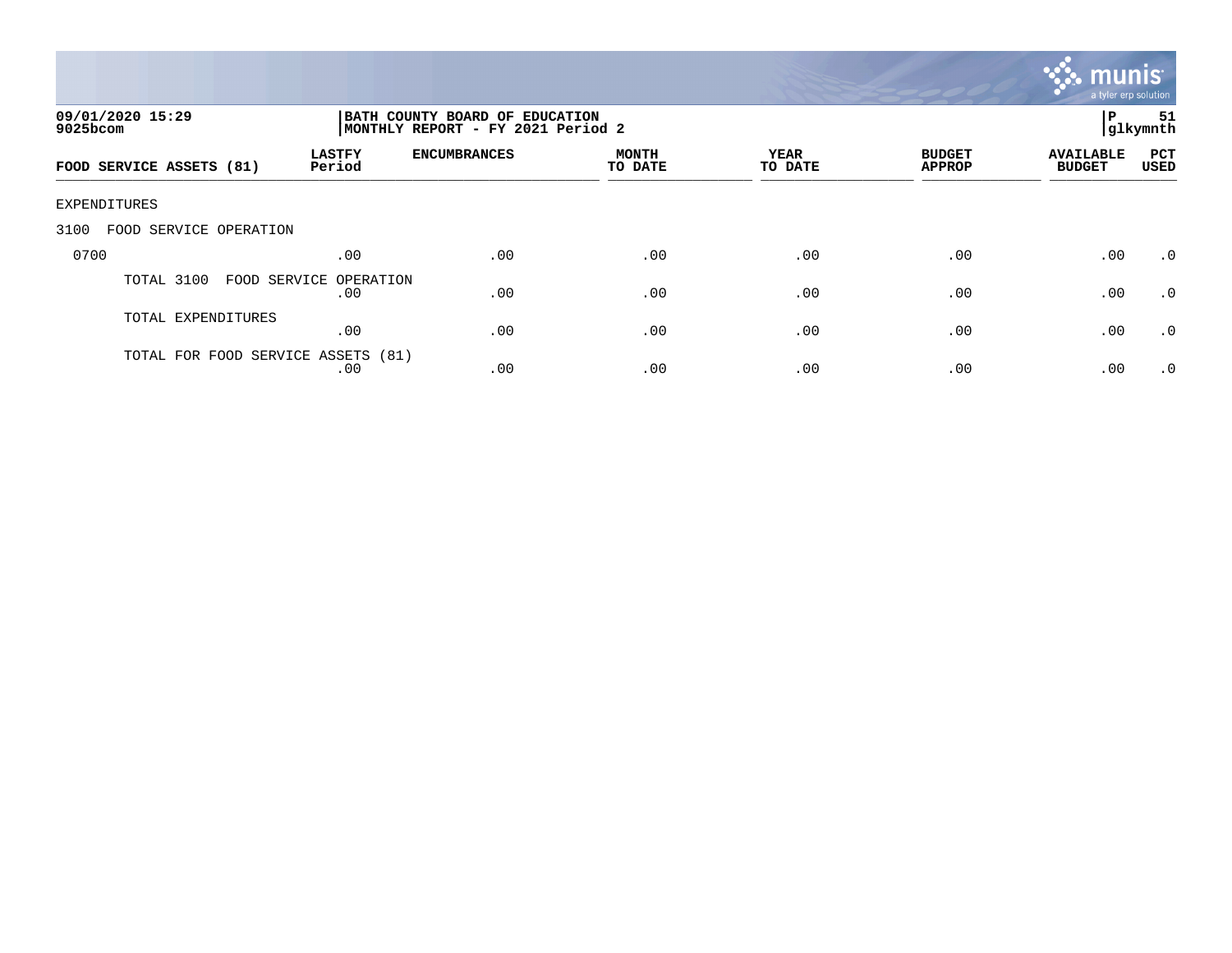09/01/2020 15:29
9025bcom

**BATH COUNTY BOARD OF EDUCATION**
**MONTHLY REPORT - FY 2021 Period 2**

P 51
glkymnth

| FOOD SERVICE ASSETS (81) | LASTFY Period | ENCUMBRANCES | MONTH TO DATE | YEAR TO DATE | BUDGET APPROP | AVAILABLE BUDGET | PCT USED |
|---|---|---|---|---|---|---|---|
| EXPENDITURES | | | | | | | |
| 3100 FOOD SERVICE OPERATION | | | | | | | |
| 0700 | .00 | .00 | .00 | .00 | .00 | .00 | .0 |
| TOTAL 3100 FOOD SERVICE OPERATION | .00 | .00 | .00 | .00 | .00 | .00 | .0 |
| TOTAL EXPENDITURES | .00 | .00 | .00 | .00 | .00 | .00 | .0 |
| TOTAL FOR FOOD SERVICE ASSETS (81) | .00 | .00 | .00 | .00 | .00 | .00 | .0 |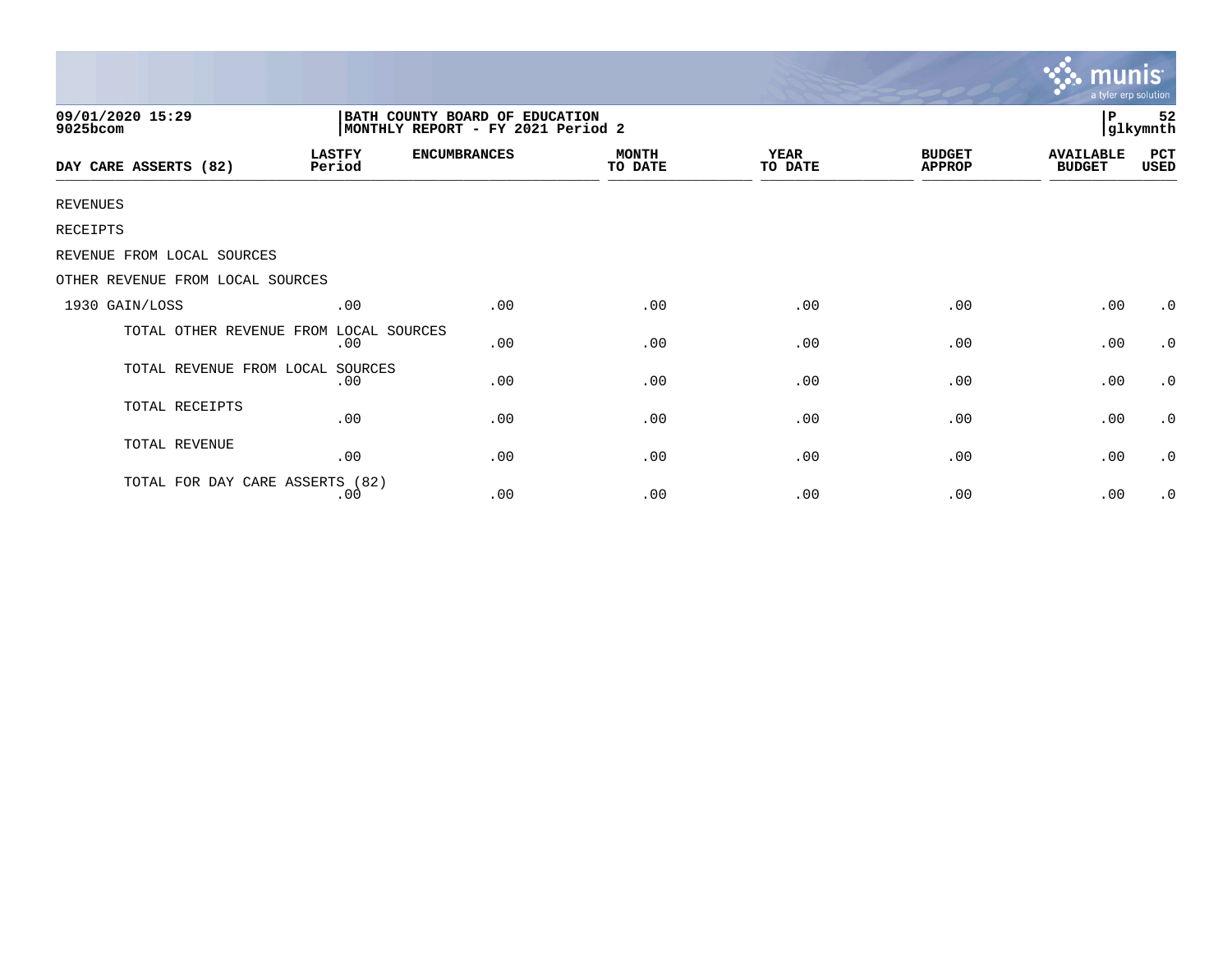09/01/2020 15:29
9025bcom

BATH COUNTY BOARD OF EDUCATION
MONTHLY REPORT - FY 2021 Period 2

P 52
glkymnth

| DAY CARE ASSERTS (82) | LASTFY Period | ENCUMBRANCES | MONTH TO DATE | YEAR TO DATE | BUDGET APPROP | AVAILABLE BUDGET | PCT USED |
|---|---|---|---|---|---|---|---|
| REVENUES | | | | | | | |
| RECEIPTS | | | | | | | |
| REVENUE FROM LOCAL SOURCES | | | | | | | |
| OTHER REVENUE FROM LOCAL SOURCES | | | | | | | |
| 1930 GAIN/LOSS | .00 | .00 | .00 | .00 | .00 | .00 | .0 |
| TOTAL OTHER REVENUE FROM LOCAL SOURCES | .00 | .00 | .00 | .00 | .00 | .00 | .0 |
| TOTAL REVENUE FROM LOCAL SOURCES | .00 | .00 | .00 | .00 | .00 | .00 | .0 |
| TOTAL RECEIPTS | .00 | .00 | .00 | .00 | .00 | .00 | .0 |
| TOTAL REVENUE | .00 | .00 | .00 | .00 | .00 | .00 | .0 |
| TOTAL FOR DAY CARE ASSERTS (82) | .00 | .00 | .00 | .00 | .00 | .00 | .0 |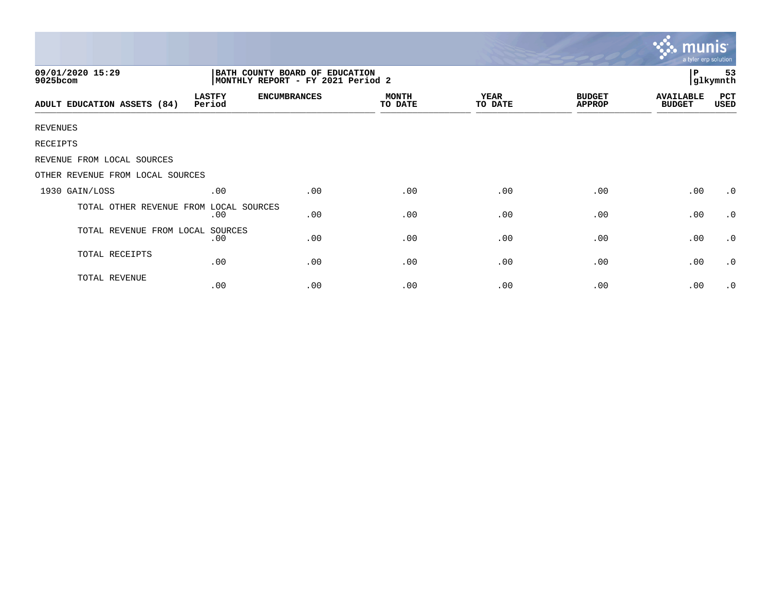09/01/2020 15:29
9025bcom

BATH COUNTY BOARD OF EDUCATION
MONTHLY REPORT - FY 2021 Period 2

P 53
glkymnth

| ADULT EDUCATION ASSETS (84) | LASTFY Period | ENCUMBRANCES | MONTH TO DATE | YEAR TO DATE | BUDGET APPROP | AVAILABLE BUDGET | PCT USED |
|---|---|---|---|---|---|---|---|
| REVENUES | | | | | | | |
| RECEIPTS | | | | | | | |
| REVENUE FROM LOCAL SOURCES | | | | | | | |
| OTHER REVENUE FROM LOCAL SOURCES | | | | | | | |
| 1930 GAIN/LOSS | .00 | .00 | .00 | .00 | .00 | .00 | .0 |
| TOTAL OTHER REVENUE FROM LOCAL SOURCES | .00 | .00 | .00 | .00 | .00 | .00 | .0 |
| TOTAL REVENUE FROM LOCAL SOURCES | .00 | .00 | .00 | .00 | .00 | .00 | .0 |
| TOTAL RECEIPTS | .00 | .00 | .00 | .00 | .00 | .00 | .0 |
| TOTAL REVENUE | .00 | .00 | .00 | .00 | .00 | .00 | .0 |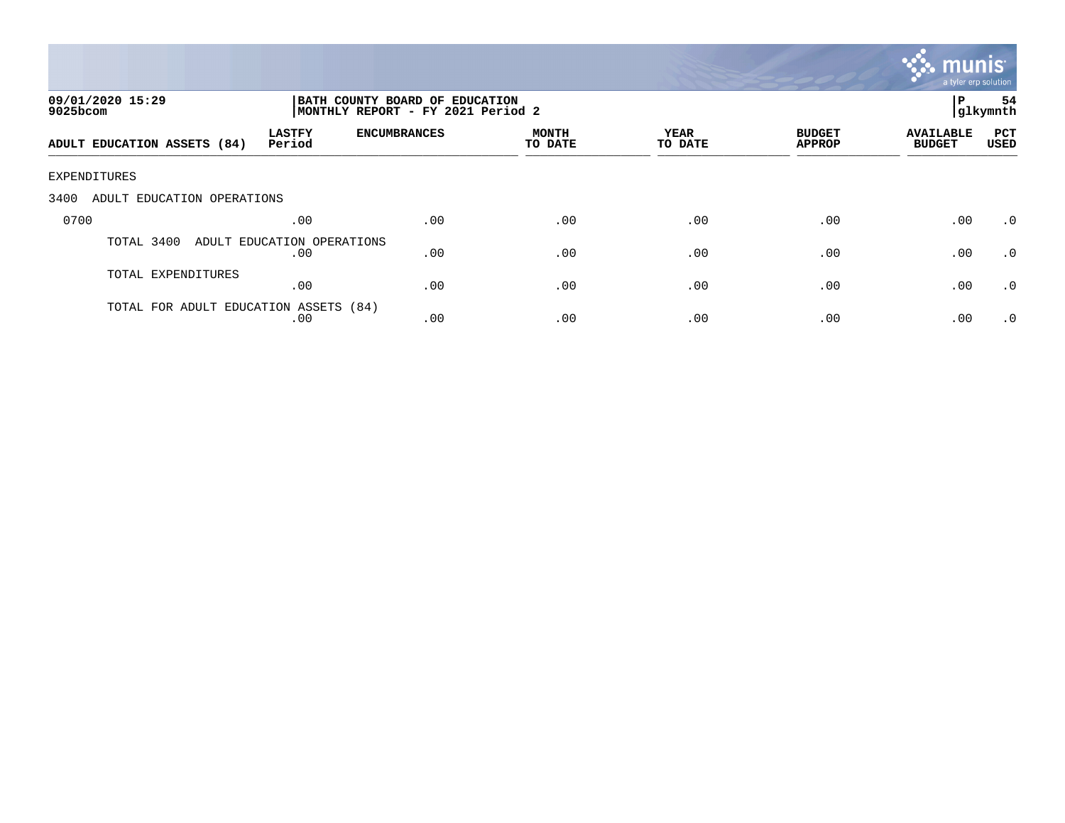09/01/2020 15:29
9025bcom

BATH COUNTY BOARD OF EDUCATION
MONTHLY REPORT - FY 2021 Period 2

P 54
glkymnth

| ADULT EDUCATION ASSETS (84) | LASTFY Period | ENCUMBRANCES | MONTH TO DATE | YEAR TO DATE | BUDGET APPROP | AVAILABLE BUDGET | PCT USED |
|---|---|---|---|---|---|---|---|
| EXPENDITURES | | | | | | | |
| 3400 ADULT EDUCATION OPERATIONS | | | | | | | |
| 0700 | .00 | .00 | .00 | .00 | .00 | .00 | .0 |
| TOTAL 3400 ADULT EDUCATION OPERATIONS | .00 | .00 | .00 | .00 | .00 | .00 | .0 |
| TOTAL EXPENDITURES | .00 | .00 | .00 | .00 | .00 | .00 | .0 |
| TOTAL FOR ADULT EDUCATION ASSETS (84) | .00 | .00 | .00 | .00 | .00 | .00 | .0 |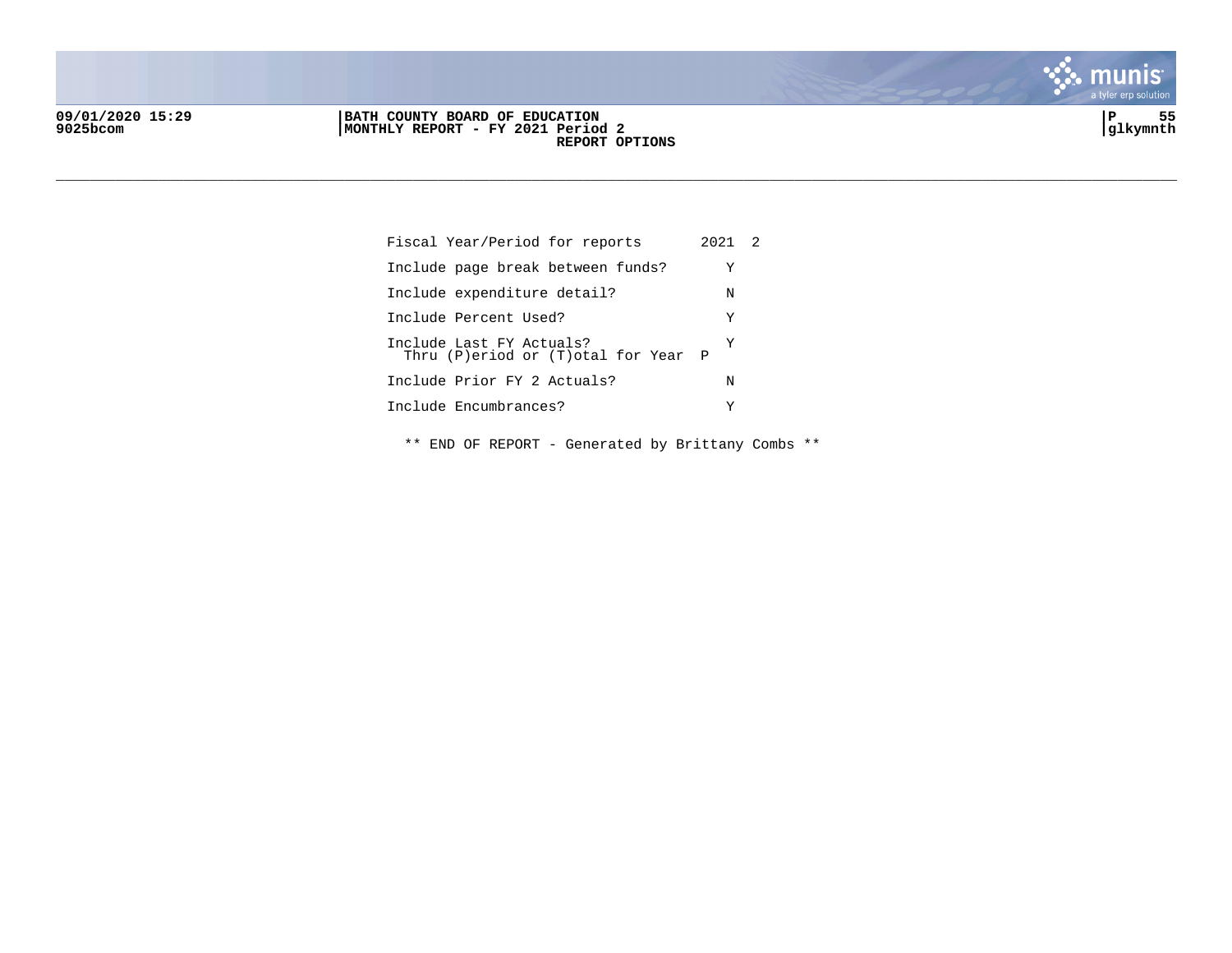# REPORT OPTIONS

| | |
|---|---|
| Fiscal Year/Period for reports | 2021 2 |
| Include page break between funds? | Y |
| Include expenditure detail? | N |
| Include Percent Used? | Y |
| Include Last FY Actuals? | Y |
| Thru (P)eriod or (T)otal for Year | P |
| Include Prior FY 2 Actuals? | N |
| Include Encumbrances? | Y |

** END OF REPORT - Generated by Brittany Combs **